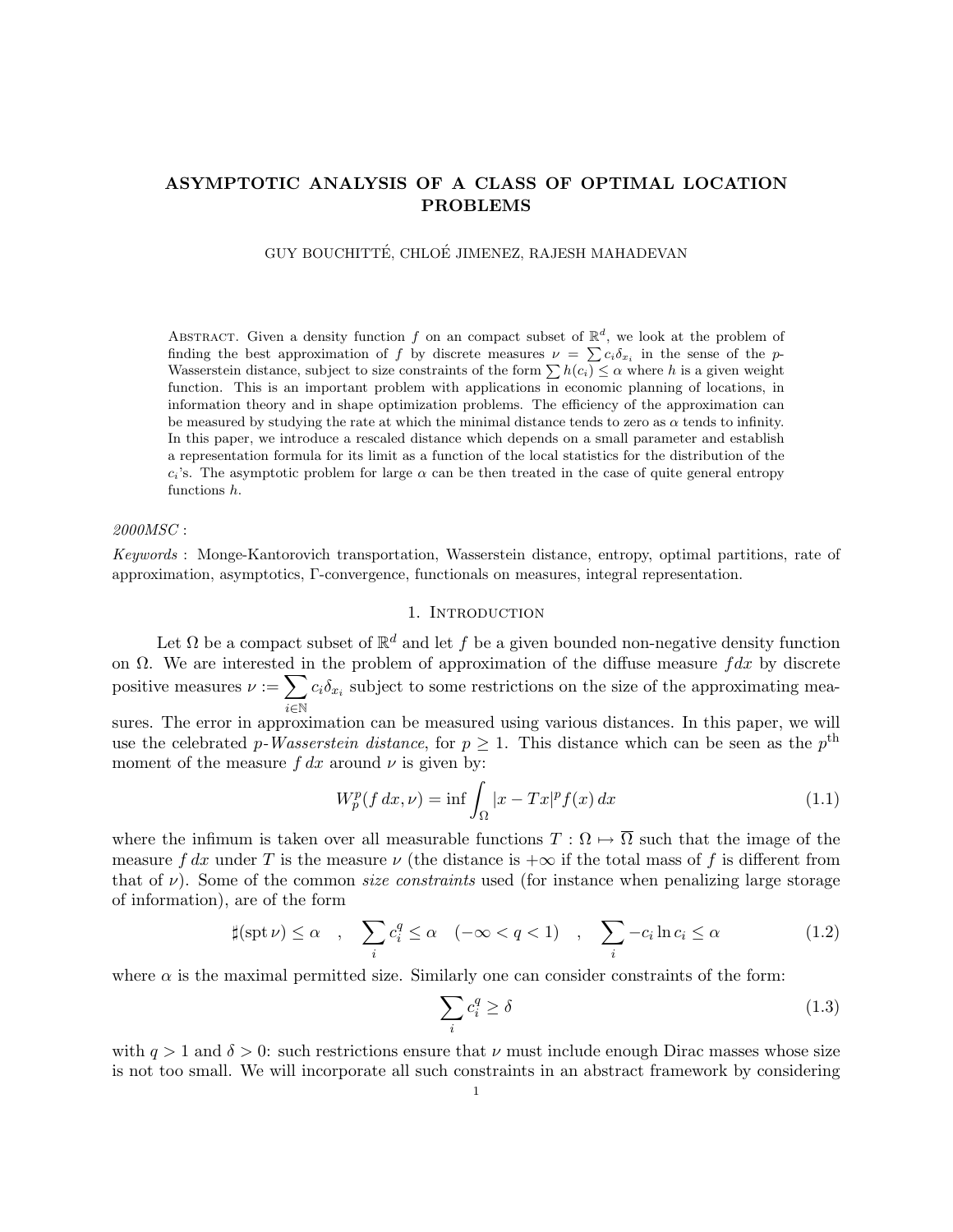# ASYMPTOTIC ANALYSIS OF A CLASS OF OPTIMAL LOCATION PROBLEMS

GUY BOUCHITTÉ, CHLOÉ JIMENEZ, RAJESH MAHADEVAN

ABSTRACT. Given a density function $f$ on an compact subset of $\mathbb{R}^d$, we look at the problem of finding the best approximation of $f$ by discrete measures $\nu = \sum c_i \delta_{x_i}$ in the sense of the $p$-Wasserstein distance, subject to size constraints of the form $\sum h(c_i) \leq \alpha$ where $h$ is a given weight function. This is an important problem with applications in economic planning of locations, in information theory and in shape optimization problems. The efficiency of the approximation can be measured by studying the rate at which the minimal distance tends to zero as $\alpha$ tends to infinity. In this paper, we introduce a rescaled distance which depends on a small parameter and establish a representation formula for its limit as a function of the local statistics for the distribution of the $c_i$'s. The asymptotic problem for large $\alpha$ can be then treated in the case of quite general entropy functions $h$.

*2000MSC* :

*Keywords* : Monge-Kantorovich transportation, Wasserstein distance, entropy, optimal partitions, rate of approximation, asymptotics, Γ-convergence, functionals on measures, integral representation.

## 1. Introduction

Let $\Omega$ be a compact subset of $\mathbb{R}^d$ and let $f$ be a given bounded non-negative density function on $\Omega$. We are interested in the problem of approximation of the diffuse measure $f dx$ by discrete positive measures $\nu := \sum_{i \in \mathbb{N}} c_i \delta_{x_i}$ subject to some restrictions on the size of the approximating measures. The error in approximation can be measured using various distances. In this paper, we will use the celebrated *p-Wasserstein distance*, for $p \geq 1$. This distance which can be seen as the $p^{\text{th}}$ moment of the measure $f\,dx$ around $\nu$ is given by:

$$W_p^p(f\,dx, \nu) = \inf \int_\Omega |x - Tx|^p f(x)\,dx \tag{1.1}$$

where the infimum is taken over all measurable functions $T : \Omega \mapsto \overline{\Omega}$ such that the image of the measure $f\,dx$ under $T$ is the measure $\nu$ (the distance is $+\infty$ if the total mass of $f$ is different from that of $\nu$). Some of the common *size constraints* used (for instance when penalizing large storage of information), are of the form

$$\sharp(\operatorname{spt} \nu) \leq \alpha \quad , \quad \sum_i c_i^q \leq \alpha \quad (-\infty < q < 1) \quad , \quad \sum_i -c_i \ln c_i \leq \alpha \tag{1.2}$$

where $\alpha$ is the maximal permitted size. Similarly one can consider constraints of the form:

$$\sum_i c_i^q \geq \delta \tag{1.3}$$

with $q > 1$ and $\delta > 0$: such restrictions ensure that $\nu$ must include enough Dirac masses whose size is not too small. We will incorporate all such constraints in an abstract framework by considering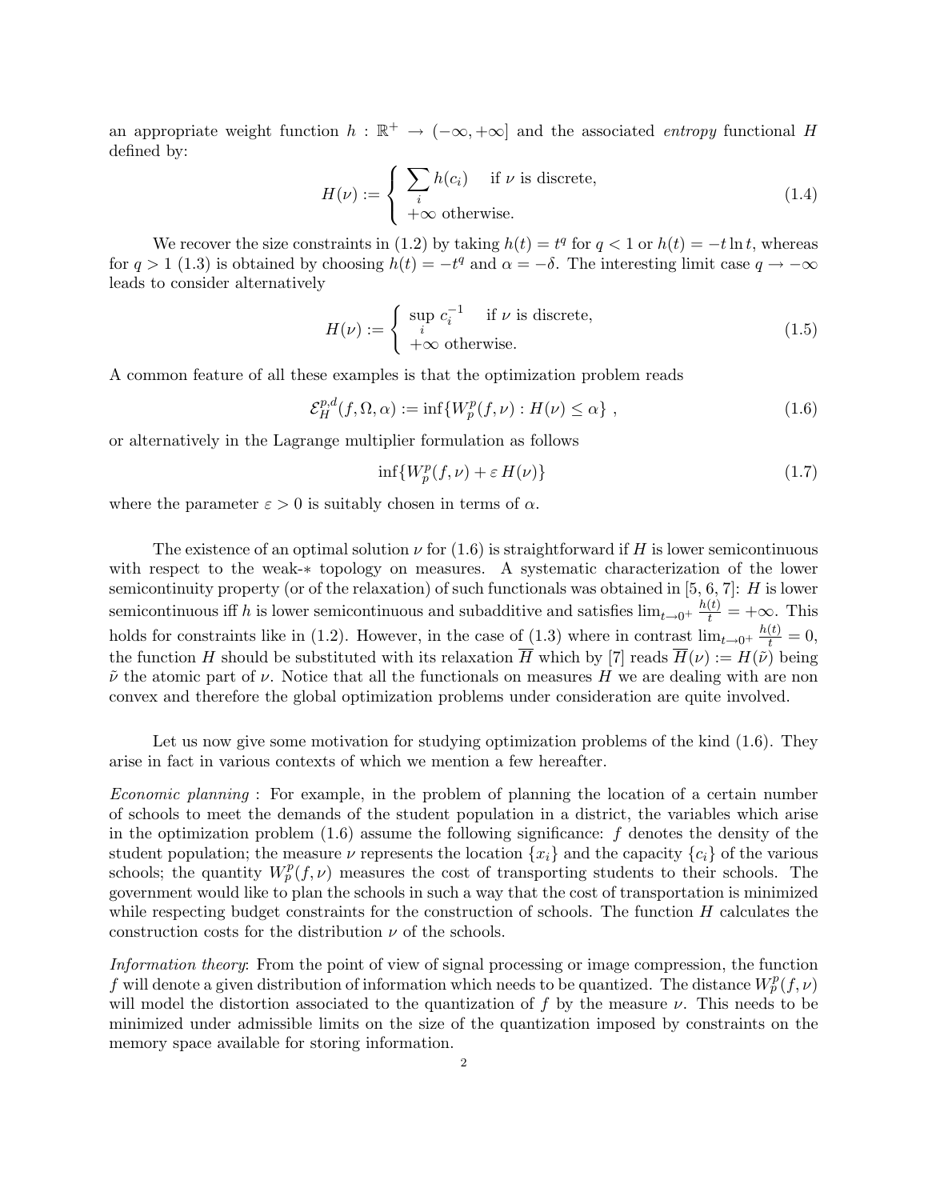an appropriate weight function $h : \mathbb{R}^+ \to (-\infty, +\infty]$ and the associated *entropy* functional $H$ defined by:

$$
H(\nu) := \begin{cases} \sum_i h(c_i) & \text{if } \nu \text{ is discrete,} \\ +\infty \text{ otherwise.} \end{cases} \tag{1.4}
$$

We recover the size constraints in (1.2) by taking $h(t) = t^q$ for $q < 1$ or $h(t) = -t \ln t$, whereas for $q > 1$ (1.3) is obtained by choosing $h(t) = -t^q$ and $\alpha = -\delta$. The interesting limit case $q \to -\infty$ leads to consider alternatively

$$
H(\nu) := \begin{cases} \sup_i c_i^{-1} & \text{if } \nu \text{ is discrete,} \\ +\infty \text{ otherwise.} \end{cases} \tag{1.5}
$$

A common feature of all these examples is that the optimization problem reads

$$
\mathcal{E}_H^{p,d}(f, \Omega, \alpha) := \inf\{W_p^p(f, \nu) : H(\nu) \leq \alpha\} , \tag{1.6}
$$

or alternatively in the Lagrange multiplier formulation as follows

$$
\inf\{W_p^p(f, \nu) + \varepsilon\, H(\nu)\} \tag{1.7}
$$

where the parameter $\varepsilon > 0$ is suitably chosen in terms of $\alpha$.

The existence of an optimal solution $\nu$ for (1.6) is straightforward if $H$ is lower semicontinuous with respect to the weak-$*$ topology on measures. A systematic characterization of the lower semicontinuity property (or of the relaxation) of such functionals was obtained in [5, 6, 7]: $H$ is lower semicontinuous iff $h$ is lower semicontinuous and subadditive and satisfies $\lim_{t \to 0^+} \frac{h(t)}{t} = +\infty$. This holds for constraints like in (1.2). However, in the case of (1.3) where in contrast $\lim_{t \to 0^+} \frac{h(t)}{t} = 0$, the function $H$ should be substituted with its relaxation $\overline{H}$ which by [7] reads $\overline{H}(\nu) := H(\tilde{\nu})$ being $\tilde{\nu}$ the atomic part of $\nu$. Notice that all the functionals on measures $H$ we are dealing with are non convex and therefore the global optimization problems under consideration are quite involved.

Let us now give some motivation for studying optimization problems of the kind (1.6). They arise in fact in various contexts of which we mention a few hereafter.

*Economic planning* : For example, in the problem of planning the location of a certain number of schools to meet the demands of the student population in a district, the variables which arise in the optimization problem (1.6) assume the following significance: $f$ denotes the density of the student population; the measure $\nu$ represents the location $\{x_i\}$ and the capacity $\{c_i\}$ of the various schools; the quantity $W_p^p(f, \nu)$ measures the cost of transporting students to their schools. The government would like to plan the schools in such a way that the cost of transportation is minimized while respecting budget constraints for the construction of schools. The function $H$ calculates the construction costs for the distribution $\nu$ of the schools.

*Information theory*: From the point of view of signal processing or image compression, the function $f$ will denote a given distribution of information which needs to be quantized. The distance $W_p^p(f, \nu)$ will model the distortion associated to the quantization of $f$ by the measure $\nu$. This needs to be minimized under admissible limits on the size of the quantization imposed by constraints on the memory space available for storing information.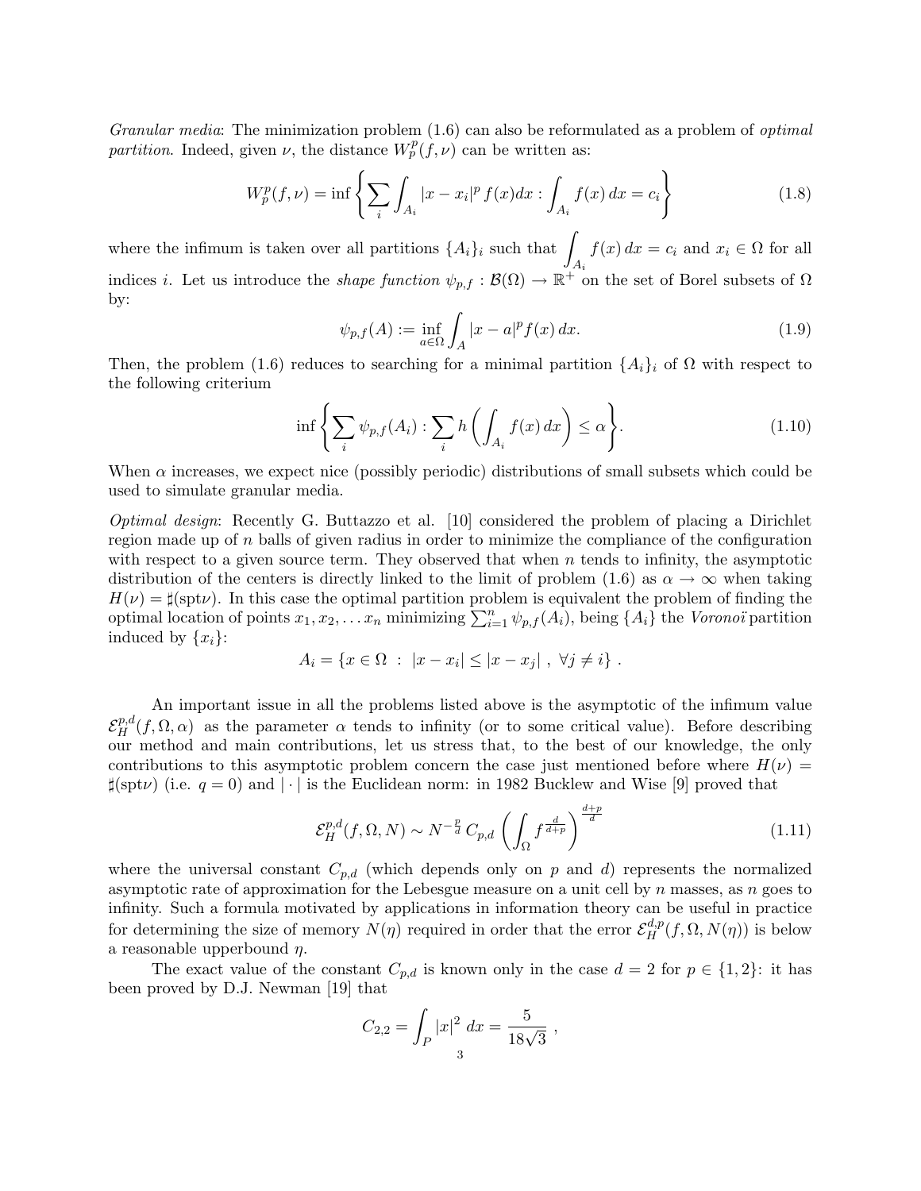*Granular media*: The minimization problem (1.6) can also be reformulated as a problem of *optimal partition*. Indeed, given $\nu$, the distance $W_p^p(f,\nu)$ can be written as:

$$W_p^p(f,\nu) = \inf\left\{ \sum_i \int_{A_i} |x - x_i|^p \, f(x)dx : \int_{A_i} f(x)\, dx = c_i \right\} \tag{1.8}$$

where the infimum is taken over all partitions $\{A_i\}_i$ such that $\displaystyle\int_{A_i} f(x)\, dx = c_i$ and $x_i \in \Omega$ for all indices $i$. Let us introduce the *shape function* $\psi_{p,f} : \mathcal{B}(\Omega) \to \mathbb{R}^+$ on the set of Borel subsets of $\Omega$ by:

$$\psi_{p,f}(A) := \inf_{a\in\Omega} \int_A |x-a|^p f(x)\, dx. \tag{1.9}$$

Then, the problem (1.6) reduces to searching for a minimal partition $\{A_i\}_i$ of $\Omega$ with respect to the following criterium

$$\inf\left\{ \sum_i \psi_{p,f}(A_i) : \sum_i h\left(\int_{A_i} f(x)\, dx\right) \le \alpha \right\}. \tag{1.10}$$

When $\alpha$ increases, we expect nice (possibly periodic) distributions of small subsets which could be used to simulate granular media.

*Optimal design*: Recently G. Buttazzo et al. [10] considered the problem of placing a Dirichlet region made up of $n$ balls of given radius in order to minimize the compliance of the configuration with respect to a given source term. They observed that when $n$ tends to infinity, the asymptotic distribution of the centers is directly linked to the limit of problem (1.6) as $\alpha \to \infty$ when taking $H(\nu) = \sharp(\mathrm{spt}\nu)$. In this case the optimal partition problem is equivalent the problem of finding the optimal location of points $x_1, x_2, \ldots x_n$ minimizing $\sum_{i=1}^n \psi_{p,f}(A_i)$, being $\{A_i\}$ the *Voronoï* partition induced by $\{x_i\}$:

$$A_i = \{x \in \Omega \ : \ |x - x_i| \le |x - x_j| \ , \ \forall j \ne i\} \ .$$

An important issue in all the problems listed above is the asymptotic of the infimum value $\mathcal{E}_H^{p,d}(f,\Omega,\alpha)$ as the parameter $\alpha$ tends to infinity (or to some critical value). Before describing our method and main contributions, let us stress that, to the best of our knowledge, the only contributions to this asymptotic problem concern the case just mentioned before where $H(\nu) = \sharp(\mathrm{spt}\nu)$ (i.e. $q = 0$) and $|\cdot|$ is the Euclidean norm: in 1982 Bucklew and Wise [9] proved that

$$\mathcal{E}_H^{p,d}(f,\Omega,N) \sim N^{-\frac{p}{d}}\, C_{p,d} \left(\int_\Omega f^{\frac{d}{d+p}}\right)^{\frac{d+p}{d}} \tag{1.11}$$

where the universal constant $C_{p,d}$ (which depends only on $p$ and $d$) represents the normalized asymptotic rate of approximation for the Lebesgue measure on a unit cell by $n$ masses, as $n$ goes to infinity. Such a formula motivated by applications in information theory can be useful in practice for determining the size of memory $N(\eta)$ required in order that the error $\mathcal{E}_H^{d,p}(f,\Omega,N(\eta))$ is below a reasonable upperbound $\eta$.

The exact value of the constant $C_{p,d}$ is known only in the case $d = 2$ for $p \in \{1,2\}$: it has been proved by D.J. Newman [19] that

$$C_{2,2} = \int_P |x|^2 \, dx = \frac{5}{18\sqrt{3}} \ ,$$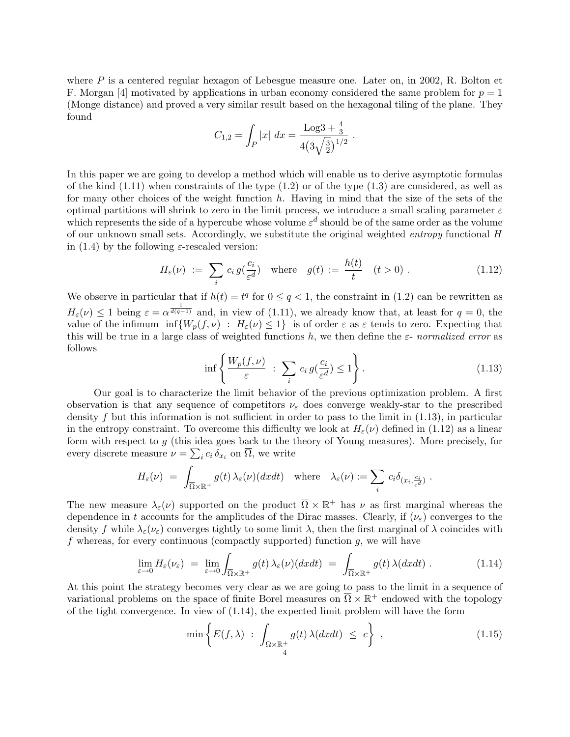where $P$ is a centered regular hexagon of Lebesgue measure one. Later on, in 2002, R. Bolton et F. Morgan [4] motivated by applications in urban economy considered the same problem for $p = 1$ (Monge distance) and proved a very similar result based on the hexagonal tiling of the plane. They found

$$C_{1,2} = \int_P |x| \, dx = \frac{\mathrm{Log}3 + \frac{4}{3}}{4\left(3\sqrt{\frac{3}{2}}\right)^{1/2}} \; .$$

In this paper we are going to develop a method which will enable us to derive asymptotic formulas of the kind (1.11) when constraints of the type (1.2) or of the type (1.3) are considered, as well as for many other choices of the weight function $h$. Having in mind that the size of the sets of the optimal partitions will shrink to zero in the limit process, we introduce a small scaling parameter $\varepsilon$ which represents the side of a hypercube whose volume $\varepsilon^d$ should be of the same order as the volume of our unknown small sets. Accordingly, we substitute the original weighted *entropy* functional $H$ in (1.4) by the following $\varepsilon$-rescaled version:

$$H_\varepsilon(\nu) \; := \; \sum_i c_i \, g(\frac{c_i}{\varepsilon^d}) \quad \text{where} \quad g(t) := \frac{h(t)}{t} \quad (t > 0) \; . \tag{1.12}$$

We observe in particular that if $h(t) = t^q$ for $0 \le q < 1$, the constraint in (1.2) can be rewritten as $H_\varepsilon(\nu) \le 1$ being $\varepsilon = \alpha^{\frac{1}{d(q-1)}}$ and, in view of (1.11), we already know that, at least for $q = 0$, the value of the infimum $\inf\{W_p(f, \nu) \; : \; H_\varepsilon(\nu) \le 1\}$ is of order $\varepsilon$ as $\varepsilon$ tends to zero. Expecting that this will be true in a large class of weighted functions $h$, we then define the $\varepsilon$- *normalized error* as follows

$$\inf \left\{ \frac{W_p(f, \nu)}{\varepsilon} \; : \; \sum_i c_i \, g(\frac{c_i}{\varepsilon^d}) \le 1 \right\} . \tag{1.13}$$

Our goal is to characterize the limit behavior of the previous optimization problem. A first observation is that any sequence of competitors $\nu_\varepsilon$ does converge weakly-star to the prescribed density $f$ but this information is not sufficient in order to pass to the limit in (1.13), in particular in the entropy constraint. To overcome this difficulty we look at $H_\varepsilon(\nu)$ defined in (1.12) as a linear form with respect to $g$ (this idea goes back to the theory of Young measures). More precisely, for every discrete measure $\nu = \sum_i c_i \, \delta_{x_i}$ on $\overline{\Omega}$, we write

$$H_\varepsilon(\nu) \; = \; \int_{\overline{\Omega} \times \mathbb{R}^+} g(t) \, \lambda_\varepsilon(\nu)(dxdt) \quad \text{where} \quad \lambda_\varepsilon(\nu) := \sum_i c_i \delta_{(x_i, \frac{c_i}{\varepsilon^d})} \; .$$

The new measure $\lambda_\varepsilon(\nu)$ supported on the product $\overline{\Omega} \times \mathbb{R}^+$ has $\nu$ as first marginal whereas the dependence in $t$ accounts for the amplitudes of the Dirac masses. Clearly, if $(\nu_\varepsilon)$ converges to the density $f$ while $\lambda_\varepsilon(\nu_\varepsilon)$ converges tightly to some limit $\lambda$, then the first marginal of $\lambda$ coincides with $f$ whereas, for every continuous (compactly supported) function $g$, we will have

$$\lim_{\varepsilon \to 0} H_\varepsilon(\nu_\varepsilon) \; = \; \lim_{\varepsilon \to 0} \int_{\overline{\Omega} \times \mathbb{R}^+} g(t) \, \lambda_\varepsilon(\nu)(dxdt) \; = \; \int_{\overline{\Omega} \times \mathbb{R}^+} g(t) \, \lambda(dxdt) \; . \tag{1.14}$$

At this point the strategy becomes very clear as we are going to pass to the limit in a sequence of variational problems on the space of finite Borel measures on $\overline{\Omega} \times \mathbb{R}^+$ endowed with the topology of the tight convergence. In view of (1.14), the expected limit problem will have the form

$$\min \left\{ E(f, \lambda) \; : \; \int_{\Omega \times \mathbb{R}^+} g(t) \, \lambda(dxdt) \; \le \; c \right\} \; , \tag{1.15}$$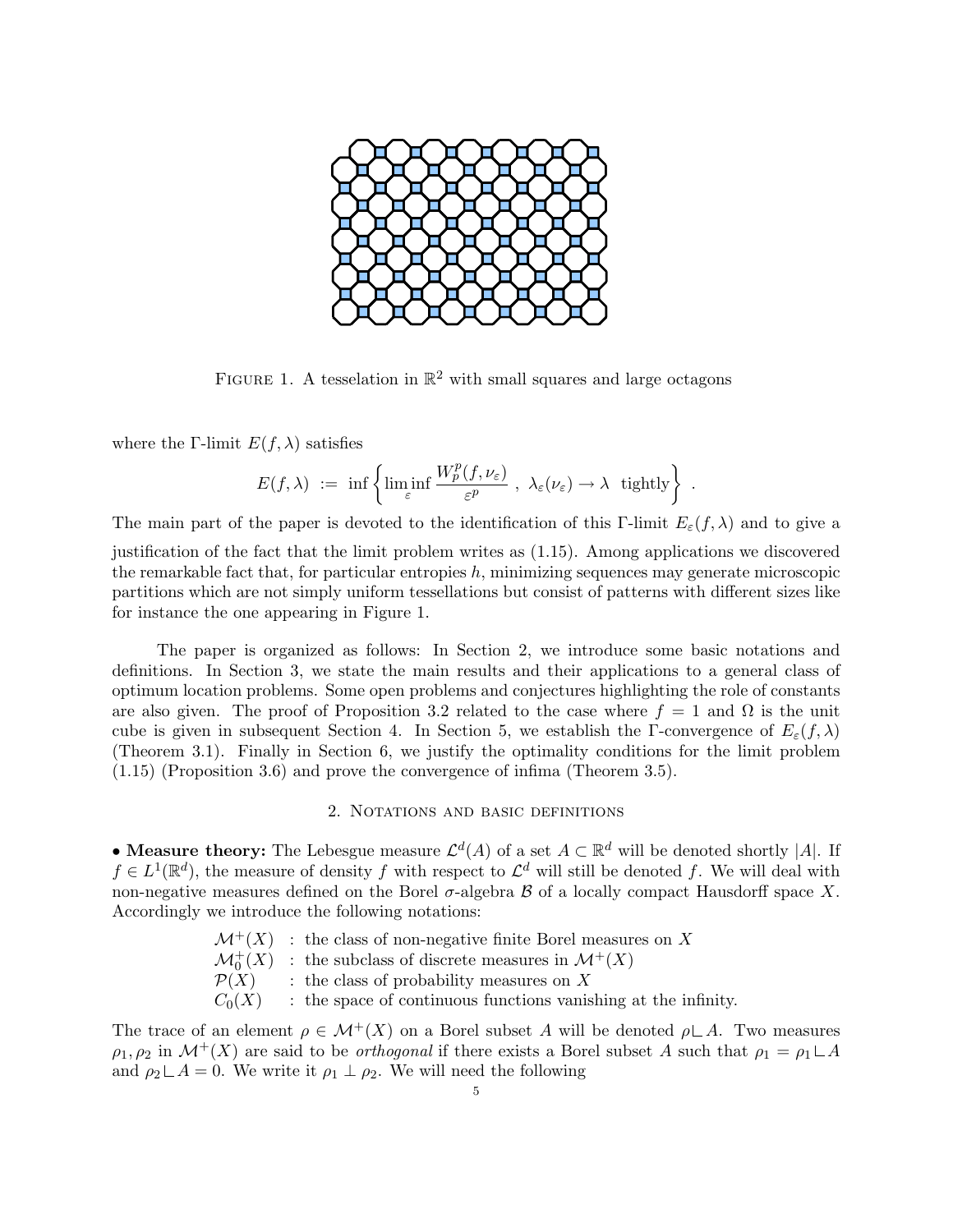FIGURE 1. A tesselation in $\mathbb{R}^2$ with small squares and large octagons

where the Γ-limit $E(f, \lambda)$ satisfies

$$E(f,\lambda) \ := \ \inf\left\{ \liminf_{\varepsilon} \frac{W_p^p(f,\nu_\varepsilon)}{\varepsilon^p} \ , \ \lambda_\varepsilon(\nu_\varepsilon) \to \lambda \ \text{ tightly} \right\} \ .$$

The main part of the paper is devoted to the identification of this Γ-limit $E_\varepsilon(f, \lambda)$ and to give a justification of the fact that the limit problem writes as (1.15). Among applications we discovered the remarkable fact that, for particular entropies $h$, minimizing sequences may generate microscopic partitions which are not simply uniform tessellations but consist of patterns with different sizes like for instance the one appearing in Figure 1.

The paper is organized as follows: In Section 2, we introduce some basic notations and definitions. In Section 3, we state the main results and their applications to a general class of optimum location problems. Some open problems and conjectures highlighting the role of constants are also given. The proof of Proposition 3.2 related to the case where $f = 1$ and $\Omega$ is the unit cube is given in subsequent Section 4. In Section 5, we establish the Γ-convergence of $E_\varepsilon(f, \lambda)$ (Theorem 3.1). Finally in Section 6, we justify the optimality conditions for the limit problem (1.15) (Proposition 3.6) and prove the convergence of infima (Theorem 3.5).

## 2. Notations and basic definitions

• **Measure theory:** The Lebesgue measure $\mathcal{L}^d(A)$ of a set $A \subset \mathbb{R}^d$ will be denoted shortly $|A|$. If $f \in L^1(\mathbb{R}^d)$, the measure of density $f$ with respect to $\mathcal{L}^d$ will still be denoted $f$. We will deal with non-negative measures defined on the Borel σ-algebra $\mathcal{B}$ of a locally compact Hausdorff space $X$. Accordingly we introduce the following notations:

- $\mathcal{M}^+(X)$ : the class of non-negative finite Borel measures on $X$
- $\mathcal{M}_0^+(X)$ : the subclass of discrete measures in $\mathcal{M}^+(X)$
- $\mathcal{P}(X)$ : the class of probability measures on $X$
- $C_0(X)$ : the space of continuous functions vanishing at the infinity.

The trace of an element $\rho \in \mathcal{M}^+(X)$ on a Borel subset $A$ will be denoted $\rho \llcorner A$. Two measures $\rho_1, \rho_2$ in $\mathcal{M}^+(X)$ are said to be *orthogonal* if there exists a Borel subset $A$ such that $\rho_1 = \rho_1 \llcorner A$ and $\rho_2 \llcorner A = 0$. We write it $\rho_1 \perp \rho_2$. We will need the following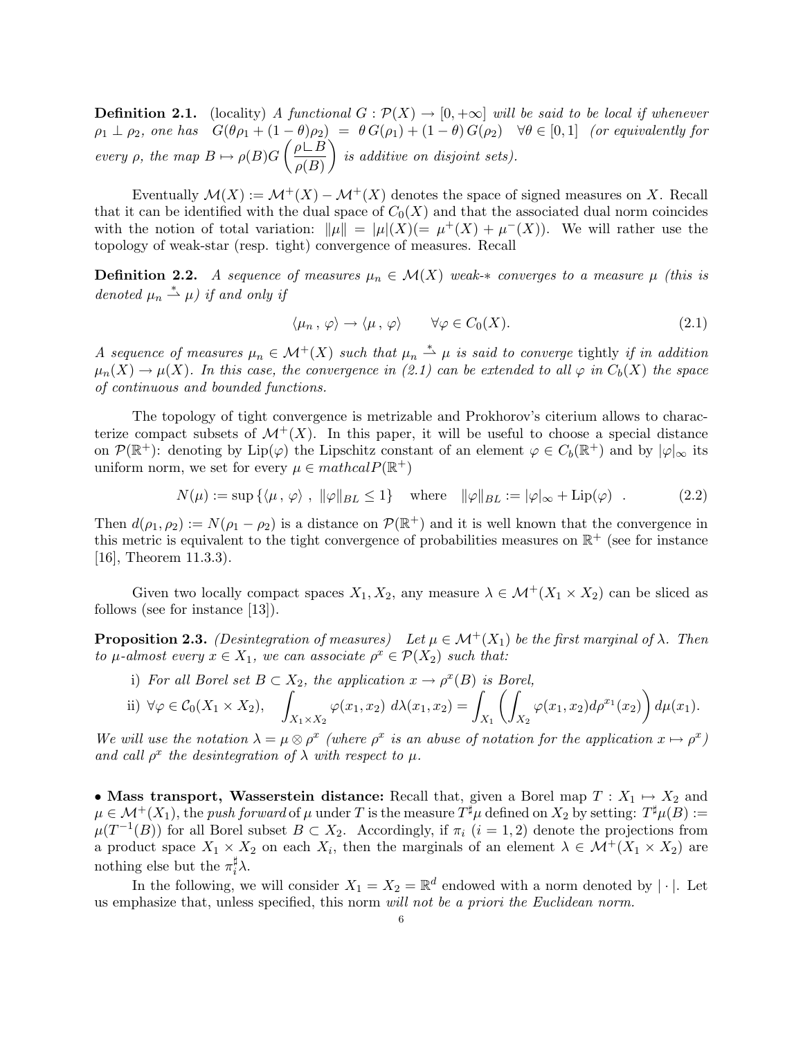**Definition 2.1.** (locality) *A functional $G : \mathcal{P}(X) \to [0, +\infty]$ will be said to be local if whenever $\rho_1 \perp \rho_2$, one has $G(\theta\rho_1 + (1-\theta)\rho_2) = \theta\, G(\rho_1) + (1-\theta)\, G(\rho_2) \quad \forall \theta \in [0,1]$ (or equivalently for every $\rho$, the map $B \mapsto \rho(B) G\left(\frac{\rho \llcorner B}{\rho(B)}\right)$ is additive on disjoint sets).*

Eventually $\mathcal{M}(X) := \mathcal{M}^+(X) - \mathcal{M}^+(X)$ denotes the space of signed measures on $X$. Recall that it can be identified with the dual space of $C_0(X)$ and that the associated dual norm coincides with the notion of total variation: $\|\mu\| = |\mu|(X) (= \mu^+(X) + \mu^-(X))$. We will rather use the topology of weak-star (resp. tight) convergence of measures. Recall

**Definition 2.2.** *A sequence of measures $\mu_n \in \mathcal{M}(X)$ weak-$*$ converges to a measure $\mu$ (this is denoted $\mu_n \stackrel{*}{\rightharpoonup} \mu$) if and only if*

$$\langle \mu_n \,,\, \varphi \rangle \to \langle \mu \,,\, \varphi \rangle \qquad \forall \varphi \in C_0(X). \tag{2.1}$$

*A sequence of measures $\mu_n \in \mathcal{M}^+(X)$ such that $\mu_n \stackrel{*}{\rightharpoonup} \mu$ is said to converge* tightly *if in addition $\mu_n(X) \to \mu(X)$. In this case, the convergence in (2.1) can be extended to all $\varphi$ in $C_b(X)$ the space of continuous and bounded functions.*

The topology of tight convergence is metrizable and Prokhorov's citerium allows to characterize compact subsets of $\mathcal{M}^+(X)$. In this paper, it will be useful to choose a special distance on $\mathcal{P}(\mathbb{R}^+)$: denoting by $\mathrm{Lip}(\varphi)$ the Lipschitz constant of an element $\varphi \in C_b(\mathbb{R}^+)$ and by $|\varphi|_\infty$ its uniform norm, we set for every $\mu \in mathcal P(\mathbb{R}^+)$

$$N(\mu) := \sup \left\{ \langle \mu \,,\, \varphi \rangle \,,\; \|\varphi\|_{BL} \leq 1 \right\} \quad \text{where} \quad \|\varphi\|_{BL} := |\varphi|_\infty + \mathrm{Lip}(\varphi) \quad . \tag{2.2}$$

Then $d(\rho_1, \rho_2) := N(\rho_1 - \rho_2)$ is a distance on $\mathcal{P}(\mathbb{R}^+)$ and it is well known that the convergence in this metric is equivalent to the tight convergence of probabilities measures on $\mathbb{R}^+$ (see for instance [16], Theorem 11.3.3).

Given two locally compact spaces $X_1, X_2$, any measure $\lambda \in \mathcal{M}^+(X_1 \times X_2)$ can be sliced as follows (see for instance [13]).

**Proposition 2.3.** *(Desintegration of measures) Let $\mu \in \mathcal{M}^+(X_1)$ be the first marginal of $\lambda$. Then to $\mu$-almost every $x \in X_1$, we can associate $\rho^x \in \mathcal{P}(X_2)$ such that:*

i) *For all Borel set $B \subset X_2$, the application $x \to \rho^x(B)$ is Borel,*

ii) $\forall \varphi \in \mathcal{C}_0(X_1 \times X_2), \quad \displaystyle\int_{X_1 \times X_2} \varphi(x_1, x_2)\; d\lambda(x_1, x_2) = \int_{X_1} \left( \int_{X_2} \varphi(x_1, x_2) d\rho^{x_1}(x_2) \right) d\mu(x_1).$

*We will use the notation $\lambda = \mu \otimes \rho^x$ (where $\rho^x$ is an abuse of notation for the application $x \mapsto \rho^x$) and call $\rho^x$ the desintegration of $\lambda$ with respect to $\mu$.*

• **Mass transport, Wasserstein distance:** Recall that, given a Borel map $T : X_1 \mapsto X_2$ and $\mu \in \mathcal{M}^+(X_1)$, the *push forward* of $\mu$ under $T$ is the measure $T^\sharp \mu$ defined on $X_2$ by setting: $T^\sharp \mu(B) := \mu(T^{-1}(B))$ for all Borel subset $B \subset X_2$. Accordingly, if $\pi_i$ ($i = 1, 2$) denote the projections from a product space $X_1 \times X_2$ on each $X_i$, then the marginals of an element $\lambda \in \mathcal{M}^+(X_1 \times X_2)$ are nothing else but the $\pi_i^\sharp \lambda$.

In the following, we will consider $X_1 = X_2 = \mathbb{R}^d$ endowed with a norm denoted by $|\cdot|$. Let us emphasize that, unless specified, this norm *will not be a priori the Euclidean norm.*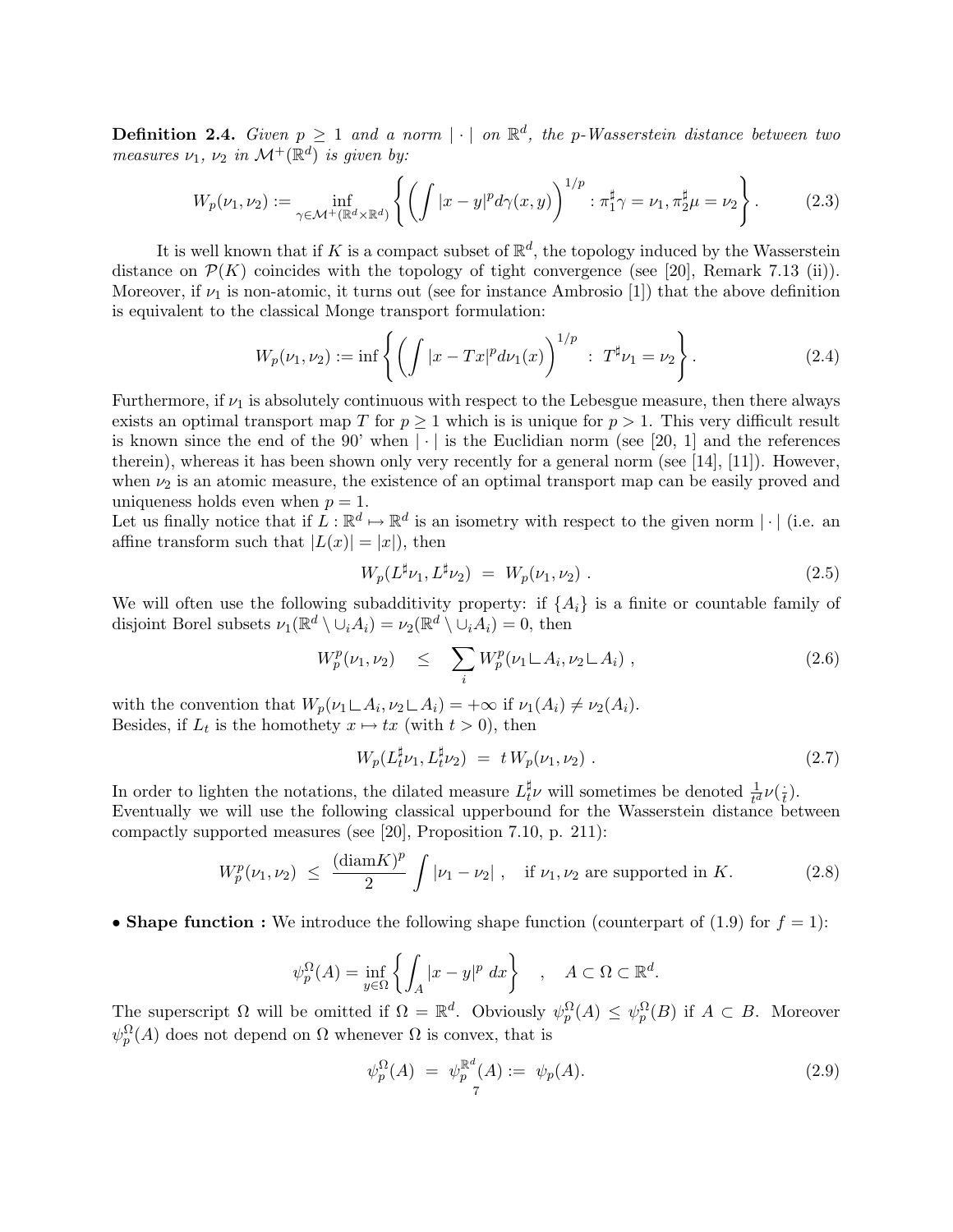**Definition 2.4.** *Given $p \geq 1$ and a norm $|\cdot|$ on $\mathbb{R}^d$, the p-Wasserstein distance between two measures $\nu_1$, $\nu_2$ in $\mathcal{M}^+(\mathbb{R}^d)$ is given by:*

$$W_p(\nu_1, \nu_2) := \inf_{\gamma \in \mathcal{M}^+(\mathbb{R}^d \times \mathbb{R}^d)} \left\{ \left( \int |x-y|^p d\gamma(x,y) \right)^{1/p} : \pi_1^\sharp \gamma = \nu_1, \pi_2^\sharp \mu = \nu_2 \right\}. \tag{2.3}$$

It is well known that if $K$ is a compact subset of $\mathbb{R}^d$, the topology induced by the Wasserstein distance on $\mathcal{P}(K)$ coincides with the topology of tight convergence (see [20], Remark 7.13 (ii)). Moreover, if $\nu_1$ is non-atomic, it turns out (see for instance Ambrosio [1]) that the above definition is equivalent to the classical Monge transport formulation:

$$W_p(\nu_1, \nu_2) := \inf \left\{ \left( \int |x - Tx|^p d\nu_1(x) \right)^{1/p} \ : \ T^\sharp \nu_1 = \nu_2 \right\}. \tag{2.4}$$

Furthermore, if $\nu_1$ is absolutely continuous with respect to the Lebesgue measure, then there always exists an optimal transport map $T$ for $p \geq 1$ which is is unique for $p > 1$. This very difficult result is known since the end of the 90' when $|\cdot|$ is the Euclidian norm (see [20, 1] and the references therein), whereas it has been shown only very recently for a general norm (see [14], [11]). However, when $\nu_2$ is an atomic measure, the existence of an optimal transport map can be easily proved and uniqueness holds even when $p = 1$.
Let us finally notice that if $L : \mathbb{R}^d \mapsto \mathbb{R}^d$ is an isometry with respect to the given norm $|\cdot|$ (i.e. an affine transform such that $|L(x)| = |x|$), then

$$W_p(L^\sharp \nu_1, L^\sharp \nu_2) \ = \ W_p(\nu_1, \nu_2) \ . \tag{2.5}$$

We will often use the following subadditivity property: if $\{A_i\}$ is a finite or countable family of disjoint Borel subsets $\nu_1(\mathbb{R}^d \setminus \cup_i A_i) = \nu_2(\mathbb{R}^d \setminus \cup_i A_i) = 0$, then

$$W_p^p(\nu_1, \nu_2) \quad \leq \quad \sum_i W_p^p(\nu_1 \llcorner A_i, \nu_2 \llcorner A_i) \ , \tag{2.6}$$

with the convention that $W_p(\nu_1 \llcorner A_i, \nu_2 \llcorner A_i) = +\infty$ if $\nu_1(A_i) \neq \nu_2(A_i)$.
Besides, if $L_t$ is the homothety $x \mapsto tx$ (with $t > 0$), then

$$W_p(L_t^\sharp \nu_1, L_t^\sharp \nu_2) \ = \ t \, W_p(\nu_1, \nu_2) \ . \tag{2.7}$$

In order to lighten the notations, the dilated measure $L_t^\sharp \nu$ will sometimes be denoted $\frac{1}{t^d} \nu(\frac{\cdot}{t})$.
Eventually we will use the following classical upperbound for the Wasserstein distance between compactly supported measures (see [20], Proposition 7.10, p. 211):

$$W_p^p(\nu_1, \nu_2) \ \leq \ \frac{(\mathrm{diam} K)^p}{2} \int |\nu_1 - \nu_2| \ , \quad \text{if } \nu_1, \nu_2 \text{ are supported in } K. \tag{2.8}$$

• **Shape function :** We introduce the following shape function (counterpart of (1.9) for $f = 1$):

$$\psi_p^\Omega(A) = \inf_{y \in \Omega} \left\{ \int_A |x - y|^p \ dx \right\} \quad , \quad A \subset \Omega \subset \mathbb{R}^d.$$

The superscript $\Omega$ will be omitted if $\Omega = \mathbb{R}^d$. Obviously $\psi_p^\Omega(A) \leq \psi_p^\Omega(B)$ if $A \subset B$. Moreover $\psi_p^\Omega(A)$ does not depend on $\Omega$ whenever $\Omega$ is convex, that is

$$\psi_p^\Omega(A) \ = \ \psi_p^{\mathbb{R}^d}(A) := \ \psi_p(A). \tag{2.9}$$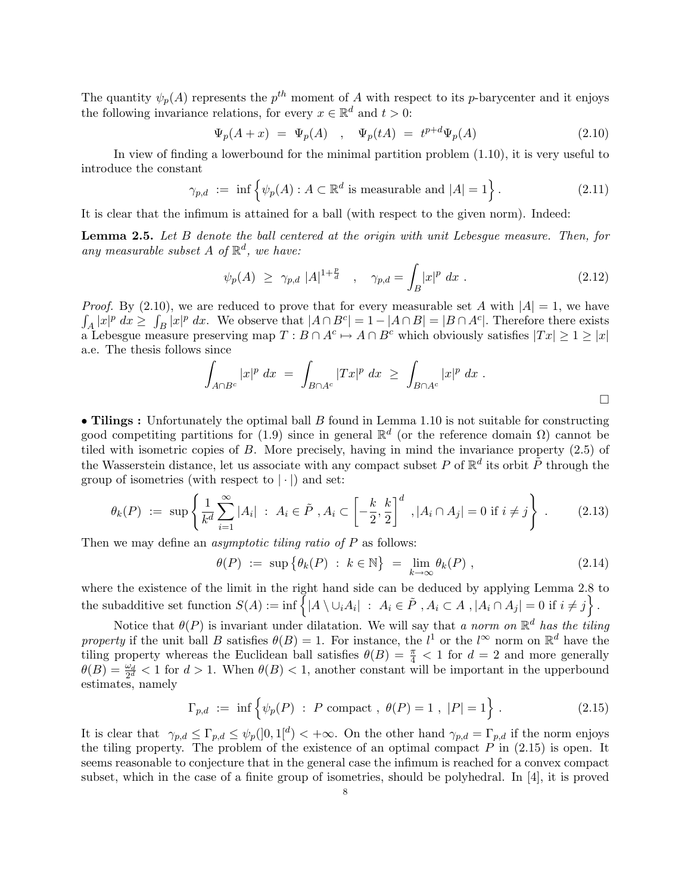The quantity $\psi_p(A)$ represents the $p^{th}$ moment of $A$ with respect to its $p$-barycenter and it enjoys the following invariance relations, for every $x \in \mathbb{R}^d$ and $t > 0$:

$$\Psi_p(A + x) \ = \ \Psi_p(A) \quad , \quad \Psi_p(tA) \ = \ t^{p+d}\Psi_p(A) \tag{2.10}$$

In view of finding a lowerbound for the minimal partition problem (1.10), it is very useful to introduce the constant

$$\gamma_{p,d} \ := \ \inf\Big\{\psi_p(A) : A \subset \mathbb{R}^d \text{ is measurable and } |A| = 1\Big\} . \tag{2.11}$$

It is clear that the infimum is attained for a ball (with respect to the given norm). Indeed:

**Lemma 2.5.** *Let $B$ denote the ball centered at the origin with unit Lebesgue measure. Then, for any measurable subset $A$ of $\mathbb{R}^d$, we have:*

$$\psi_p(A) \ \geq \ \gamma_{p,d} \ |A|^{1+\frac{p}{d}} \quad , \quad \gamma_{p,d} = \int_B |x|^p \ dx \ . \tag{2.12}$$

*Proof.* By (2.10), we are reduced to prove that for every measurable set $A$ with $|A| = 1$, we have $\int_A |x|^p \ dx \geq \int_B |x|^p \ dx$. We observe that $|A \cap B^c| = 1 - |A \cap B| = |B \cap A^c|$. Therefore there exists a Lebesgue measure preserving map $T : B \cap A^c \mapsto A \cap B^c$ which obviously satisfies $|Tx| \geq 1 \geq |x|$ a.e. The thesis follows since

$$\int_{A \cap B^c} |x|^p \ dx \ = \ \int_{B \cap A^c} |Tx|^p \ dx \ \geq \ \int_{B \cap A^c} |x|^p \ dx \ .$$

$\square$

• **Tilings :** Unfortunately the optimal ball $B$ found in Lemma 1.10 is not suitable for constructing good competiting partitions for (1.9) since in general $\mathbb{R}^d$ (or the reference domain $\Omega$) cannot be tiled with isometric copies of $B$. More precisely, having in mind the invariance property (2.5) of the Wasserstein distance, let us associate with any compact subset $P$ of $\mathbb{R}^d$ its orbit $\tilde{P}$ through the group of isometries (with respect to $|\cdot|$) and set:

$$\theta_k(P) \ := \ \sup\left\{\frac{1}{k^d}\sum_{i=1}^{\infty} |A_i| \ : \ A_i \in \tilde{P} \ , A_i \subset \left[-\frac{k}{2}, \frac{k}{2}\right]^d \ , |A_i \cap A_j| = 0 \text{ if } i \neq j\right\} . \tag{2.13}$$

Then we may define an *asymptotic tiling ratio of $P$* as follows:

$$\theta(P) \ := \ \sup\big\{\theta_k(P) \ : \ k \in \mathbb{N}\big\} \ = \ \lim_{k\to\infty} \theta_k(P) \ , \tag{2.14}$$

where the existence of the limit in the right hand side can be deduced by applying Lemma 2.8 to the subadditive set function $S(A) := \inf\Big\{|A \setminus \cup_i A_i| \ : \ A_i \in \tilde{P} \ , A_i \subset A \ , |A_i \cap A_j| = 0 \text{ if } i \neq j\Big\}$.

Notice that $\theta(P)$ is invariant under dilatation. We will say that *a norm on $\mathbb{R}^d$ has the tiling property* if the unit ball $B$ satisfies $\theta(B) = 1$. For instance, the $l^1$ or the $l^\infty$ norm on $\mathbb{R}^d$ have the tiling property whereas the Euclidean ball satisfies $\theta(B) = \frac{\pi}{4} < 1$ for $d = 2$ and more generally $\theta(B) = \frac{\omega_d}{2^d} < 1$ for $d > 1$. When $\theta(B) < 1$, another constant will be important in the upperbound estimates, namely

$$\Gamma_{p,d} \ := \ \inf\Big\{\psi_p(P) \ : \ P \text{ compact} \ , \ \theta(P) = 1 \ , \ |P| = 1\Big\} \ . \tag{2.15}$$

It is clear that $\gamma_{p,d} \leq \Gamma_{p,d} \leq \psi_p(]0,1[^d) < +\infty$. On the other hand $\gamma_{p,d} = \Gamma_{p,d}$ if the norm enjoys the tiling property. The problem of the existence of an optimal compact $P$ in (2.15) is open. It seems reasonable to conjecture that in the general case the infimum is reached for a convex compact subset, which in the case of a finite group of isometries, should be polyhedral. In [4], it is proved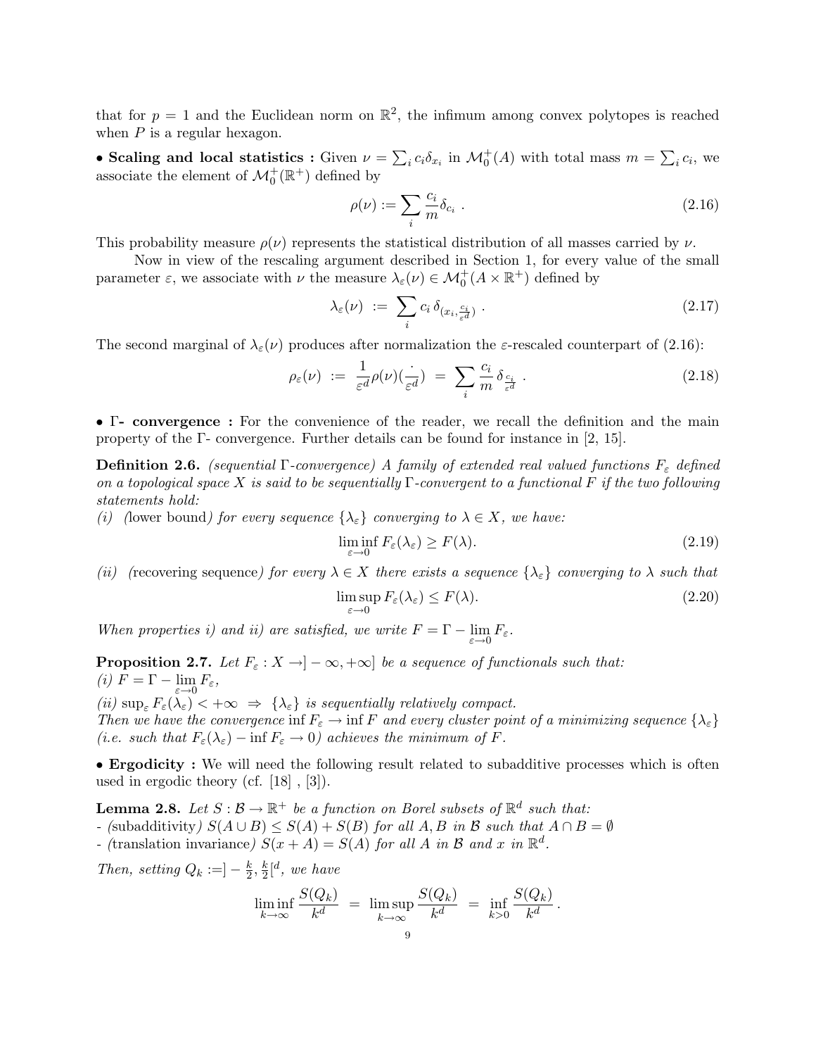that for $p = 1$ and the Euclidean norm on $\mathbb{R}^2$, the infimum among convex polytopes is reached when $P$ is a regular hexagon.

• **Scaling and local statistics :** Given $\nu = \sum_i c_i \delta_{x_i}$ in $\mathcal{M}_0^+(A)$ with total mass $m = \sum_i c_i$, we associate the element of $\mathcal{M}_0^+(\mathbb{R}^+)$ defined by

$$\rho(\nu) := \sum_i \frac{c_i}{m} \delta_{c_i} \,. \tag{2.16}$$

This probability measure $\rho(\nu)$ represents the statistical distribution of all masses carried by $\nu$.

Now in view of the rescaling argument described in Section 1, for every value of the small parameter $\varepsilon$, we associate with $\nu$ the measure $\lambda_\varepsilon(\nu) \in \mathcal{M}_0^+(A \times \mathbb{R}^+)$ defined by

$$\lambda_\varepsilon(\nu) \; := \; \sum_i c_i \, \delta_{(x_i, \frac{c_i}{\varepsilon^d})} \,. \tag{2.17}$$

The second marginal of $\lambda_\varepsilon(\nu)$ produces after normalization the $\varepsilon$-rescaled counterpart of (2.16):

$$\rho_\varepsilon(\nu) \; := \; \frac{1}{\varepsilon^d} \rho(\nu)(\frac{\cdot}{\varepsilon^d}) \; = \; \sum_i \frac{c_i}{m} \, \delta_{\frac{c_i}{\varepsilon^d}} \,. \tag{2.18}$$

• **Γ- convergence :** For the convenience of the reader, we recall the definition and the main property of the Γ- convergence. Further details can be found for instance in [2, 15].

**Definition 2.6.** *(sequential Γ-convergence) A family of extended real valued functions $F_\varepsilon$ defined on a topological space $X$ is said to be sequentially Γ-convergent to a functional $F$ if the two following statements hold:*
*(i) (*lower bound*) for every sequence $\{\lambda_\varepsilon\}$ converging to $\lambda \in X$, we have:*

$$\liminf_{\varepsilon \to 0} F_\varepsilon(\lambda_\varepsilon) \geq F(\lambda). \tag{2.19}$$

*(ii) (*recovering sequence*) for every $\lambda \in X$ there exists a sequence $\{\lambda_\varepsilon\}$ converging to $\lambda$ such that*

$$\limsup_{\varepsilon \to 0} F_\varepsilon(\lambda_\varepsilon) \leq F(\lambda). \tag{2.20}$$

*When properties i) and ii) are satisfied, we write $F = \Gamma - \lim_{\varepsilon \to 0} F_\varepsilon$.*

**Proposition 2.7.** *Let $F_\varepsilon : X \to ]-\infty, +\infty]$ be a sequence of functionals such that:*
*(i) $F = \Gamma - \lim_{\varepsilon \to 0} F_\varepsilon$,*
*(ii) $\sup_\varepsilon F_\varepsilon(\lambda_\varepsilon) < +\infty \;\Rightarrow\; \{\lambda_\varepsilon\}$ is sequentially relatively compact.*
*Then we have the convergence $\inf F_\varepsilon \to \inf F$ and every cluster point of a minimizing sequence $\{\lambda_\varepsilon\}$ (i.e. such that $F_\varepsilon(\lambda_\varepsilon) - \inf F_\varepsilon \to 0$) achieves the minimum of $F$.*

• **Ergodicity :** We will need the following result related to subadditive processes which is often used in ergodic theory (cf. [18] , [3]).

**Lemma 2.8.** *Let $S : \mathcal{B} \to \mathbb{R}^+$ be a function on Borel subsets of $\mathbb{R}^d$ such that:*
*- (*subadditivity*) $S(A \cup B) \leq S(A) + S(B)$ for all $A, B$ in $\mathcal{B}$ such that $A \cap B = \emptyset$*
*- (*translation invariance*) $S(x + A) = S(A)$ for all $A$ in $\mathcal{B}$ and $x$ in $\mathbb{R}^d$.*
*Then, setting $Q_k := ]-\frac{k}{2}, \frac{k}{2}[^d$, we have*

$$\liminf_{k \to \infty} \frac{S(Q_k)}{k^d} \; = \; \limsup_{k \to \infty} \frac{S(Q_k)}{k^d} \; = \; \inf_{k > 0} \frac{S(Q_k)}{k^d} \,.$$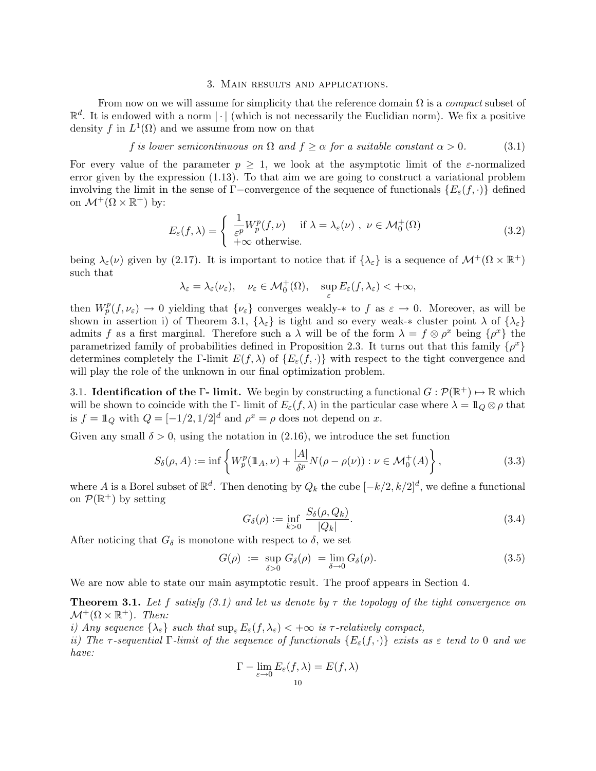## 3. Main results and applications.

From now on we will assume for simplicity that the reference domain $\Omega$ is a *compact* subset of $\mathbb{R}^d$. It is endowed with a norm $|\cdot|$ (which is not necessarily the Euclidian norm). We fix a positive density $f$ in $L^1(\Omega)$ and we assume from now on that

$$\textit{f is lower semicontinuous on } \Omega \textit{ and } f \geq \alpha \textit{ for a suitable constant } \alpha > 0. \tag{3.1}$$

For every value of the parameter $p \geq 1$, we look at the asymptotic limit of the $\varepsilon$-normalized error given by the expression (1.13). To that aim we are going to construct a variational problem involving the limit in the sense of $\Gamma-$convergence of the sequence of functionals $\{E_\varepsilon(f,\cdot)\}$ defined on $\mathcal{M}^+(\Omega \times \mathbb{R}^+)$ by:

$$E_\varepsilon(f,\lambda) = \begin{cases} \dfrac{1}{\varepsilon^p} W_p^p(f,\nu) & \text{if } \lambda = \lambda_\varepsilon(\nu)\ ,\ \nu \in \mathcal{M}_0^+(\Omega) \\ +\infty \text{ otherwise.} \end{cases} \tag{3.2}$$

being $\lambda_\varepsilon(\nu)$ given by (2.17). It is important to notice that if $\{\lambda_\varepsilon\}$ is a sequence of $\mathcal{M}^+(\Omega \times \mathbb{R}^+)$ such that

$$\lambda_\varepsilon = \lambda_\varepsilon(\nu_\varepsilon), \quad \nu_\varepsilon \in \mathcal{M}_0^+(\Omega), \quad \sup_\varepsilon E_\varepsilon(f,\lambda_\varepsilon) < +\infty,$$

then $W_p^p(f,\nu_\varepsilon) \to 0$ yielding that $\{\nu_\varepsilon\}$ converges weakly-$*$ to $f$ as $\varepsilon \to 0$. Moreover, as will be shown in assertion i) of Theorem 3.1, $\{\lambda_\varepsilon\}$ is tight and so every weak-$*$ cluster point $\lambda$ of $\{\lambda_\varepsilon\}$ admits $f$ as a first marginal. Therefore such a $\lambda$ will be of the form $\lambda = f \otimes \rho^x$ being $\{\rho^x\}$ the parametrized family of probabilities defined in Proposition 2.3. It turns out that this family $\{\rho^x\}$ determines completely the $\Gamma$-limit $E(f,\lambda)$ of $\{E_\varepsilon(f,\cdot)\}$ with respect to the tight convergence and will play the role of the unknown in our final optimization problem.

### 3.1. Identification of the Γ- limit.

We begin by constructing a functional $G : \mathcal{P}(\mathbb{R}^+) \mapsto \mathbb{R}$ which will be shown to coincide with the $\Gamma$- limit of $E_\varepsilon(f,\lambda)$ in the particular case where $\lambda = 1\!\!1_Q \otimes \rho$ that is $f = 1\!\!1_Q$ with $Q = [-1/2, 1/2]^d$ and $\rho^x = \rho$ does not depend on $x$.

Given any small $\delta > 0$, using the notation in (2.16), we introduce the set function

$$S_\delta(\rho, A) := \inf\left\{ W_p^p(1\!\!1_A, \nu) + \frac{|A|}{\delta^p} N(\rho - \rho(\nu)) : \nu \in \mathcal{M}_0^+(A) \right\}, \tag{3.3}$$

where $A$ is a Borel subset of $\mathbb{R}^d$. Then denoting by $Q_k$ the cube $[-k/2, k/2]^d$, we define a functional on $\mathcal{P}(\mathbb{R}^+)$ by setting

$$G_\delta(\rho) := \inf_{k>0} \frac{S_\delta(\rho, Q_k)}{|Q_k|}. \tag{3.4}$$

After noticing that $G_\delta$ is monotone with respect to $\delta$, we set

$$G(\rho) \ := \ \sup_{\delta>0} G_\delta(\rho) \ = \lim_{\delta\to 0} G_\delta(\rho). \tag{3.5}$$

We are now able to state our main asymptotic result. The proof appears in Section 4.

**Theorem 3.1.** *Let $f$ satisfy (3.1) and let us denote by $\tau$ the topology of the tight convergence on $\mathcal{M}^+(\Omega \times \mathbb{R}^+)$. Then:*
*i) Any sequence $\{\lambda_\varepsilon\}$ such that $\sup_\varepsilon E_\varepsilon(f,\lambda_\varepsilon) < +\infty$ is $\tau$-relatively compact,*
*ii) The $\tau$-sequential $\Gamma$-limit of the sequence of functionals $\{E_\varepsilon(f,\cdot)\}$ exists as $\varepsilon$ tend to 0 and we have:*

$$\Gamma - \lim_{\varepsilon \to 0} E_\varepsilon(f,\lambda) = E(f,\lambda)$$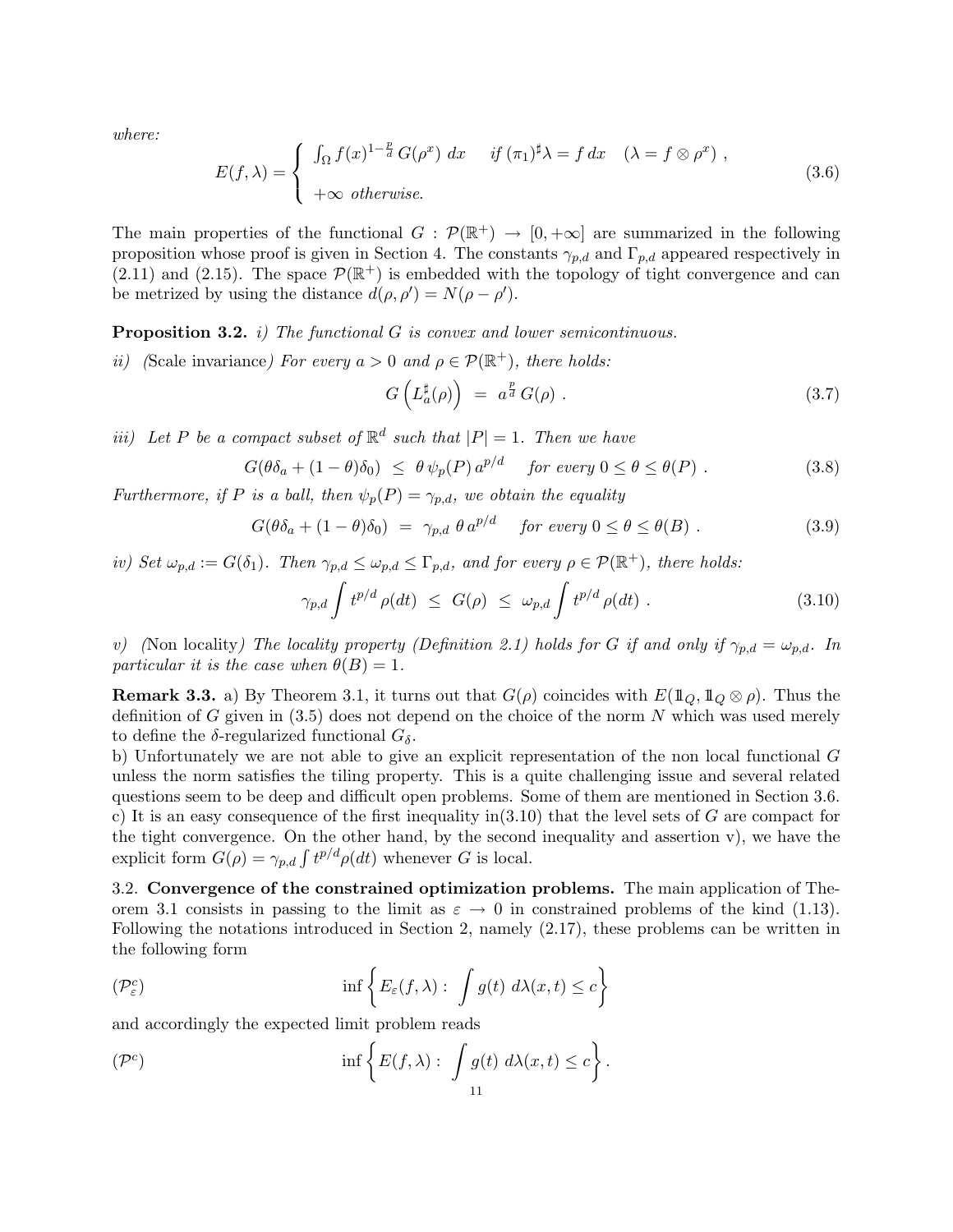where:

$$E(f,\lambda) = \begin{cases} \int_\Omega f(x)^{1-\frac{p}{d}}\, G(\rho^x)\; dx & \text{if } (\pi_1)^\sharp \lambda = f\, dx \quad (\lambda = f \otimes \rho^x)\ , \\ \\ +\infty \text{ otherwise.} \end{cases} \tag{3.6}$$

The main properties of the functional $G : \mathcal{P}(\mathbb{R}^+) \to [0, +\infty]$ are summarized in the following proposition whose proof is given in Section 4. The constants $\gamma_{p,d}$ and $\Gamma_{p,d}$ appeared respectively in (2.11) and (2.15). The space $\mathcal{P}(\mathbb{R}^+)$ is embedded with the topology of tight convergence and can be metrized by using the distance $d(\rho, \rho') = N(\rho - \rho')$.

**Proposition 3.2.** *i) The functional $G$ is convex and lower semicontinuous.*

*ii) (*Scale invariance*) For every $a > 0$ and $\rho \in \mathcal{P}(\mathbb{R}^+)$, there holds:*

$$G\left(L_a^\sharp(\rho)\right) \;=\; a^{\frac{p}{d}}\, G(\rho)\ . \tag{3.7}$$

*iii) Let $P$ be a compact subset of $\mathbb{R}^d$ such that $|P| = 1$. Then we have*

$$G(\theta\delta_a + (1-\theta)\delta_0) \;\le\; \theta\, \psi_p(P)\, a^{p/d} \quad \text{ for every } 0 \le \theta \le \theta(P)\ . \tag{3.8}$$

*Furthermore, if $P$ is a ball, then $\psi_p(P) = \gamma_{p,d}$, we obtain the equality*

$$G(\theta\delta_a + (1-\theta)\delta_0) \;=\; \gamma_{p,d}\ \theta\, a^{p/d} \quad \text{ for every } 0 \le \theta \le \theta(B)\ . \tag{3.9}$$

*iv) Set $\omega_{p,d} := G(\delta_1)$. Then $\gamma_{p,d} \le \omega_{p,d} \le \Gamma_{p,d}$, and for every $\rho \in \mathcal{P}(\mathbb{R}^+)$, there holds:*

$$\gamma_{p,d} \int t^{p/d}\, \rho(dt) \;\le\; G(\rho) \;\le\; \omega_{p,d} \int t^{p/d}\, \rho(dt)\ . \tag{3.10}$$

*v) (*Non locality*) The locality property (Definition 2.1) holds for $G$ if and only if $\gamma_{p,d} = \omega_{p,d}$. In particular it is the case when $\theta(B) = 1$.*

**Remark 3.3.** a) By Theorem 3.1, it turns out that $G(\rho)$ coincides with $E(1\!\!1_Q, 1\!\!1_Q \otimes \rho)$. Thus the definition of $G$ given in (3.5) does not depend on the choice of the norm $N$ which was used merely to define the $\delta$-regularized functional $G_\delta$.
b) Unfortunately we are not able to give an explicit representation of the non local functional $G$ unless the norm satisfies the tiling property. This is a quite challenging issue and several related questions seem to be deep and difficult open problems. Some of them are mentioned in Section 3.6.
c) It is an easy consequence of the first inequality in(3.10) that the level sets of $G$ are compact for the tight convergence. On the other hand, by the second inequality and assertion v), we have the explicit form $G(\rho) = \gamma_{p,d} \int t^{p/d} \rho(dt)$ whenever $G$ is local.

3.2. **Convergence of the constrained optimization problems.** The main application of Theorem 3.1 consists in passing to the limit as $\varepsilon \to 0$ in constrained problems of the kind (1.13). Following the notations introduced in Section 2, namely (2.17), these problems can be written in the following form

$$(\mathcal{P}_\varepsilon^c) \qquad\qquad \inf\left\{ E_\varepsilon(f,\lambda) : \int g(t)\ d\lambda(x,t) \le c \right\}$$

and accordingly the expected limit problem reads

$$(\mathcal{P}^c) \qquad\qquad \inf\left\{ E(f,\lambda) : \int g(t)\ d\lambda(x,t) \le c \right\}.$$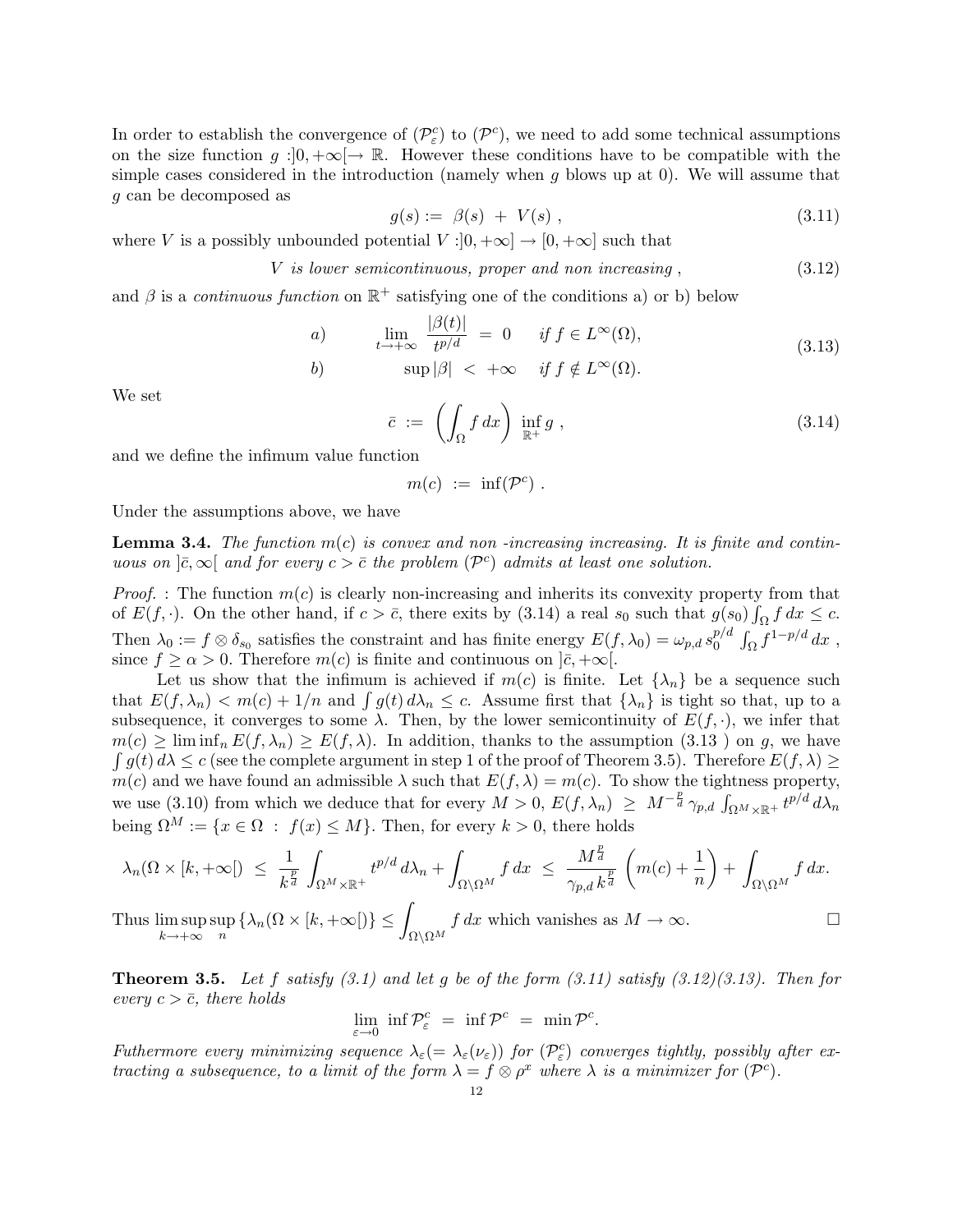In order to establish the convergence of $(\mathcal{P}^c_\varepsilon)$ to $(\mathcal{P}^c)$, we need to add some technical assumptions on the size function $g : ]0, +\infty[ \to \mathbb{R}$. However these conditions have to be compatible with the simple cases considered in the introduction (namely when $g$ blows up at 0). We will assume that $g$ can be decomposed as

$$g(s) := \beta(s) + V(s) , \tag{3.11}$$

where $V$ is a possibly unbounded potential $V : ]0, +\infty] \to [0, +\infty]$ such that

$$V \text{ is lower semicontinuous, proper and non increasing} , \tag{3.12}$$

and $\beta$ is a *continuous function* on $\mathbb{R}^+$ satisfying one of the conditions a) or b) below

$$\begin{aligned} &a) \qquad \lim_{t \to +\infty} \frac{|\beta(t)|}{t^{p/d}} = 0 \qquad \text{if } f \in L^\infty(\Omega), \\ &b) \qquad \sup |\beta| < +\infty \qquad \text{if } f \notin L^\infty(\Omega). \end{aligned} \tag{3.13}$$

We set

$$\bar{c} := \left( \int_\Omega f \, dx \right) \inf_{\mathbb{R}^+} g , \tag{3.14}$$

and we define the infimum value function

$$m(c) := \inf(\mathcal{P}^c) .$$

Under the assumptions above, we have

**Lemma 3.4.** *The function $m(c)$ is convex and non -increasing increasing. It is finite and continuous on $]\bar{c}, \infty[$ and for every $c > \bar{c}$ the problem $(\mathcal{P}^c)$ admits at least one solution.*

*Proof.* : The function $m(c)$ is clearly non-increasing and inherits its convexity property from that of $E(f, \cdot)$. On the other hand, if $c > \bar{c}$, there exits by (3.14) a real $s_0$ such that $g(s_0) \int_\Omega f \, dx \le c$. Then $\lambda_0 := f \otimes \delta_{s_0}$ satisfies the constraint and has finite energy $E(f, \lambda_0) = \omega_{p,d} \, s_0^{p/d} \int_\Omega f^{1-p/d} \, dx$ , since $f \ge \alpha > 0$. Therefore $m(c)$ is finite and continuous on $]\bar{c}, +\infty[$.

Let us show that the infimum is achieved if $m(c)$ is finite. Let $\{\lambda_n\}$ be a sequence such that $E(f, \lambda_n) < m(c) + 1/n$ and $\int g(t) \, d\lambda_n \le c$. Assume first that $\{\lambda_n\}$ is tight so that, up to a subsequence, it converges to some $\lambda$. Then, by the lower semicontinuity of $E(f, \cdot)$, we infer that $m(c) \ge \liminf_n E(f, \lambda_n) \ge E(f, \lambda)$. In addition, thanks to the assumption (3.13 ) on $g$, we have $\int g(t) \, d\lambda \le c$ (see the complete argument in step 1 of the proof of Theorem 3.5). Therefore $E(f, \lambda) \ge m(c)$ and we have found an admissible $\lambda$ such that $E(f, \lambda) = m(c)$. To show the tightness property, we use (3.10) from which we deduce that for every $M > 0$, $E(f, \lambda_n) \ge M^{-\frac{p}{d}} \gamma_{p,d} \int_{\Omega^M \times \mathbb{R}^+} t^{p/d} \, d\lambda_n$ being $\Omega^M := \{x \in \Omega \ : \ f(x) \le M\}$. Then, for every $k > 0$, there holds

$$\lambda_n(\Omega \times [k, +\infty[) \le \frac{1}{k^{\frac{p}{d}}} \int_{\Omega^M \times \mathbb{R}^+} t^{p/d} \, d\lambda_n + \int_{\Omega \setminus \Omega^M} f \, dx \le \frac{M^{\frac{p}{d}}}{\gamma_{p,d} \, k^{\frac{p}{d}}} \left( m(c) + \frac{1}{n} \right) + \int_{\Omega \setminus \Omega^M} f \, dx.$$

Thus $\limsup_{k \to +\infty} \sup_n \{\lambda_n(\Omega \times [k, +\infty[)\} \le \int_{\Omega \setminus \Omega^M} f \, dx$ which vanishes as $M \to \infty$. $\square$

**Theorem 3.5.** *Let $f$ satisfy (3.1) and let $g$ be of the form (3.11) satisfy (3.12)(3.13). Then for every $c > \bar{c}$, there holds*

$$\lim_{\varepsilon \to 0} \inf \mathcal{P}^c_\varepsilon = \inf \mathcal{P}^c = \min \mathcal{P}^c.$$

*Futhermore every minimizing sequence $\lambda_\varepsilon (= \lambda_\varepsilon(\nu_\varepsilon))$ for $(\mathcal{P}^c_\varepsilon)$ converges tightly, possibly after extracting a subsequence, to a limit of the form $\lambda = f \otimes \rho^x$ where $\lambda$ is a minimizer for $(\mathcal{P}^c)$.*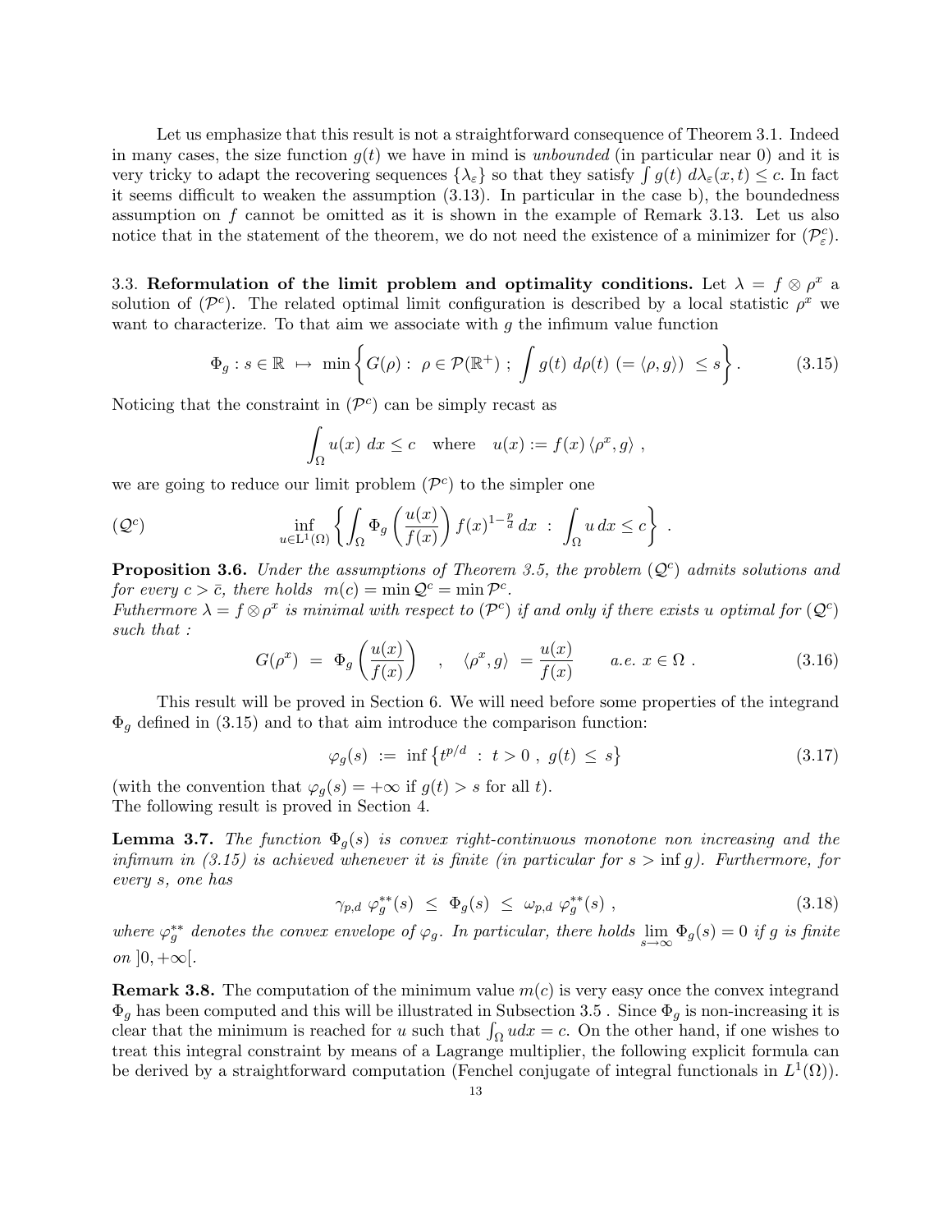Let us emphasize that this result is not a straightforward consequence of Theorem 3.1. Indeed in many cases, the size function $g(t)$ we have in mind is *unbounded* (in particular near 0) and it is very tricky to adapt the recovering sequences $\{\lambda_\varepsilon\}$ so that they satisfy $\int g(t)\, d\lambda_\varepsilon(x,t) \le c$. In fact it seems difficult to weaken the assumption (3.13). In particular in the case b), the boundedness assumption on $f$ cannot be omitted as it is shown in the example of Remark 3.13. Let us also notice that in the statement of the theorem, we do not need the existence of a minimizer for $(\mathcal{P}^c_\varepsilon)$.

3.3. **Reformulation of the limit problem and optimality conditions.** Let $\lambda = f \otimes \rho^x$ a solution of $(\mathcal{P}^c)$. The related optimal limit configuration is described by a local statistic $\rho^x$ we want to characterize. To that aim we associate with $g$ the infimum value function

$$
\Phi_g : s \in \mathbb{R} \ \mapsto\ \min\left\{ G(\rho) :\ \rho \in \mathcal{P}(\mathbb{R}^+)\ ;\ \int g(t)\ d\rho(t)\ (= \langle \rho, g\rangle)\ \le s \right\}. \tag{3.15}
$$

Noticing that the constraint in $(\mathcal{P}^c)$ can be simply recast as

$$
\int_\Omega u(x)\ dx \le c \quad \text{where} \quad u(x) := f(x)\, \langle \rho^x, g\rangle\ ,
$$

we are going to reduce our limit problem $(\mathcal{P}^c)$ to the simpler one

$$
(\mathcal{Q}^c) \qquad\qquad \inf_{u \in \mathrm{L}^1(\Omega)} \left\{ \int_\Omega \Phi_g\left(\frac{u(x)}{f(x)}\right) f(x)^{1-\frac{p}{d}}\, dx \ :\ \int_\Omega u\, dx \le c \right\}\ .
$$

**Proposition 3.6.** *Under the assumptions of Theorem 3.5, the problem $(\mathcal{Q}^c)$ admits solutions and for every $c > \bar{c}$, there holds $m(c) = \min \mathcal{Q}^c = \min \mathcal{P}^c$.*
*Futhermore $\lambda = f \otimes \rho^x$ is minimal with respect to $(\mathcal{P}^c)$ if and only if there exists $u$ optimal for $(\mathcal{Q}^c)$ such that :*

$$
G(\rho^x)\ =\ \Phi_g\left(\frac{u(x)}{f(x)}\right) \quad , \quad \langle \rho^x, g\rangle\ = \frac{u(x)}{f(x)} \qquad a.e.\ x \in \Omega\ . \tag{3.16}
$$

This result will be proved in Section 6. We will need before some properties of the integrand $\Phi_g$ defined in (3.15) and to that aim introduce the comparison function:

$$
\varphi_g(s)\ :=\ \inf\left\{ t^{p/d}\ :\ t > 0\ ,\ g(t)\ \le\ s \right\} \tag{3.17}
$$

(with the convention that $\varphi_g(s) = +\infty$ if $g(t) > s$ for all $t$).
The following result is proved in Section 4.

**Lemma 3.7.** *The function $\Phi_g(s)$ is convex right-continuous monotone non increasing and the infimum in (3.15) is achieved whenever it is finite (in particular for $s > \inf g$). Furthermore, for every $s$, one has*

$$
\gamma_{p,d}\ \varphi_g^{**}(s)\ \le\ \Phi_g(s)\ \le\ \omega_{p,d}\ \varphi_g^{**}(s)\ , \tag{3.18}
$$

*where $\varphi_g^{**}$ denotes the convex envelope of $\varphi_g$. In particular, there holds $\lim\limits_{s\to\infty} \Phi_g(s) = 0$ if $g$ is finite on $]0, +\infty[$.*

**Remark 3.8.** The computation of the minimum value $m(c)$ is very easy once the convex integrand $\Phi_g$ has been computed and this will be illustrated in Subsection 3.5 . Since $\Phi_g$ is non-increasing it is clear that the minimum is reached for $u$ such that $\int_\Omega u dx = c$. On the other hand, if one wishes to treat this integral constraint by means of a Lagrange multiplier, the following explicit formula can be derived by a straightforward computation (Fenchel conjugate of integral functionals in $L^1(\Omega)$).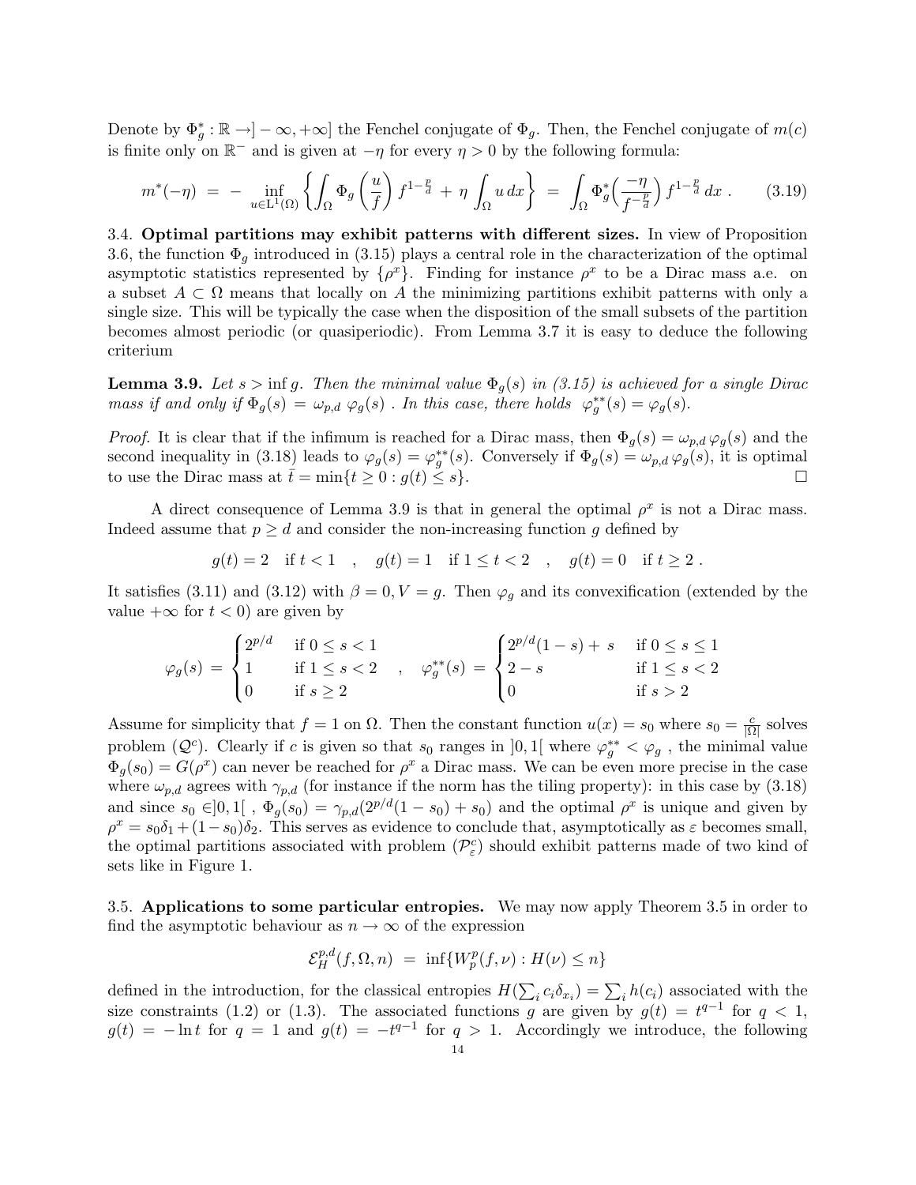Denote by $\Phi_g^* : \mathbb{R} \to ]-\infty, +\infty]$ the Fenchel conjugate of $\Phi_g$. Then, the Fenchel conjugate of $m(c)$ is finite only on $\mathbb{R}^-$ and is given at $-\eta$ for every $\eta > 0$ by the following formula:

$$m^*(-\eta) \;=\; -\inf_{u\in \mathrm{L}^1(\Omega)} \left\{ \int_\Omega \Phi_g\left(\frac{u}{f}\right) f^{1-\frac{p}{d}} \;+\; \eta \int_\Omega u\,dx \right\} \;=\; \int_\Omega \Phi_g^*\Big(\frac{-\eta}{f^{-\frac{p}{d}}}\Big)\, f^{1-\frac{p}{d}}\,dx\ . \tag{3.19}$$

3.4. **Optimal partitions may exhibit patterns with different sizes.** In view of Proposition 3.6, the function $\Phi_g$ introduced in (3.15) plays a central role in the characterization of the optimal asymptotic statistics represented by $\{\rho^x\}$. Finding for instance $\rho^x$ to be a Dirac mass a.e. on a subset $A \subset \Omega$ means that locally on $A$ the minimizing partitions exhibit patterns with only a single size. This will be typically the case when the disposition of the small subsets of the partition becomes almost periodic (or quasiperiodic). From Lemma 3.7 it is easy to deduce the following criterium

**Lemma 3.9.** *Let $s > \inf g$. Then the minimal value $\Phi_g(s)$ in (3.15) is achieved for a single Dirac mass if and only if $\Phi_g(s) = \omega_{p,d}\ \varphi_g(s)$ . In this case, there holds $\varphi_g^{**}(s) = \varphi_g(s)$.*

*Proof.* It is clear that if the infimum is reached for a Dirac mass, then $\Phi_g(s) = \omega_{p,d}\,\varphi_g(s)$ and the second inequality in (3.18) leads to $\varphi_g(s) = \varphi_g^{**}(s)$. Conversely if $\Phi_g(s) = \omega_{p,d}\,\varphi_g(s)$, it is optimal to use the Dirac mass at $\bar t = \min\{t \geq 0 : g(t) \leq s\}$. $\square$

A direct consequence of Lemma 3.9 is that in general the optimal $\rho^x$ is not a Dirac mass. Indeed assume that $p \geq d$ and consider the non-increasing function $g$ defined by

$$g(t) = 2 \quad \text{if } t < 1 \quad , \quad g(t) = 1 \quad \text{if } 1 \leq t < 2 \quad , \quad g(t) = 0 \quad \text{if } t \geq 2\ .$$

It satisfies (3.11) and (3.12) with $\beta = 0, V = g$. Then $\varphi_g$ and its convexification (extended by the value $+\infty$ for $t < 0$) are given by

$$\varphi_g(s) \;=\; \begin{cases} 2^{p/d} & \text{if } 0 \leq s < 1 \\ 1 & \text{if } 1 \leq s < 2 \\ 0 & \text{if } s \geq 2 \end{cases} \quad , \quad \varphi_g^{**}(s) \;=\; \begin{cases} 2^{p/d}(1-s) +\, s & \text{if } 0 \leq s \leq 1 \\ 2 - s & \text{if } 1 \leq s < 2 \\ 0 & \text{if } s > 2 \end{cases}$$

Assume for simplicity that $f = 1$ on $\Omega$. Then the constant function $u(x) = s_0$ where $s_0 = \frac{c}{|\Omega|}$ solves problem $(\mathcal{Q}^c)$. Clearly if $c$ is given so that $s_0$ ranges in $]0, 1[$ where $\varphi_g^{**} < \varphi_g$ , the minimal value $\Phi_g(s_0) = G(\rho^x)$ can never be reached for $\rho^x$ a Dirac mass. We can be even more precise in the case where $\omega_{p,d}$ agrees with $\gamma_{p,d}$ (for instance if the norm has the tiling property): in this case by (3.18) and since $s_0 \in ]0, 1[$ , $\Phi_g(s_0) = \gamma_{p,d}(2^{p/d}(1 - s_0) + s_0)$ and the optimal $\rho^x$ is unique and given by $\rho^x = s_0\delta_1 + (1 - s_0)\delta_2$. This serves as evidence to conclude that, asymptotically as $\varepsilon$ becomes small, the optimal partitions associated with problem $(\mathcal{P}^c_\varepsilon)$ should exhibit patterns made of two kind of sets like in Figure 1.

3.5. **Applications to some particular entropies.** We may now apply Theorem 3.5 in order to find the asymptotic behaviour as $n \to \infty$ of the expression

$$\mathcal{E}_H^{p,d}(f, \Omega, n) \;=\; \inf\{W_p^p(f, \nu) : H(\nu) \leq n\}$$

defined in the introduction, for the classical entropies $H(\sum_i c_i\delta_{x_i}) = \sum_i h(c_i)$ associated with the size constraints (1.2) or (1.3). The associated functions $g$ are given by $g(t) = t^{q-1}$ for $q < 1$, $g(t) = -\ln t$ for $q = 1$ and $g(t) = -t^{q-1}$ for $q > 1$. Accordingly we introduce, the following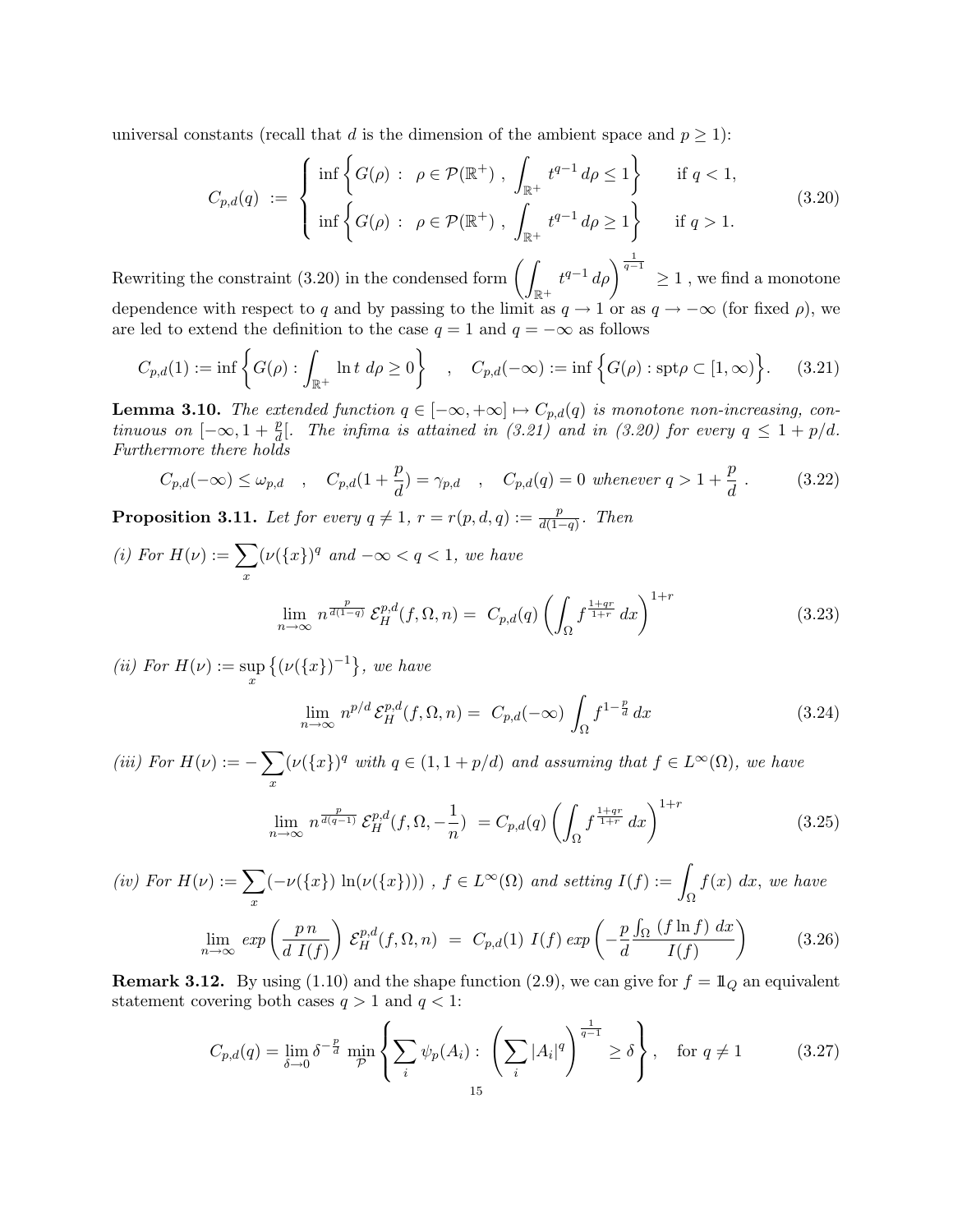universal constants (recall that $d$ is the dimension of the ambient space and $p \geq 1$):

$$
C_{p,d}(q) \;:=\; \begin{cases} \inf\left\{ G(\rho) \;:\; \rho \in \mathcal{P}(\mathbb{R}^+)\;,\; \displaystyle\int_{\mathbb{R}^+} t^{q-1}\, d\rho \leq 1 \right\} & \text{if } q < 1, \\[2ex] \inf\left\{ G(\rho) \;:\; \rho \in \mathcal{P}(\mathbb{R}^+)\;,\; \displaystyle\int_{\mathbb{R}^+} t^{q-1}\, d\rho \geq 1 \right\} & \text{if } q > 1. \end{cases} \tag{3.20}
$$

Rewriting the constraint (3.20) in the condensed form $\left(\int_{\mathbb{R}^+} t^{q-1}\, d\rho\right)^{\frac{1}{q-1}} \geq 1$, we find a monotone dependence with respect to $q$ and by passing to the limit as $q \to 1$ or as $q \to -\infty$ (for fixed $\rho$), we are led to extend the definition to the case $q = 1$ and $q = -\infty$ as follows

$$
C_{p,d}(1) := \inf\left\{ G(\rho) : \int_{\mathbb{R}^+} \ln t \; d\rho \geq 0 \right\} \quad , \quad C_{p,d}(-\infty) := \inf\Big\{ G(\rho) : \operatorname{spt}\rho \subset [1, \infty) \Big\}. \tag{3.21}
$$

**Lemma 3.10.** *The extended function $q \in [-\infty, +\infty] \mapsto C_{p,d}(q)$ is monotone non-increasing, continuous on $[-\infty, 1 + \frac{p}{d}[$. The infima is attained in (3.21) and in (3.20) for every $q \leq 1 + p/d$. Furthermore there holds*

$$
C_{p,d}(-\infty) \leq \omega_{p,d} \quad , \quad C_{p,d}(1 + \frac{p}{d}) = \gamma_{p,d} \quad , \quad C_{p,d}(q) = 0 \text{ whenever } q > 1 + \frac{p}{d} \; . \tag{3.22}
$$

**Proposition 3.11.** *Let for every $q \neq 1$, $r = r(p, d, q) := \frac{p}{d(1-q)}$. Then*

*(i) For $H(\nu) := \sum_x (\nu(\{x\})^q$ and $-\infty < q < 1$, we have*

$$
\lim_{n\to\infty} n^{\frac{p}{d(1-q)}}\, \mathcal{E}_H^{p,d}(f, \Omega, n) = \; C_{p,d}(q) \left( \int_\Omega f^{\frac{1+qr}{1+r}}\, dx \right)^{1+r} \tag{3.23}
$$

*(ii) For $H(\nu) := \sup_x \left\{ (\nu(\{x\})^{-1} \right\}$, we have*

$$
\lim_{n\to\infty} n^{p/d}\, \mathcal{E}_H^{p,d}(f, \Omega, n) = \; C_{p,d}(-\infty) \int_\Omega f^{1-\frac{p}{d}}\, dx \tag{3.24}
$$

*(iii) For $H(\nu) := -\sum_x (\nu(\{x\})^q$ with $q \in (1, 1 + p/d)$ and assuming that $f \in L^\infty(\Omega)$, we have*

$$
\lim_{n\to\infty} n^{\frac{p}{d(q-1)}}\, \mathcal{E}_H^{p,d}(f, \Omega, -\frac{1}{n}) \; = C_{p,d}(q) \left( \int_\Omega f^{\frac{1+qr}{1+r}}\, dx \right)^{1+r} \tag{3.25}
$$

*(iv) For $H(\nu) := \sum_x (-\nu(\{x\}) \ln(\nu(\{x\})))$ , $f \in L^\infty(\Omega)$ and setting $I(f) := \int_\Omega f(x)\, dx$, we have*

$$
\lim_{n\to\infty} \exp\left( \frac{p\, n}{d\; I(f)} \right) \mathcal{E}_H^{p,d}(f, \Omega, n) \;\; = \;\; C_{p,d}(1)\; I(f)\, \exp\left( -\frac{p}{d} \frac{\int_\Omega (f \ln f)\, dx}{I(f)} \right) \tag{3.26}
$$

**Remark 3.12.** By using (1.10) and the shape function (2.9), we can give for $f = 1\!\!1_Q$ an equivalent statement covering both cases $q > 1$ and $q < 1$:

$$
C_{p,d}(q) = \lim_{\delta\to 0} \delta^{-\frac{p}{d}} \min_{\mathcal{P}} \left\{ \sum_i \psi_p(A_i) : \left( \sum_i |A_i|^q \right)^{\frac{1}{q-1}} \geq \delta \right\}, \quad \text{for } q \neq 1 \tag{3.27}
$$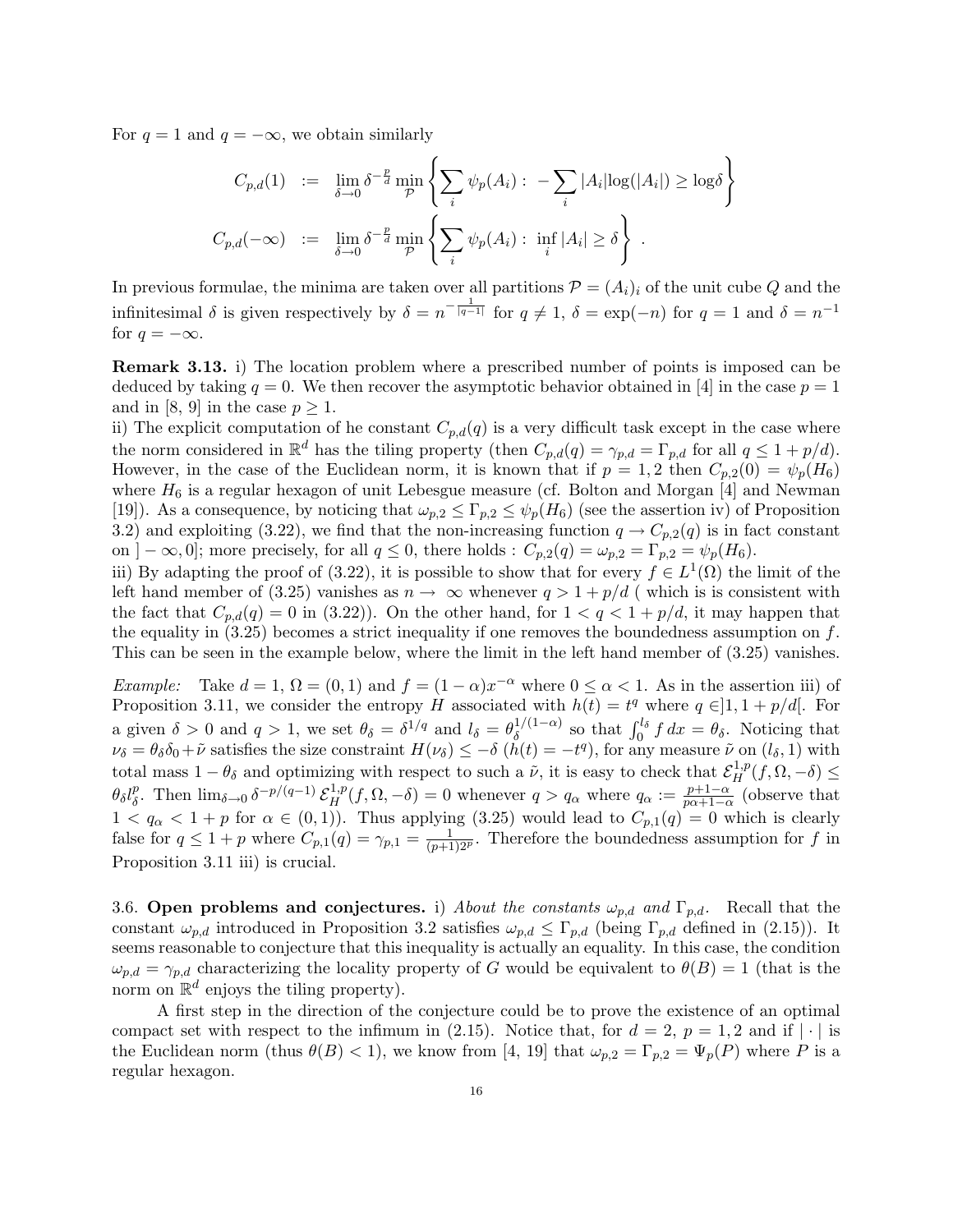For $q = 1$ and $q = -\infty$, we obtain similarly

$$
\begin{aligned}
C_{p,d}(1) &:= \lim_{\delta \to 0} \delta^{-\frac{p}{d}} \min_{\mathcal{P}} \left\{ \sum_i \psi_p(A_i) : \ -\sum_i |A_i| \log(|A_i|) \geq \log \delta \right\} \\
C_{p,d}(-\infty) &:= \lim_{\delta \to 0} \delta^{-\frac{p}{d}} \min_{\mathcal{P}} \left\{ \sum_i \psi_p(A_i) : \ \inf_i |A_i| \geq \delta \right\} .
\end{aligned}
$$

In previous formulae, the minima are taken over all partitions $\mathcal{P} = (A_i)_i$ of the unit cube $Q$ and the infinitesimal $\delta$ is given respectively by $\delta = n^{-\frac{1}{|q-1|}}$ for $q \neq 1$, $\delta = \exp(-n)$ for $q = 1$ and $\delta = n^{-1}$ for $q = -\infty$.

**Remark 3.13.** i) The location problem where a prescribed number of points is imposed can be deduced by taking $q = 0$. We then recover the asymptotic behavior obtained in [4] in the case $p = 1$ and in [8, 9] in the case $p \geq 1$.
ii) The explicit computation of he constant $C_{p,d}(q)$ is a very difficult task except in the case where the norm considered in $\mathbb{R}^d$ has the tiling property (then $C_{p,d}(q) = \gamma_{p,d} = \Gamma_{p,d}$ for all $q \leq 1 + p/d$). However, in the case of the Euclidean norm, it is known that if $p = 1, 2$ then $C_{p,2}(0) = \psi_p(H_6)$ where $H_6$ is a regular hexagon of unit Lebesgue measure (cf. Bolton and Morgan [4] and Newman [19]). As a consequence, by noticing that $\omega_{p,2} \leq \Gamma_{p,2} \leq \psi_p(H_6)$ (see the assertion iv) of Proposition 3.2) and exploiting (3.22), we find that the non-increasing function $q \to C_{p,2}(q)$ is in fact constant on $]-\infty, 0]$; more precisely, for all $q \leq 0$, there holds : $C_{p,2}(q) = \omega_{p,2} = \Gamma_{p,2} = \psi_p(H_6)$.
iii) By adapting the proof of (3.22), it is possible to show that for every $f \in L^1(\Omega)$ the limit of the left hand member of (3.25) vanishes as $n \to \infty$ whenever $q > 1 + p/d$ ( which is is consistent with the fact that $C_{p,d}(q) = 0$ in (3.22)). On the other hand, for $1 < q < 1 + p/d$, it may happen that the equality in (3.25) becomes a strict inequality if one removes the boundedness assumption on $f$. This can be seen in the example below, where the limit in the left hand member of (3.25) vanishes.

*Example:* Take $d = 1$, $\Omega = (0, 1)$ and $f = (1 - \alpha)x^{-\alpha}$ where $0 \leq \alpha < 1$. As in the assertion iii) of Proposition 3.11, we consider the entropy $H$ associated with $h(t) = t^q$ where $q \in ]1, 1 + p/d[$. For a given $\delta > 0$ and $q > 1$, we set $\theta_\delta = \delta^{1/q}$ and $l_\delta = \theta_\delta^{1/(1-\alpha)}$ so that $\int_0^{l_\delta} f \, dx = \theta_\delta$. Noticing that $\nu_\delta = \theta_\delta \delta_0 + \tilde{\nu}$ satisfies the size constraint $H(\nu_\delta) \leq -\delta$ ($h(t) = -t^q$), for any measure $\tilde{\nu}$ on $(l_\delta, 1)$ with total mass $1 - \theta_\delta$ and optimizing with respect to such a $\tilde{\nu}$, it is easy to check that $\mathcal{E}_H^{1,p}(f, \Omega, -\delta) \leq \theta_\delta l_\delta^p$. Then $\lim_{\delta \to 0} \delta^{-p/(q-1)} \mathcal{E}_H^{1,p}(f, \Omega, -\delta) = 0$ whenever $q > q_\alpha$ where $q_\alpha := \frac{p+1-\alpha}{p\alpha+1-\alpha}$ (observe that $1 < q_\alpha < 1 + p$ for $\alpha \in (0, 1)$). Thus applying (3.25) would lead to $C_{p,1}(q) = 0$ which is clearly false for $q \leq 1 + p$ where $C_{p,1}(q) = \gamma_{p,1} = \frac{1}{(p+1)2^p}$. Therefore the boundedness assumption for $f$ in Proposition 3.11 iii) is crucial.

3.6. **Open problems and conjectures.** i) *About the constants $\omega_{p,d}$ and $\Gamma_{p,d}$.* Recall that the constant $\omega_{p,d}$ introduced in Proposition 3.2 satisfies $\omega_{p,d} \leq \Gamma_{p,d}$ (being $\Gamma_{p,d}$ defined in (2.15)). It seems reasonable to conjecture that this inequality is actually an equality. In this case, the condition $\omega_{p,d} = \gamma_{p,d}$ characterizing the locality property of $G$ would be equivalent to $\theta(B) = 1$ (that is the norm on $\mathbb{R}^d$ enjoys the tiling property).

A first step in the direction of the conjecture could be to prove the existence of an optimal compact set with respect to the infimum in (2.15). Notice that, for $d = 2$, $p = 1, 2$ and if $|\cdot|$ is the Euclidean norm (thus $\theta(B) < 1$), we know from [4, 19] that $\omega_{p,2} = \Gamma_{p,2} = \Psi_p(P)$ where $P$ is a regular hexagon.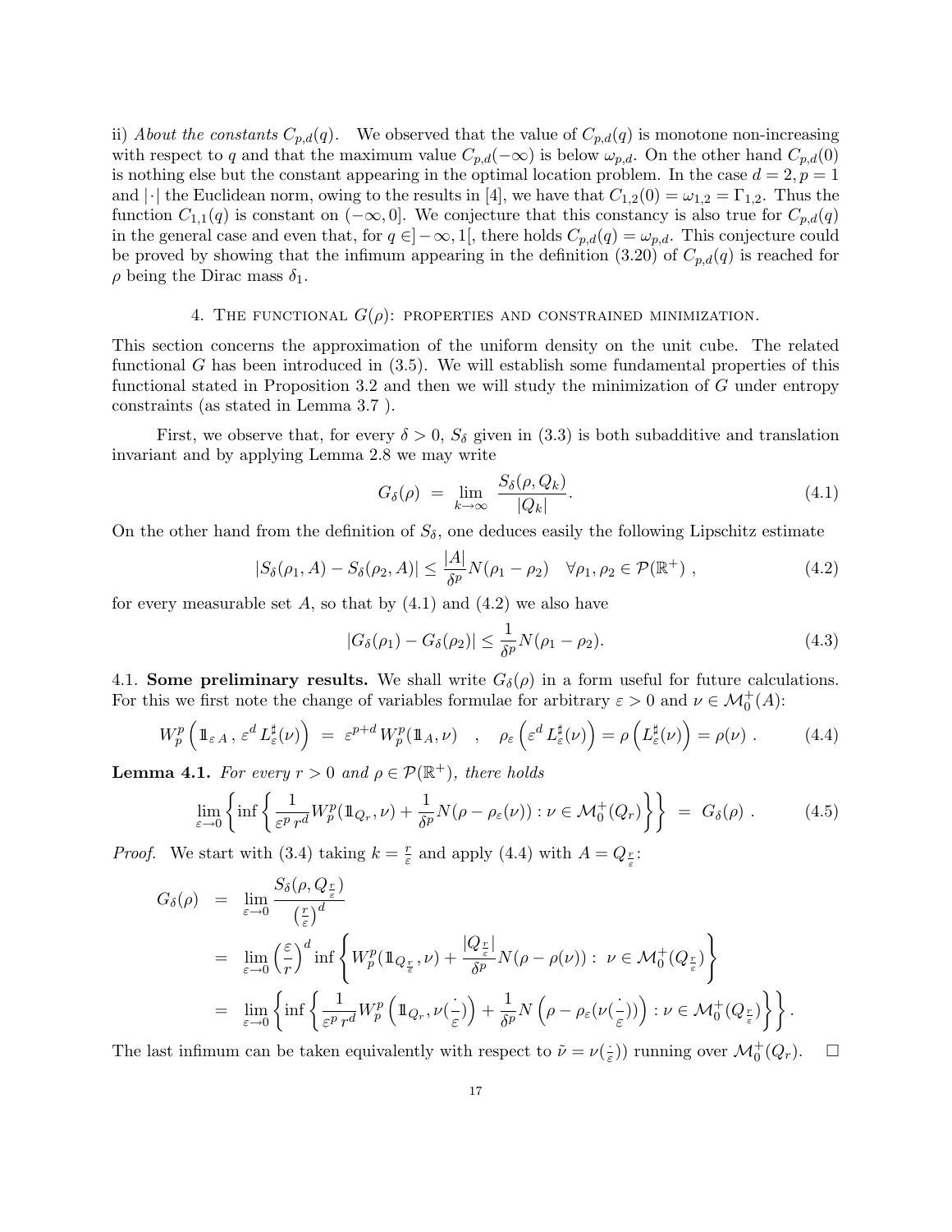ii) *About the constants $C_{p,d}(q)$.* We observed that the value of $C_{p,d}(q)$ is monotone non-increasing with respect to $q$ and that the maximum value $C_{p,d}(-\infty)$ is below $\omega_{p,d}$. On the other hand $C_{p,d}(0)$ is nothing else but the constant appearing in the optimal location problem. In the case $d=2, p=1$ and $|\cdot|$ the Euclidean norm, owing to the results in [4], we have that $C_{1,2}(0) = \omega_{1,2} = \Gamma_{1,2}$. Thus the function $C_{1,1}(q)$ is constant on $(-\infty, 0]$. We conjecture that this constancy is also true for $C_{p,d}(q)$ in the general case and even that, for $q \in ]-\infty, 1[$, there holds $C_{p,d}(q) = \omega_{p,d}$. This conjecture could be proved by showing that the infimum appearing in the definition (3.20) of $C_{p,d}(q)$ is reached for $\rho$ being the Dirac mass $\delta_1$.

## 4. The functional $G(\rho)$: properties and constrained minimization.

This section concerns the approximation of the uniform density on the unit cube. The related functional $G$ has been introduced in (3.5). We will establish some fundamental properties of this functional stated in Proposition 3.2 and then we will study the minimization of $G$ under entropy constraints (as stated in Lemma 3.7 ).

First, we observe that, for every $\delta > 0$, $S_\delta$ given in (3.3) is both subadditive and translation invariant and by applying Lemma 2.8 we may write

$$G_\delta(\rho) \;=\; \lim_{k\to\infty} \frac{S_\delta(\rho, Q_k)}{|Q_k|}. \tag{4.1}$$

On the other hand from the definition of $S_\delta$, one deduces easily the following Lipschitz estimate

$$|S_\delta(\rho_1, A) - S_\delta(\rho_2, A)| \le \frac{|A|}{\delta^p} N(\rho_1 - \rho_2) \quad \forall \rho_1, \rho_2 \in \mathcal{P}(\mathbb{R}^+)\ , \tag{4.2}$$

for every measurable set $A$, so that by (4.1) and (4.2) we also have

$$|G_\delta(\rho_1) - G_\delta(\rho_2)| \le \frac{1}{\delta^p} N(\rho_1 - \rho_2). \tag{4.3}$$

### 4.1. **Some preliminary results.**

We shall write $G_\delta(\rho)$ in a form useful for future calculations. For this we first note the change of variables formulae for arbitrary $\varepsilon > 0$ and $\nu \in \mathcal{M}_0^+(A)$:

$$W_p^p\left(\mathbb{1}_{\varepsilon A}\,,\, \varepsilon^d\, L_\varepsilon^\sharp(\nu)\right) \;=\; \varepsilon^{p+d}\, W_p^p(\mathbb{1}_A, \nu) \quad , \quad \rho_\varepsilon\left(\varepsilon^d\, L_\varepsilon^\sharp(\nu)\right) = \rho\left(L_\varepsilon^\sharp(\nu)\right) = \rho(\nu)\ . \tag{4.4}$$

**Lemma 4.1.** *For every $r > 0$ and $\rho \in \mathcal{P}(\mathbb{R}^+)$, there holds*

$$\lim_{\varepsilon\to 0} \left\{ \inf\left\{ \frac{1}{\varepsilon^p\, r^d} W_p^p(\mathbb{1}_{Q_r}, \nu) + \frac{1}{\delta^p} N(\rho - \rho_\varepsilon(\nu)) : \nu \in \mathcal{M}_0^+(Q_r) \right\} \right\} \;=\; G_\delta(\rho)\ . \tag{4.5}$$

*Proof.* We start with (3.4) taking $k = \frac{r}{\varepsilon}$ and apply (4.4) with $A = Q_{\frac{r}{\varepsilon}}$:

$$\begin{aligned}
G_\delta(\rho) &= \lim_{\varepsilon\to 0} \frac{S_\delta(\rho, Q_{\frac{r}{\varepsilon}})}{\left(\frac{r}{\varepsilon}\right)^d} \\
&= \lim_{\varepsilon\to 0} \left(\frac{\varepsilon}{r}\right)^d \inf\left\{ W_p^p(\mathbb{1}_{Q_{\frac{r}{\varepsilon}}}, \nu) + \frac{|Q_{\frac{r}{\varepsilon}}|}{\delta^p} N(\rho - \rho(\nu)) :\ \nu \in \mathcal{M}_0^+(Q_{\frac{r}{\varepsilon}}) \right\} \\
&= \lim_{\varepsilon\to 0} \left\{ \inf\left\{ \frac{1}{\varepsilon^p\, r^d} W_p^p\left(\mathbb{1}_{Q_r}, \nu(\frac{\cdot}{\varepsilon})\right) + \frac{1}{\delta^p} N\left(\rho - \rho_\varepsilon(\nu(\frac{\cdot}{\varepsilon}))\right) : \nu \in \mathcal{M}_0^+(Q_{\frac{r}{\varepsilon}}) \right\} \right\}.
\end{aligned}$$

The last infimum can be taken equivalently with respect to $\tilde{\nu} = \nu(\frac{\cdot}{\varepsilon}))$ running over $\mathcal{M}_0^+(Q_r)$. $\square$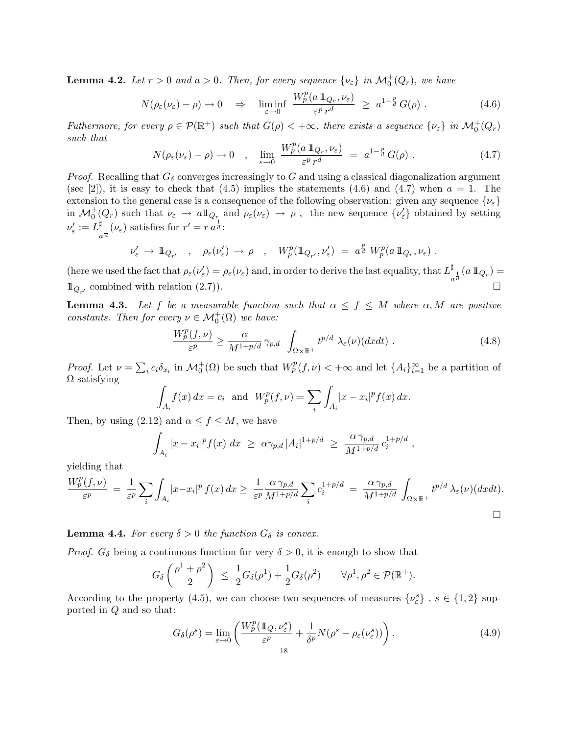**Lemma 4.2.** *Let $r > 0$ and $a > 0$. Then, for every sequence $\{\nu_\varepsilon\}$ in $\mathcal{M}_0^+(Q_r)$, we have*

$$N(\rho_\varepsilon(\nu_\varepsilon) - \rho) \to 0 \quad \Rightarrow \quad \liminf_{\varepsilon \to 0} \frac{W_p^p(a\, 1\!\!1_{Q_r}, \nu_\varepsilon)}{\varepsilon^p\, r^d} \;\geq\; a^{1-\frac{p}{d}}\, G(\rho)\ . \tag{4.6}$$

*Futhermore, for every $\rho \in \mathcal{P}(\mathbb{R}^+)$ such that $G(\rho) < +\infty$, there exists a sequence $\{\nu_\varepsilon\}$ in $\mathcal{M}_0^+(Q_r)$ such that*

$$N(\rho_\varepsilon(\nu_\varepsilon) - \rho) \to 0 \quad , \quad \lim_{\varepsilon \to 0} \frac{W_p^p(a\, 1\!\!1_{Q_r}, \nu_\varepsilon)}{\varepsilon^p\, r^d} \;=\; a^{1-\frac{p}{d}}\, G(\rho)\ . \tag{4.7}$$

*Proof.* Recalling that $G_\delta$ converges increasingly to $G$ and using a classical diagonalization argument (see [2]), it is easy to check that (4.5) implies the statements (4.6) and (4.7) when $a = 1$. The extension to the general case is a consequence of the following observation: given any sequence $\{\nu_\varepsilon\}$ in $\mathcal{M}_0^+(Q_r)$ such that $\nu_\varepsilon \to a 1\!\!1_{Q_r}$ and $\rho_\varepsilon(\nu_\varepsilon) \to \rho$, the new sequence $\{\nu'_\varepsilon\}$ obtained by setting $\nu'_\varepsilon := L^\sharp_{a^{\frac{1}{d}}}(\nu_\varepsilon)$ satisfies for $r' = r\, a^{\frac{1}{d}}$:

$$\nu'_\varepsilon \to 1\!\!1_{Q_{r'}} \quad , \quad \rho_\varepsilon(\nu'_\varepsilon) \to \rho \quad , \quad W_p^p(1\!\!1_{Q_{r'}}, \nu'_\varepsilon) \;=\; a^{\frac{p}{d}}\, W_p^p(a\, 1\!\!1_{Q_r}, \nu_\varepsilon)\ .$$

(here we used the fact that $\rho_\varepsilon(\nu'_\varepsilon) = \rho_\varepsilon(\nu_\varepsilon)$ and, in order to derive the last equality, that $L^\sharp_{a^{\frac{1}{d}}}(a\, 1\!\!1_{Q_r}) = 1\!\!1_{Q_{r'}}$ combined with relation (2.7)). □

**Lemma 4.3.** *Let $f$ be a measurable function such that $\alpha \leq f \leq M$ where $\alpha, M$ are positive constants. Then for every $\nu \in \mathcal{M}_0^+(\Omega)$ we have:*

$$\frac{W_p^p(f,\nu)}{\varepsilon^p} \geq \frac{\alpha}{M^{1+p/d}}\, \gamma_{p,d} \int_{\Omega\times\mathbb{R}^+} t^{p/d}\ \lambda_\varepsilon(\nu)(dxdt)\ . \tag{4.8}$$

*Proof.* Let $\nu = \sum_i c_i \delta_{x_i}$ in $\mathcal{M}_0^+(\Omega)$ be such that $W_p^p(f,\nu) < +\infty$ and let $\{A_i\}_{i=1}^\infty$ be a partition of $\Omega$ satisfying

$$\int_{A_i} f(x)\, dx = c_i \ \text{ and } \ W_p^p(f,\nu) = \sum_i \int_{A_i} |x - x_i|^p f(x)\, dx.$$

Then, by using (2.12) and $\alpha \leq f \leq M$, we have

$$\int_{A_i} |x - x_i|^p f(x)\ dx \;\geq\; \alpha \gamma_{p,d}\, |A_i|^{1+p/d} \;\geq\; \frac{\alpha\, \gamma_{p,d}}{M^{1+p/d}}\, c_i^{1+p/d}\ ,$$

yielding that

$$\frac{W_p^p(f,\nu)}{\varepsilon^p} \;=\; \frac{1}{\varepsilon^p} \sum_i \int_{A_i} |x - x_i|^p\, f(x)\, dx \geq \frac{1}{\varepsilon^p} \frac{\alpha\, \gamma_{p,d}}{M^{1+p/d}} \sum_i c_i^{1+p/d} \;=\; \frac{\alpha\, \gamma_{p,d}}{M^{1+p/d}} \int_{\Omega\times\mathbb{R}^+} t^{p/d}\ \lambda_\varepsilon(\nu)(dxdt).$$

□

**Lemma 4.4.** *For every $\delta > 0$ the function $G_\delta$ is convex.*

*Proof.* $G_\delta$ being a continuous function for very $\delta > 0$, it is enough to show that

$$G_\delta\left(\frac{\rho^1 + \rho^2}{2}\right) \;\leq\; \frac{1}{2} G_\delta(\rho^1) + \frac{1}{2} G_\delta(\rho^2) \qquad \forall \rho^1, \rho^2 \in \mathcal{P}(\mathbb{R}^+).$$

According to the property (4.5), we can choose two sequences of measures $\{\nu_\varepsilon^s\}$ , $s \in \{1,2\}$ supported in $Q$ and so that:

$$G_\delta(\rho^s) = \lim_{\varepsilon \to 0} \left( \frac{W_p^p(1\!\!1_Q, \nu_\varepsilon^s)}{\varepsilon^p} + \frac{1}{\delta^p} N(\rho^s - \rho_\varepsilon(\nu_\varepsilon^s)) \right). \tag{4.9}$$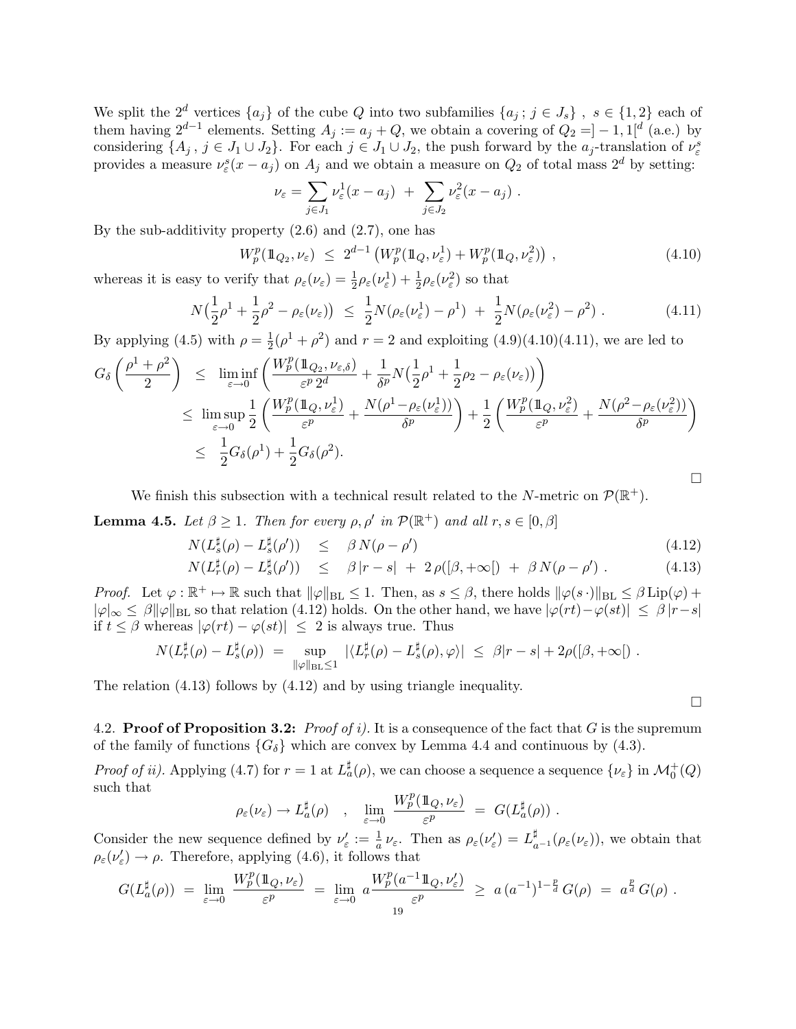We split the $2^d$ vertices $\{a_j\}$ of the cube $Q$ into two subfamilies $\{a_j\,;\, j\in J_s\}$ , $s\in\{1,2\}$ each of them having $2^{d-1}$ elements. Setting $A_j := a_j + Q$, we obtain a covering of $Q_2 = ]-1,1[^d$ (a.e.) by considering $\{A_j\,,\, j\in J_1\cup J_2\}$. For each $j\in J_1\cup J_2$, the push forward by the $a_j$-translation of $\nu^s_\varepsilon$ provides a measure $\nu^s_\varepsilon(x-a_j)$ on $A_j$ and we obtain a measure on $Q_2$ of total mass $2^d$ by setting:

$$\nu_\varepsilon = \sum_{j\in J_1} \nu^1_\varepsilon(x-a_j) \;+\; \sum_{j\in J_2} \nu^2_\varepsilon(x-a_j)\ .$$

By the sub-additivity property (2.6) and (2.7), one has

$$W_p^p(1\!\!1_{Q_2},\nu_\varepsilon) \;\le\; 2^{d-1}\left(W_p^p(1\!\!1_Q,\nu^1_\varepsilon) + W_p^p(1\!\!1_Q,\nu^2_\varepsilon)\right)\ , \tag{4.10}$$

whereas it is easy to verify that $\rho_\varepsilon(\nu_\varepsilon) = \frac12\rho_\varepsilon(\nu^1_\varepsilon) + \frac12\rho_\varepsilon(\nu^2_\varepsilon)$ so that

$$N\big(\tfrac12\rho^1 + \tfrac12\rho^2 - \rho_\varepsilon(\nu_\varepsilon)\big) \;\le\; \frac12 N(\rho_\varepsilon(\nu^1_\varepsilon)-\rho^1) \;+\; \frac12 N(\rho_\varepsilon(\nu^2_\varepsilon)-\rho^2)\ . \tag{4.11}$$

By applying (4.5) with $\rho = \frac12(\rho^1+\rho^2)$ and $r=2$ and exploiting (4.9)(4.10)(4.11), we are led to

$$\begin{aligned}
G_\delta\left(\frac{\rho^1+\rho^2}{2}\right) \;&\le\; \liminf_{\varepsilon\to0}\left(\frac{W_p^p(1\!\!1_{Q_2},\nu_{\varepsilon,\delta})}{\varepsilon^p\,2^d} + \frac{1}{\delta^p}N\big(\tfrac12\rho^1+\tfrac12\rho_2-\rho_\varepsilon(\nu_\varepsilon)\big)\right)\\
&\le\; \limsup_{\varepsilon\to0}\frac12\left(\frac{W_p^p(1\!\!1_Q,\nu^1_\varepsilon)}{\varepsilon^p} + \frac{N(\rho^1-\rho_\varepsilon(\nu^1_\varepsilon))}{\delta^p}\right) + \frac12\left(\frac{W_p^p(1\!\!1_Q,\nu^2_\varepsilon)}{\varepsilon^p} + \frac{N(\rho^2-\rho_\varepsilon(\nu^2_\varepsilon))}{\delta^p}\right)\\
&\le\; \frac12 G_\delta(\rho^1) + \frac12 G_\delta(\rho^2).
\end{aligned}$$

□

We finish this subsection with a technical result related to the $N$-metric on $\mathcal{P}(\mathbb{R}^+)$.

**Lemma 4.5.** *Let $\beta\ge1$. Then for every $\rho,\rho'$ in $\mathcal{P}(\mathbb{R}^+)$ and all $r,s\in[0,\beta]$*

$$N(L^\sharp_s(\rho) - L^\sharp_s(\rho')) \quad\le\quad \beta\, N(\rho-\rho') \tag{4.12}$$

$$N(L^\sharp_r(\rho) - L^\sharp_s(\rho')) \quad\le\quad \beta\,|r-s| \;+\; 2\,\rho([\beta,+\infty[) \;+\; \beta\, N(\rho-\rho')\ . \tag{4.13}$$

*Proof.* Let $\varphi:\mathbb{R}^+\mapsto\mathbb{R}$ such that $\|\varphi\|_{\mathrm{BL}}\le1$. Then, as $s\le\beta$, there holds $\|\varphi(s\,\cdot)\|_{\mathrm{BL}}\le \beta\,\mathrm{Lip}(\varphi) + |\varphi|_\infty \le \beta\|\varphi\|_{\mathrm{BL}}$ so that relation (4.12) holds. On the other hand, we have $|\varphi(rt)-\varphi(st)| \;\le\; \beta\,|r-s|$ if $t\le\beta$ whereas $|\varphi(rt)-\varphi(st)| \;\le\; 2$ is always true. Thus

$$N(L^\sharp_r(\rho) - L^\sharp_s(\rho)) \;=\; \sup_{\|\varphi\|_{\mathrm{BL}}\le1} |\langle L^\sharp_r(\rho) - L^\sharp_s(\rho),\varphi\rangle| \;\le\; \beta|r-s| + 2\rho([\beta,+\infty[)\ .$$

The relation (4.13) follows by (4.12) and by using triangle inequality.

□

4.2. **Proof of Proposition 3.2:** *Proof of i).* It is a consequence of the fact that $G$ is the supremum of the family of functions $\{G_\delta\}$ which are convex by Lemma 4.4 and continuous by (4.3).

*Proof of ii).* Applying (4.7) for $r=1$ at $L^\sharp_a(\rho)$, we can choose a sequence a sequence $\{\nu_\varepsilon\}$ in $\mathcal{M}^+_0(Q)$ such that

$$\rho_\varepsilon(\nu_\varepsilon)\to L^\sharp_a(\rho) \quad,\quad \lim_{\varepsilon\to0}\frac{W_p^p(1\!\!1_Q,\nu_\varepsilon)}{\varepsilon^p} \;=\; G(L^\sharp_a(\rho))\ .$$

Consider the new sequence defined by $\nu'_\varepsilon := \frac1a\,\nu_\varepsilon$. Then as $\rho_\varepsilon(\nu'_\varepsilon) = L^\sharp_{a^{-1}}(\rho_\varepsilon(\nu_\varepsilon))$, we obtain that $\rho_\varepsilon(\nu'_\varepsilon)\to\rho$. Therefore, applying (4.6), it follows that

$$G(L^\sharp_a(\rho)) \;=\; \lim_{\varepsilon\to0}\frac{W_p^p(1\!\!1_Q,\nu_\varepsilon)}{\varepsilon^p} \;=\; \lim_{\varepsilon\to0} a\,\frac{W_p^p(a^{-1}1\!\!1_Q,\nu'_\varepsilon)}{\varepsilon^p} \;\ge\; a\,(a^{-1})^{1-\frac pd}\,G(\rho) \;=\; a^{\frac pd}\,G(\rho)\ .$$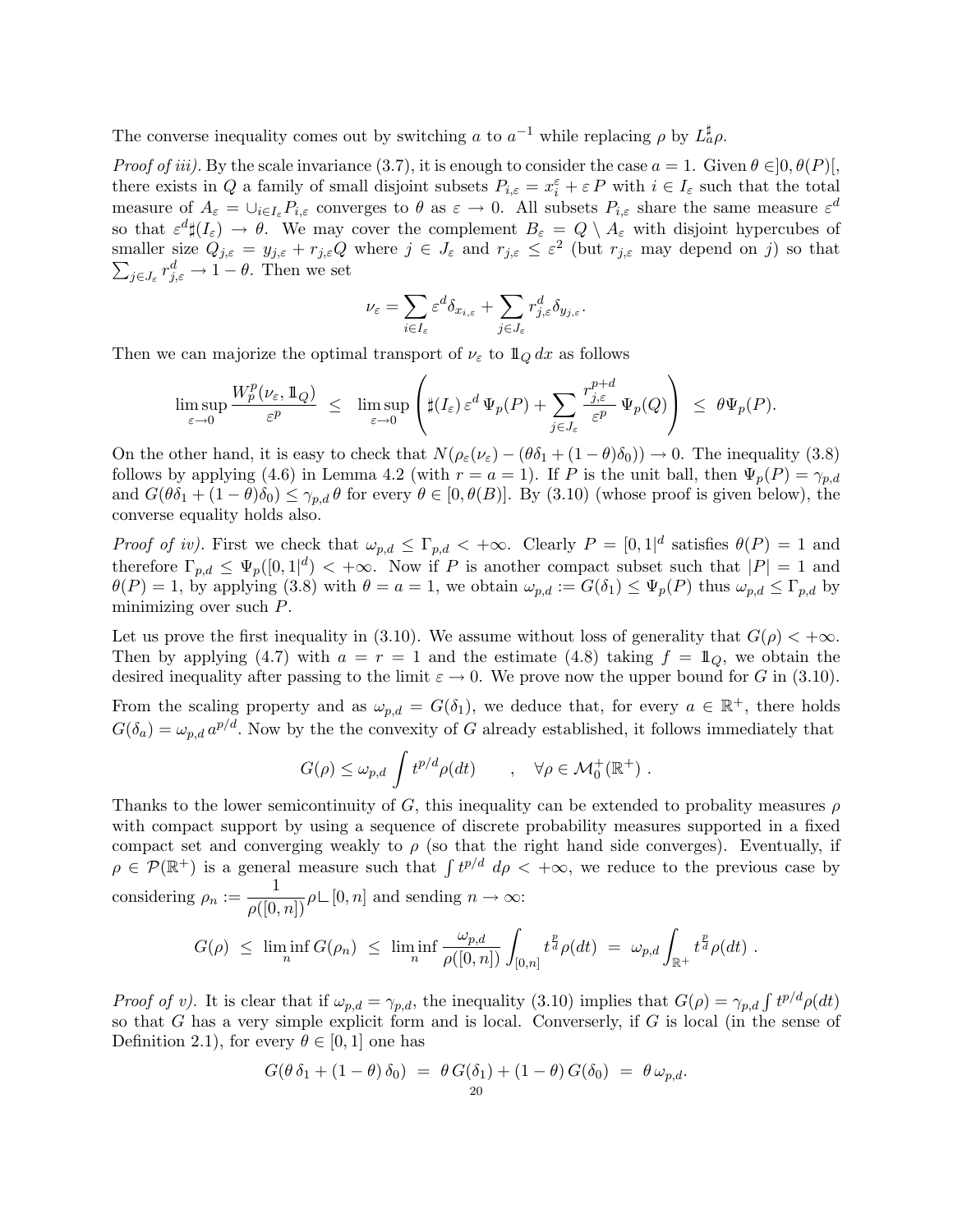The converse inequality comes out by switching $a$ to $a^{-1}$ while replacing $\rho$ by $L_a^\sharp \rho$.

*Proof of iii).* By the scale invariance (3.7), it is enough to consider the case $a = 1$. Given $\theta \in ]0, \theta(P)[$, there exists in $Q$ a family of small disjoint subsets $P_{i,\varepsilon} = x_i^\varepsilon + \varepsilon P$ with $i \in I_\varepsilon$ such that the total measure of $A_\varepsilon = \cup_{i\in I_\varepsilon} P_{i,\varepsilon}$ converges to $\theta$ as $\varepsilon \to 0$. All subsets $P_{i,\varepsilon}$ share the same measure $\varepsilon^d$ so that $\varepsilon^d \sharp(I_\varepsilon) \to \theta$. We may cover the complement $B_\varepsilon = Q \setminus A_\varepsilon$ with disjoint hypercubes of smaller size $Q_{j,\varepsilon} = y_{j,\varepsilon} + r_{j,\varepsilon} Q$ where $j \in J_\varepsilon$ and $r_{j,\varepsilon} \le \varepsilon^2$ (but $r_{j,\varepsilon}$ may depend on $j$) so that $\sum_{j\in J_\varepsilon} r_{j,\varepsilon}^d \to 1 - \theta$. Then we set

$$\nu_\varepsilon = \sum_{i\in I_\varepsilon} \varepsilon^d \delta_{x_{i,\varepsilon}} + \sum_{j\in J_\varepsilon} r_{j,\varepsilon}^d \delta_{y_{j,\varepsilon}}.$$

Then we can majorize the optimal transport of $\nu_\varepsilon$ to $1\!\!1_Q\, dx$ as follows

$$\limsup_{\varepsilon\to 0} \frac{W_p^p(\nu_\varepsilon, 1\!\!1_Q)}{\varepsilon^p} \;\le\; \limsup_{\varepsilon\to 0} \left( \sharp(I_\varepsilon)\, \varepsilon^d\, \Psi_p(P) + \sum_{j\in J_\varepsilon} \frac{r_{j,\varepsilon}^{p+d}}{\varepsilon^p}\, \Psi_p(Q) \right) \;\le\; \theta \Psi_p(P).$$

On the other hand, it is easy to check that $N(\rho_\varepsilon(\nu_\varepsilon) - (\theta\delta_1 + (1-\theta)\delta_0)) \to 0$. The inequality (3.8) follows by applying (4.6) in Lemma 4.2 (with $r = a = 1$). If $P$ is the unit ball, then $\Psi_p(P) = \gamma_{p,d}$ and $G(\theta\delta_1 + (1-\theta)\delta_0) \le \gamma_{p,d}\, \theta$ for every $\theta \in [0, \theta(B)]$. By (3.10) (whose proof is given below), the converse equality holds also.

*Proof of iv).* First we check that $\omega_{p,d} \le \Gamma_{p,d} < +\infty$. Clearly $P = [0,1|^d$ satisfies $\theta(P) = 1$ and therefore $\Gamma_{p,d} \le \Psi_p([0,1|^d) < +\infty$. Now if $P$ is another compact subset such that $|P| = 1$ and $\theta(P) = 1$, by applying (3.8) with $\theta = a = 1$, we obtain $\omega_{p,d} := G(\delta_1) \le \Psi_p(P)$ thus $\omega_{p,d} \le \Gamma_{p,d}$ by minimizing over such $P$.

Let us prove the first inequality in (3.10). We assume without loss of generality that $G(\rho) < +\infty$. Then by applying (4.7) with $a = r = 1$ and the estimate (4.8) taking $f = 1\!\!1_Q$, we obtain the desired inequality after passing to the limit $\varepsilon \to 0$. We prove now the upper bound for $G$ in (3.10).

From the scaling property and as $\omega_{p,d} = G(\delta_1)$, we deduce that, for every $a \in \mathbb{R}^+$, there holds $G(\delta_a) = \omega_{p,d}\, a^{p/d}$. Now by the the convexity of $G$ already established, it follows immediately that

$$G(\rho) \le \omega_{p,d} \int t^{p/d} \rho(dt) \qquad , \quad \forall \rho \in \mathcal{M}_0^+(\mathbb{R}^+) \ .$$

Thanks to the lower semicontinuity of $G$, this inequality can be extended to probality measures $\rho$ with compact support by using a sequence of discrete probability measures supported in a fixed compact set and converging weakly to $\rho$ (so that the right hand side converges). Eventually, if $\rho \in \mathcal{P}(\mathbb{R}^+)$ is a general measure such that $\int t^{p/d}\, d\rho < +\infty$, we reduce to the previous case by considering $\rho_n := \dfrac{1}{\rho([0,n])} \rho \llcorner [0,n]$ and sending $n \to \infty$:

$$G(\rho) \;\le\; \liminf_n G(\rho_n) \;\le\; \liminf_n \frac{\omega_{p,d}}{\rho([0,n])} \int_{[0,n]} t^{\frac{p}{d}} \rho(dt) \;=\; \omega_{p,d} \int_{\mathbb{R}^+} t^{\frac{p}{d}} \rho(dt) \ .$$

*Proof of v).* It is clear that if $\omega_{p,d} = \gamma_{p,d}$, the inequality (3.10) implies that $G(\rho) = \gamma_{p,d} \int t^{p/d} \rho(dt)$ so that $G$ has a very simple explicit form and is local. Converserly, if $G$ is local (in the sense of Definition 2.1), for every $\theta \in [0,1]$ one has

$$G(\theta\, \delta_1 + (1-\theta)\, \delta_0) \;=\; \theta\, G(\delta_1) + (1-\theta)\, G(\delta_0) \;=\; \theta\, \omega_{p,d}.$$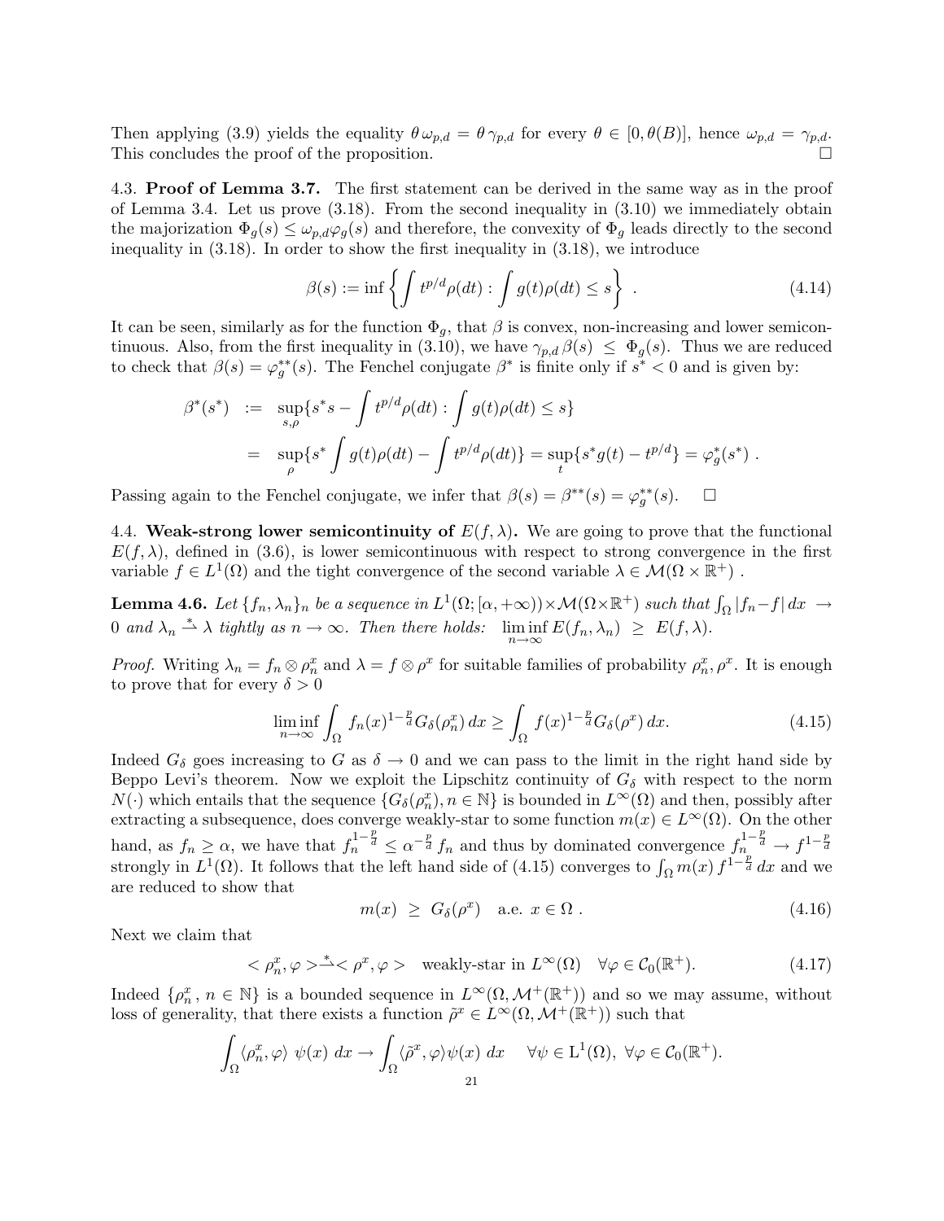Then applying (3.9) yields the equality $\theta\,\omega_{p,d} = \theta\,\gamma_{p,d}$ for every $\theta \in [0, \theta(B)]$, hence $\omega_{p,d} = \gamma_{p,d}$. This concludes the proof of the proposition. $\square$

### 4.3. **Proof of Lemma 3.7.**

The first statement can be derived in the same way as in the proof of Lemma 3.4. Let us prove (3.18). From the second inequality in (3.10) we immediately obtain the majorization $\Phi_g(s) \leq \omega_{p,d}\varphi_g(s)$ and therefore, the convexity of $\Phi_g$ leads directly to the second inequality in (3.18). In order to show the first inequality in (3.18), we introduce

$$\beta(s) := \inf\left\{\int t^{p/d}\rho(dt) : \int g(t)\rho(dt) \leq s\right\} . \tag{4.14}$$

It can be seen, similarly as for the function $\Phi_g$, that $\beta$ is convex, non-increasing and lower semicontinuous. Also, from the first inequality in (3.10), we have $\gamma_{p,d}\,\beta(s) \;\leq\; \Phi_g(s)$. Thus we are reduced to check that $\beta(s) = \varphi_g^{**}(s)$. The Fenchel conjugate $\beta^*$ is finite only if $s^* < 0$ and is given by:

$$\begin{aligned}
\beta^*(s^*) \;&:=\; \sup_{s,\rho}\{s^* s - \int t^{p/d}\rho(dt) : \int g(t)\rho(dt) \leq s\} \\
&=\; \sup_{\rho}\{s^* \int g(t)\rho(dt) - \int t^{p/d}\rho(dt)\} = \sup_{t}\{s^* g(t) - t^{p/d}\} = \varphi_g^*(s^*) \ .
\end{aligned}$$

Passing again to the Fenchel conjugate, we infer that $\beta(s) = \beta^{**}(s) = \varphi_g^{**}(s)$. $\quad\square$

### 4.4. **Weak-strong lower semicontinuity of $E(f,\lambda)$.**

We are going to prove that the functional $E(f,\lambda)$, defined in (3.6), is lower semicontinuous with respect to strong convergence in the first variable $f \in L^1(\Omega)$ and the tight convergence of the second variable $\lambda \in \mathcal{M}(\Omega\times\mathbb{R}^+)$ .

**Lemma 4.6.** *Let $\{f_n, \lambda_n\}_n$ be a sequence in $L^1(\Omega;[\alpha,+\infty))\times\mathcal{M}(\Omega\times\mathbb{R}^+)$ such that $\int_\Omega |f_n - f|\,dx \;\to\; 0$ and $\lambda_n \overset{*}{\rightharpoonup} \lambda$ tightly as $n\to\infty$. Then there holds: $\liminf_{n\to\infty} E(f_n,\lambda_n) \;\geq\; E(f,\lambda)$.*

*Proof.* Writing $\lambda_n = f_n \otimes \rho_n^x$ and $\lambda = f\otimes\rho^x$ for suitable families of probability $\rho_n^x, \rho^x$. It is enough to prove that for every $\delta > 0$

$$\liminf_{n\to\infty} \int_\Omega f_n(x)^{1-\frac{p}{d}} G_\delta(\rho_n^x)\,dx \geq \int_\Omega f(x)^{1-\frac{p}{d}} G_\delta(\rho^x)\,dx. \tag{4.15}$$

Indeed $G_\delta$ goes increasing to $G$ as $\delta \to 0$ and we can pass to the limit in the right hand side by Beppo Levi's theorem. Now we exploit the Lipschitz continuity of $G_\delta$ with respect to the norm $N(\cdot)$ which entails that the sequence $\{G_\delta(\rho_n^x), n\in\mathbb{N}\}$ is bounded in $L^\infty(\Omega)$ and then, possibly after extracting a subsequence, does converge weakly-star to some function $m(x) \in L^\infty(\Omega)$. On the other hand, as $f_n \geq \alpha$, we have that $f_n^{1-\frac{p}{d}} \leq \alpha^{-\frac{p}{d}} f_n$ and thus by dominated convergence $f_n^{1-\frac{p}{d}} \to f^{1-\frac{p}{d}}$ strongly in $L^1(\Omega)$. It follows that the left hand side of (4.15) converges to $\int_\Omega m(x)\, f^{1-\frac{p}{d}}\,dx$ and we are reduced to show that

$$m(x) \;\geq\; G_\delta(\rho^x) \quad \text{a.e. } x\in\Omega \ . \tag{4.16}$$

Next we claim that

$$< \rho_n^x, \varphi > \overset{*}{\rightharpoonup} < \rho^x, \varphi > \quad \text{weakly-star in } L^\infty(\Omega) \quad \forall\varphi\in\mathcal{C}_0(\mathbb{R}^+). \tag{4.17}$$

Indeed $\{\rho_n^x,\, n\in\mathbb{N}\}$ is a bounded sequence in $L^\infty(\Omega,\mathcal{M}^+(\mathbb{R}^+))$ and so we may assume, without loss of generality, that there exists a function $\tilde\rho^x \in L^\infty(\Omega,\mathcal{M}^+(\mathbb{R}^+))$ such that

$$\int_\Omega \langle\rho_n^x,\varphi\rangle\ \psi(x)\ dx \to \int_\Omega \langle\tilde\rho^x,\varphi\rangle\psi(x)\ dx \quad\ \forall\psi\in \mathrm{L}^1(\Omega),\ \forall\varphi\in\mathcal{C}_0(\mathbb{R}^+).$$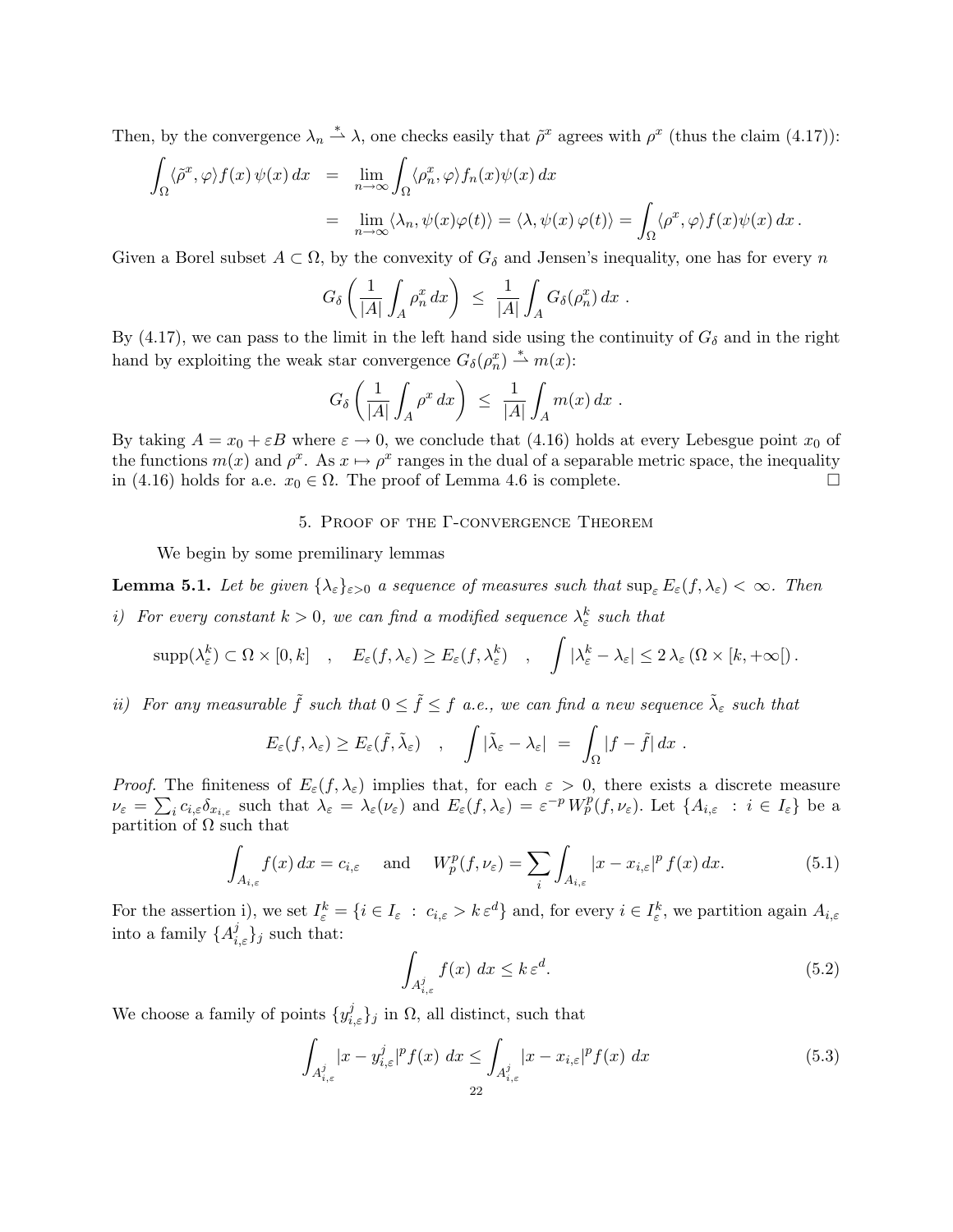Then, by the convergence $\lambda_n \overset{*}{\rightharpoonup} \lambda$, one checks easily that $\tilde{\rho}^x$ agrees with $\rho^x$ (thus the claim (4.17)):

$$
\begin{aligned}
\int_\Omega \langle \tilde{\rho}^x, \varphi \rangle f(x)\, \psi(x)\, dx &= \lim_{n\to\infty} \int_\Omega \langle \rho_n^x, \varphi \rangle f_n(x) \psi(x)\, dx \\
&= \lim_{n\to\infty} \langle \lambda_n, \psi(x)\varphi(t) \rangle = \langle \lambda, \psi(x)\, \varphi(t) \rangle = \int_\Omega \langle \rho^x, \varphi \rangle f(x) \psi(x)\, dx \,.
\end{aligned}
$$

Given a Borel subset $A \subset \Omega$, by the convexity of $G_\delta$ and Jensen's inequality, one has for every $n$

$$
G_\delta \left( \frac{1}{|A|} \int_A \rho_n^x \, dx \right) \;\leq\; \frac{1}{|A|} \int_A G_\delta(\rho_n^x)\, dx \;.
$$

By (4.17), we can pass to the limit in the left hand side using the continuity of $G_\delta$ and in the right hand by exploiting the weak star convergence $G_\delta(\rho_n^x) \overset{*}{\rightharpoonup} m(x)$:

$$
G_\delta \left( \frac{1}{|A|} \int_A \rho^x \, dx \right) \;\leq\; \frac{1}{|A|} \int_A m(x)\, dx \;.
$$

By taking $A = x_0 + \varepsilon B$ where $\varepsilon \to 0$, we conclude that (4.16) holds at every Lebesgue point $x_0$ of the functions $m(x)$ and $\rho^x$. As $x \mapsto \rho^x$ ranges in the dual of a separable metric space, the inequality in (4.16) holds for a.e. $x_0 \in \Omega$. The proof of Lemma 4.6 is complete. $\square$

## 5. Proof of the Γ-convergence Theorem

We begin by some premilinary lemmas

**Lemma 5.1.** *Let be given $\{\lambda_\varepsilon\}_{\varepsilon>0}$ a sequence of measures such that $\sup_\varepsilon E_\varepsilon(f, \lambda_\varepsilon) < \infty$. Then*

*i) For every constant $k > 0$, we can find a modified sequence $\lambda_\varepsilon^k$ such that*

$$
\operatorname{supp}(\lambda_\varepsilon^k) \subset \Omega \times [0, k] \quad , \quad E_\varepsilon(f, \lambda_\varepsilon) \geq E_\varepsilon(f, \lambda_\varepsilon^k) \quad , \quad \int |\lambda_\varepsilon^k - \lambda_\varepsilon| \leq 2\, \lambda_\varepsilon\, (\Omega \times [k, +\infty[)\,.
$$

*ii) For any measurable $\tilde{f}$ such that $0 \leq \tilde{f} \leq f$ a.e., we can find a new sequence $\tilde{\lambda}_\varepsilon$ such that*

$$
E_\varepsilon(f, \lambda_\varepsilon) \geq E_\varepsilon(\tilde{f}, \tilde{\lambda}_\varepsilon) \quad , \quad \int |\tilde{\lambda}_\varepsilon - \lambda_\varepsilon| \;=\; \int_\Omega |f - \tilde{f}|\, dx \;.
$$

*Proof.* The finiteness of $E_\varepsilon(f, \lambda_\varepsilon)$ implies that, for each $\varepsilon > 0$, there exists a discrete measure $\nu_\varepsilon = \sum_i c_{i,\varepsilon} \delta_{x_{i,\varepsilon}}$ such that $\lambda_\varepsilon = \lambda_\varepsilon(\nu_\varepsilon)$ and $E_\varepsilon(f, \lambda_\varepsilon) = \varepsilon^{-p} W_p^p(f, \nu_\varepsilon)$. Let $\{A_{i,\varepsilon} \;:\; i \in I_\varepsilon\}$ be a partition of $\Omega$ such that

$$
\int_{A_{i,\varepsilon}} f(x)\, dx = c_{i,\varepsilon} \quad \text{ and } \quad W_p^p(f, \nu_\varepsilon) = \sum_i \int_{A_{i,\varepsilon}} |x - x_{i,\varepsilon}|^p\, f(x)\, dx. \tag{5.1}
$$

For the assertion i), we set $I_\varepsilon^k = \{i \in I_\varepsilon \;:\; c_{i,\varepsilon} > k\, \varepsilon^d\}$ and, for every $i \in I_\varepsilon^k$, we partition again $A_{i,\varepsilon}$ into a family $\{A_{i,\varepsilon}^j\}_j$ such that:

$$
\int_{A_{i,\varepsilon}^j} f(x)\; dx \leq k\, \varepsilon^d. \tag{5.2}
$$

We choose a family of points $\{y_{i,\varepsilon}^j\}_j$ in $\Omega$, all distinct, such that

$$
\int_{A_{i,\varepsilon}^j} |x - y_{i,\varepsilon}^j|^p f(x)\; dx \leq \int_{A_{i,\varepsilon}^j} |x - x_{i,\varepsilon}|^p f(x)\; dx \tag{5.3}
$$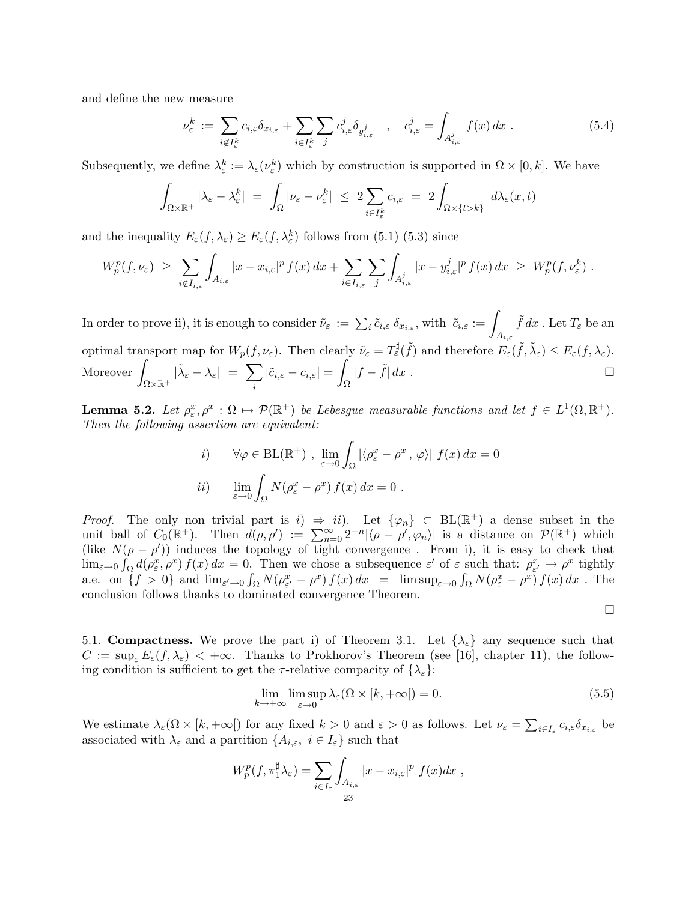and define the new measure

$$\nu_\varepsilon^k := \sum_{i \notin I_\varepsilon^k} c_{i,\varepsilon} \delta_{x_{i,\varepsilon}} + \sum_{i \in I_\varepsilon^k} \sum_j c_{i,\varepsilon}^j \delta_{y_{i,\varepsilon}^j} \quad , \quad c_{i,\varepsilon}^j = \int_{A_{i,\varepsilon}^j} f(x)\, dx \ . \tag{5.4}$$

Subsequently, we define $\lambda_\varepsilon^k := \lambda_\varepsilon(\nu_\varepsilon^k)$ which by construction is supported in $\Omega \times [0,k]$. We have

$$\int_{\Omega \times \mathbb{R}^+} |\lambda_\varepsilon - \lambda_\varepsilon^k| \ = \ \int_\Omega |\nu_\varepsilon - \nu_\varepsilon^k| \ \leq \ 2 \sum_{i \in I_\varepsilon^k} c_{i,\varepsilon} \ = \ 2 \int_{\Omega \times \{t > k\}} d\lambda_\varepsilon(x,t)$$

and the inequality $E_\varepsilon(f, \lambda_\varepsilon) \geq E_\varepsilon(f, \lambda_\varepsilon^k)$ follows from (5.1) (5.3) since

$$W_p^p(f, \nu_\varepsilon) \ \geq \ \sum_{i \notin I_{i,\varepsilon}} \int_{A_{i,\varepsilon}} |x - x_{i,\varepsilon}|^p f(x)\, dx + \sum_{i \in I_{i,\varepsilon}} \sum_j \int_{A_{i,\varepsilon}^j} |x - y_{i,\varepsilon}^j|^p f(x)\, dx \ \geq \ W_p^p(f, \nu_\varepsilon^k) \ .$$

In order to prove ii), it is enough to consider $\tilde{\nu}_\varepsilon := \sum_i \tilde{c}_{i,\varepsilon}\, \delta_{x_{i,\varepsilon}}$, with $\tilde{c}_{i,\varepsilon} := \displaystyle\int_{A_{i,\varepsilon}} \tilde{f}\, dx$ . Let $T_\varepsilon$ be an optimal transport map for $W_p(f, \nu_\varepsilon)$. Then clearly $\tilde{\nu}_\varepsilon = T_\varepsilon^\sharp(\tilde{f})$ and therefore $E_\varepsilon(\tilde{f}, \tilde{\lambda}_\varepsilon) \leq E_\varepsilon(f, \lambda_\varepsilon)$. Moreover $\displaystyle\int_{\Omega \times \mathbb{R}^+} |\tilde{\lambda}_\varepsilon - \lambda_\varepsilon| \ = \ \sum_i |\tilde{c}_{i,\varepsilon} - c_{i,\varepsilon}| = \int_\Omega |f - \tilde{f}|\, dx$ . □

**Lemma 5.2.** *Let $\rho_\varepsilon^x, \rho^x : \Omega \mapsto \mathcal{P}(\mathbb{R}^+)$ be Lebesgue measurable functions and let $f \in L^1(\Omega, \mathbb{R}^+)$. Then the following assertion are equivalent:*

$$i) \qquad \forall \varphi \in \mathrm{BL}(\mathbb{R}^+) \ , \ \lim_{\varepsilon \to 0} \int_\Omega |\langle \rho_\varepsilon^x - \rho^x \ , \ \varphi \rangle| \ f(x)\, dx = 0$$

$$ii) \qquad \lim_{\varepsilon \to 0} \int_\Omega N(\rho_\varepsilon^x - \rho^x)\, f(x)\, dx = 0 \ .$$

*Proof.* The only non trivial part is $i) \Rightarrow ii)$. Let $\{\varphi_n\} \subset \mathrm{BL}(\mathbb{R}^+)$ a dense subset in the unit ball of $C_0(\mathbb{R}^+)$. Then $d(\rho, \rho') := \sum_{n=0}^\infty 2^{-n} |\langle \rho - \rho', \varphi_n \rangle|$ is a distance on $\mathcal{P}(\mathbb{R}^+)$ which (like $N(\rho - \rho')$) induces the topology of tight convergence . From i), it is easy to check that $\lim_{\varepsilon \to 0} \int_\Omega d(\rho_\varepsilon^x, \rho^x)\, f(x)\, dx = 0$. Then we chose a subsequence $\varepsilon'$ of $\varepsilon$ such that: $\rho_{\varepsilon'}^x \to \rho^x$ tightly a.e. on $\{f > 0\}$ and $\lim_{\varepsilon' \to 0} \int_\Omega N(\rho_{\varepsilon'}^x - \rho^x)\, f(x)\, dx \ = \ \limsup_{\varepsilon \to 0} \int_\Omega N(\rho_\varepsilon^x - \rho^x)\, f(x)\, dx$ . The conclusion follows thanks to dominated convergence Theorem. □

5.1. **Compactness.** We prove the part i) of Theorem 3.1. Let $\{\lambda_\varepsilon\}$ any sequence such that $C := \sup_\varepsilon E_\varepsilon(f, \lambda_\varepsilon) < +\infty$. Thanks to Prokhorov's Theorem (see [16], chapter 11), the following condition is sufficient to get the $\tau$-relative compacity of $\{\lambda_\varepsilon\}$:

$$\lim_{k \to +\infty} \limsup_{\varepsilon \to 0} \lambda_\varepsilon(\Omega \times [k, +\infty[) = 0. \tag{5.5}$$

We estimate $\lambda_\varepsilon(\Omega \times [k, +\infty[)$ for any fixed $k > 0$ and $\varepsilon > 0$ as follows. Let $\nu_\varepsilon = \sum_{i \in I_\varepsilon} c_{i,\varepsilon} \delta_{x_{i,\varepsilon}}$ be associated with $\lambda_\varepsilon$ and a partition $\{A_{i,\varepsilon}, \ i \in I_\varepsilon\}$ such that

$$W_p^p(f, \pi_1^\sharp \lambda_\varepsilon) = \sum_{i \in I_\varepsilon} \int_{A_{i,\varepsilon}} |x - x_{i,\varepsilon}|^p \ f(x) dx \ ,$$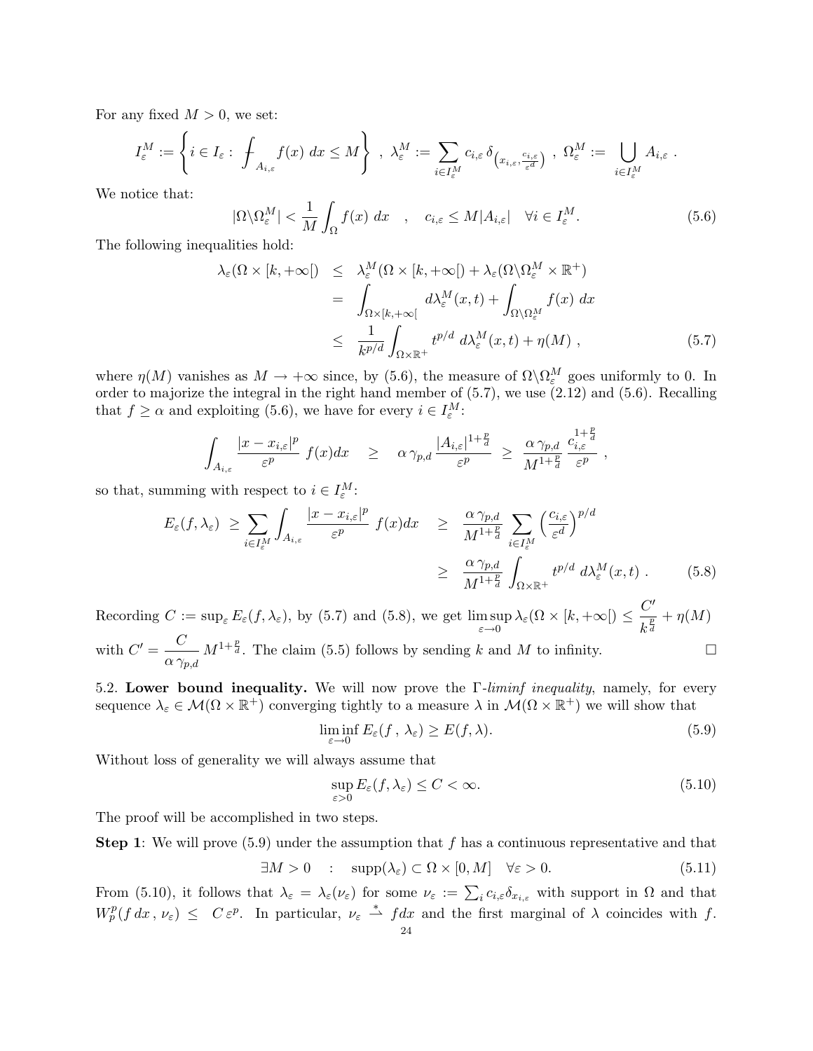For any fixed $M > 0$, we set:

$$I_\varepsilon^M := \left\{ i \in I_\varepsilon : \fint_{A_{i,\varepsilon}} f(x)\, dx \le M \right\} \ , \ \lambda_\varepsilon^M := \sum_{i \in I_\varepsilon^M} c_{i,\varepsilon}\, \delta_{\left(x_{i,\varepsilon}, \frac{c_{i,\varepsilon}}{\varepsilon^d}\right)} \ , \ \Omega_\varepsilon^M := \bigcup_{i \in I_\varepsilon^M} A_{i,\varepsilon} \ .$$

We notice that:

$$|\Omega \backslash \Omega_\varepsilon^M| < \frac{1}{M} \int_\Omega f(x)\, dx \quad , \quad c_{i,\varepsilon} \le M |A_{i,\varepsilon}| \quad \forall i \in I_\varepsilon^M. \tag{5.6}$$

The following inequalities hold:

$$\begin{aligned}
\lambda_\varepsilon(\Omega \times [k, +\infty[) &\le \lambda_\varepsilon^M(\Omega \times [k, +\infty[) + \lambda_\varepsilon(\Omega \backslash \Omega_\varepsilon^M \times \mathbb{R}^+) \\
&= \int_{\Omega \times [k, +\infty[} d\lambda_\varepsilon^M(x,t) + \int_{\Omega \backslash \Omega_\varepsilon^M} f(x)\, dx \\
&\le \frac{1}{k^{p/d}} \int_{\Omega \times \mathbb{R}^+} t^{p/d}\, d\lambda_\varepsilon^M(x,t) + \eta(M) \ ,
\end{aligned} \tag{5.7}$$

where $\eta(M)$ vanishes as $M \to +\infty$ since, by (5.6), the measure of $\Omega \backslash \Omega_\varepsilon^M$ goes uniformly to 0. In order to majorize the integral in the right hand member of (5.7), we use (2.12) and (5.6). Recalling that $f \ge \alpha$ and exploiting (5.6), we have for every $i \in I_\varepsilon^M$:

$$\int_{A_{i,\varepsilon}} \frac{|x - x_{i,\varepsilon}|^p}{\varepsilon^p}\, f(x) dx \quad \ge \quad \alpha\, \gamma_{p,d}\, \frac{|A_{i,\varepsilon}|^{1+\frac{p}{d}}}{\varepsilon^p} \ \ge \ \frac{\alpha\, \gamma_{p,d}}{M^{1+\frac{p}{d}}}\, \frac{c_{i,\varepsilon}^{1+\frac{p}{d}}}{\varepsilon^p} \ ,$$

so that, summing with respect to $i \in I_\varepsilon^M$:

$$\begin{aligned}
E_\varepsilon(f, \lambda_\varepsilon) \ \ge \sum_{i \in I_\varepsilon^M} \int_{A_{i,\varepsilon}} \frac{|x - x_{i,\varepsilon}|^p}{\varepsilon^p}\, f(x) dx \quad &\ge \quad \frac{\alpha\, \gamma_{p,d}}{M^{1+\frac{p}{d}}} \sum_{i \in I_\varepsilon^M} \Big( \frac{c_{i,\varepsilon}}{\varepsilon^d} \Big)^{p/d} \\
&\ge \quad \frac{\alpha\, \gamma_{p,d}}{M^{1+\frac{p}{d}}} \int_{\Omega \times \mathbb{R}^+} t^{p/d}\, d\lambda_\varepsilon^M(x,t) \ .
\end{aligned} \tag{5.8}$$

Recording $C := \sup_\varepsilon E_\varepsilon(f, \lambda_\varepsilon)$, by (5.7) and (5.8), we get $\limsup_{\varepsilon \to 0} \lambda_\varepsilon(\Omega \times [k, +\infty[) \le \dfrac{C'}{k^{\frac{p}{d}}} + \eta(M)$ with $C' = \dfrac{C}{\alpha\, \gamma_{p,d}}\, M^{1+\frac{p}{d}}$. The claim (5.5) follows by sending $k$ and $M$ to infinity. $\square$

5.2. **Lower bound inequality.** We will now prove the $\Gamma$-*liminf inequality*, namely, for every sequence $\lambda_\varepsilon \in \mathcal{M}(\Omega \times \mathbb{R}^+)$ converging tightly to a measure $\lambda$ in $\mathcal{M}(\Omega \times \mathbb{R}^+)$ we will show that

$$\liminf_{\varepsilon \to 0} E_\varepsilon(f\, ,\, \lambda_\varepsilon) \ge E(f, \lambda). \tag{5.9}$$

Without loss of generality we will always assume that

$$\sup_{\varepsilon > 0} E_\varepsilon(f, \lambda_\varepsilon) \le C < \infty. \tag{5.10}$$

The proof will be accomplished in two steps.

**Step 1**: We will prove (5.9) under the assumption that $f$ has a continuous representative and that

$$\exists M > 0 \quad : \quad \operatorname{supp}(\lambda_\varepsilon) \subset \Omega \times [0, M] \quad \forall \varepsilon > 0. \tag{5.11}$$

From (5.10), it follows that $\lambda_\varepsilon = \lambda_\varepsilon(\nu_\varepsilon)$ for some $\nu_\varepsilon := \sum_i c_{i,\varepsilon} \delta_{x_{i,\varepsilon}}$ with support in $\Omega$ and that $W_p^p(f\, dx\, ,\, \nu_\varepsilon) \le \ C\, \varepsilon^p$. In particular, $\nu_\varepsilon \overset{*}{\rightharpoonup} f dx$ and the first marginal of $\lambda$ coincides with $f$.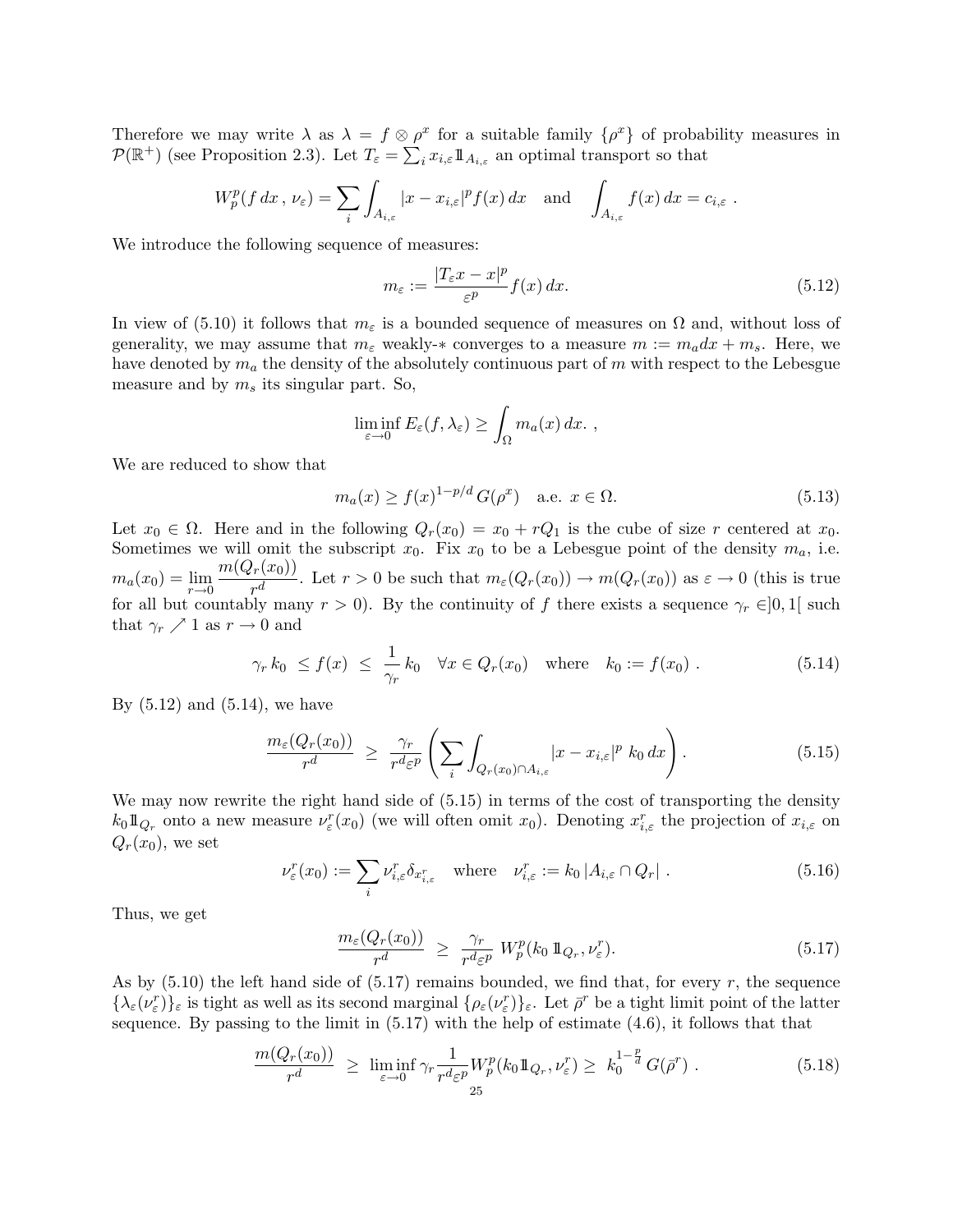Therefore we may write $\lambda$ as $\lambda = f \otimes \rho^x$ for a suitable family $\{\rho^x\}$ of probability measures in $\mathcal{P}(\mathbb{R}^+)$ (see Proposition 2.3). Let $T_\varepsilon = \sum_i x_{i,\varepsilon} 1\!\!1_{A_{i,\varepsilon}}$ an optimal transport so that

$$W_p^p(f\,dx\,,\,\nu_\varepsilon) = \sum_i \int_{A_{i,\varepsilon}} |x - x_{i,\varepsilon}|^p f(x)\,dx \quad \text{and} \quad \int_{A_{i,\varepsilon}} f(x)\,dx = c_{i,\varepsilon}\ .$$

We introduce the following sequence of measures:

$$m_\varepsilon := \frac{|T_\varepsilon x - x|^p}{\varepsilon^p} f(x)\,dx. \tag{5.12}$$

In view of (5.10) it follows that $m_\varepsilon$ is a bounded sequence of measures on $\Omega$ and, without loss of generality, we may assume that $m_\varepsilon$ weakly-$*$ converges to a measure $m := m_a dx + m_s$. Here, we have denoted by $m_a$ the density of the absolutely continuous part of $m$ with respect to the Lebesgue measure and by $m_s$ its singular part. So,

$$\liminf_{\varepsilon \to 0} E_\varepsilon(f, \lambda_\varepsilon) \geq \int_\Omega m_a(x)\,dx.\ ,$$

We are reduced to show that

$$m_a(x) \geq f(x)^{1-p/d}\, G(\rho^x) \quad \text{a.e. } x \in \Omega. \tag{5.13}$$

Let $x_0 \in \Omega$. Here and in the following $Q_r(x_0) = x_0 + rQ_1$ is the cube of size $r$ centered at $x_0$. Sometimes we will omit the subscript $x_0$. Fix $x_0$ to be a Lebesgue point of the density $m_a$, i.e. $m_a(x_0) = \lim\limits_{r \to 0} \dfrac{m(Q_r(x_0))}{r^d}$. Let $r > 0$ be such that $m_\varepsilon(Q_r(x_0)) \to m(Q_r(x_0))$ as $\varepsilon \to 0$ (this is true for all but countably many $r > 0$). By the continuity of $f$ there exists a sequence $\gamma_r \in ]0,1[$ such that $\gamma_r \nearrow 1$ as $r \to 0$ and

$$\gamma_r\, k_0 \ \leq f(x) \ \leq \ \frac{1}{\gamma_r}\, k_0 \quad \forall x \in Q_r(x_0) \quad \text{where} \quad k_0 := f(x_0)\ . \tag{5.14}$$

By (5.12) and (5.14), we have

$$\frac{m_\varepsilon(Q_r(x_0))}{r^d} \ \geq \ \frac{\gamma_r}{r^d \varepsilon^p} \left( \sum_i \int_{Q_r(x_0) \cap A_{i,\varepsilon}} |x - x_{i,\varepsilon}|^p \ k_0\,dx \right). \tag{5.15}$$

We may now rewrite the right hand side of (5.15) in terms of the cost of transporting the density $k_0 1\!\!1_{Q_r}$ onto a new measure $\nu_\varepsilon^r(x_0)$ (we will often omit $x_0$). Denoting $x_{i,\varepsilon}^r$ the projection of $x_{i,\varepsilon}$ on $Q_r(x_0)$, we set

$$\nu_\varepsilon^r(x_0) := \sum_i \nu_{i,\varepsilon}^r \delta_{x_{i,\varepsilon}^r} \quad \text{where} \quad \nu_{i,\varepsilon}^r := k_0\,|A_{i,\varepsilon} \cap Q_r|\ . \tag{5.16}$$

Thus, we get

$$\frac{m_\varepsilon(Q_r(x_0))}{r^d} \ \geq \ \frac{\gamma_r}{r^d \varepsilon^p}\ W_p^p(k_0\, 1\!\!1_{Q_r}, \nu_\varepsilon^r). \tag{5.17}$$

As by (5.10) the left hand side of (5.17) remains bounded, we find that, for every $r$, the sequence $\{\lambda_\varepsilon(\nu_\varepsilon^r)\}_\varepsilon$ is tight as well as its second marginal $\{\rho_\varepsilon(\nu_\varepsilon^r)\}_\varepsilon$. Let $\bar\rho^r$ be a tight limit point of the latter sequence. By passing to the limit in (5.17) with the help of estimate (4.6), it follows that that

$$\frac{m(Q_r(x_0))}{r^d} \ \geq \ \liminf_{\varepsilon \to 0} \gamma_r \frac{1}{r^d \varepsilon^p} W_p^p(k_0 1\!\!1_{Q_r}, \nu_\varepsilon^r) \geq \ k_0^{1-\frac{p}{d}}\, G(\bar\rho^r)\ . \tag{5.18}$$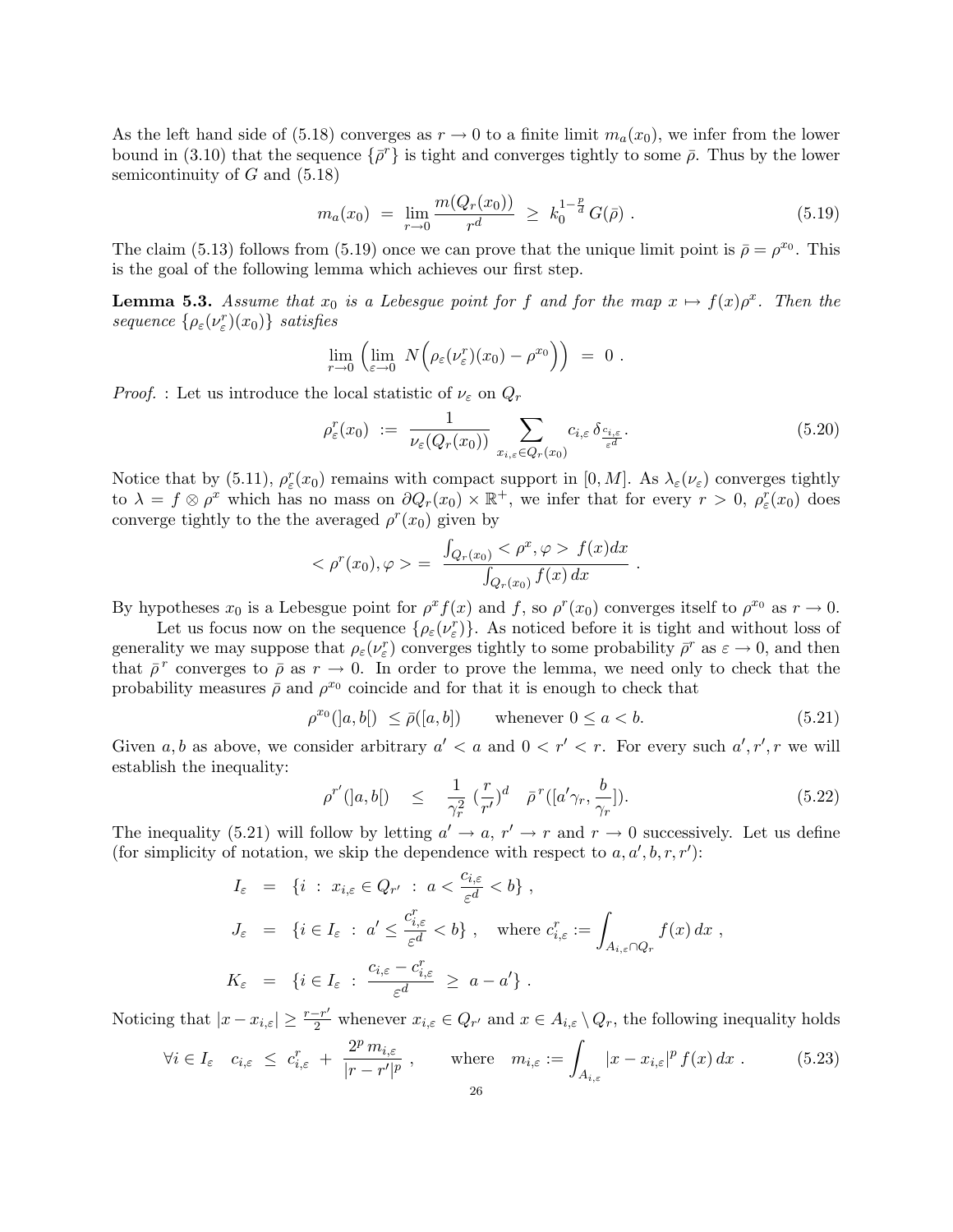As the left hand side of (5.18) converges as $r \to 0$ to a finite limit $m_a(x_0)$, we infer from the lower bound in (3.10) that the sequence $\{\bar\rho^r\}$ is tight and converges tightly to some $\bar\rho$. Thus by the lower semicontinuity of $G$ and (5.18)

$$m_a(x_0) \ = \ \lim_{r\to 0} \frac{m(Q_r(x_0))}{r^d} \ \geq \ k_0^{1-\frac{p}{d}}\, G(\bar\rho) \ . \tag{5.19}$$

The claim (5.13) follows from (5.19) once we can prove that the unique limit point is $\bar\rho = \rho^{x_0}$. This is the goal of the following lemma which achieves our first step.

**Lemma 5.3.** *Assume that $x_0$ is a Lebesgue point for $f$ and for the map $x \mapsto f(x)\rho^x$. Then the sequence $\{\rho_\varepsilon(\nu_\varepsilon^r)(x_0)\}$ satisfies*

$$\lim_{r\to 0}\left(\lim_{\varepsilon\to 0}\ N\Big(\rho_\varepsilon(\nu_\varepsilon^r)(x_0) - \rho^{x_0}\Big)\right) \ = \ 0 \ .$$

*Proof.* : Let us introduce the local statistic of $\nu_\varepsilon$ on $Q_r$

$$\rho_\varepsilon^r(x_0) \ := \ \frac{1}{\nu_\varepsilon(Q_r(x_0))} \sum_{x_{i,\varepsilon}\in Q_r(x_0)} c_{i,\varepsilon}\, \delta_{\frac{c_{i,\varepsilon}}{\varepsilon^d}}. \tag{5.20}$$

Notice that by (5.11), $\rho_\varepsilon^r(x_0)$ remains with compact support in $[0, M]$. As $\lambda_\varepsilon(\nu_\varepsilon)$ converges tightly to $\lambda = f \otimes \rho^x$ which has no mass on $\partial Q_r(x_0)\times\mathbb{R}^+$, we infer that for every $r > 0$, $\rho_\varepsilon^r(x_0)$ does converge tightly to the the averaged $\rho^r(x_0)$ given by

$$< \rho^r(x_0), \varphi > = \ \frac{\int_{Q_r(x_0)} < \rho^x, \varphi > \ f(x)dx}{\int_{Q_r(x_0)} f(x)\, dx} \ .$$

By hypotheses $x_0$ is a Lebesgue point for $\rho^x f(x)$ and $f$, so $\rho^r(x_0)$ converges itself to $\rho^{x_0}$ as $r \to 0$.

Let us focus now on the sequence $\{\rho_\varepsilon(\nu_\varepsilon^r)\}$. As noticed before it is tight and without loss of generality we may suppose that $\rho_\varepsilon(\nu_\varepsilon^r)$ converges tightly to some probability $\bar\rho^r$ as $\varepsilon \to 0$, and then that $\bar\rho^{\,r}$ converges to $\bar\rho$ as $r \to 0$. In order to prove the lemma, we need only to check that the probability measures $\bar\rho$ and $\rho^{x_0}$ coincide and for that it is enough to check that

$$\rho^{x_0}(]a, b[) \ \leq \bar\rho([a, b]) \qquad \text{whenever } 0 \leq a < b. \tag{5.21}$$

Given $a, b$ as above, we consider arbitrary $a' < a$ and $0 < r' < r$. For every such $a', r', r$ we will establish the inequality:

$$\rho^{r'}(]a, b[) \quad \leq \quad \frac{1}{\gamma_r^2}\ (\frac{r}{r'})^d \quad \bar\rho^{\,r}([a'\gamma_r, \frac{b}{\gamma_r}]). \tag{5.22}$$

The inequality (5.21) will follow by letting $a' \to a$, $r' \to r$ and $r \to 0$ successively. Let us define (for simplicity of notation, we skip the dependence with respect to $a, a', b, r, r'$):

$$\begin{aligned}
I_\varepsilon \ &= \ \{i \ : \ x_{i,\varepsilon} \in Q_{r'} \ : \ a < \frac{c_{i,\varepsilon}}{\varepsilon^d} < b\} \ ,\\
J_\varepsilon \ &= \ \{i \in I_\varepsilon \ : \ a' \leq \frac{c_{i,\varepsilon}^r}{\varepsilon^d} < b\} \ , \quad \text{where } c_{i,\varepsilon}^r := \int_{A_{i,\varepsilon}\cap Q_r} f(x)\, dx \ ,\\
K_\varepsilon \ &= \ \{i \in I_\varepsilon \ : \ \frac{c_{i,\varepsilon} - c_{i,\varepsilon}^r}{\varepsilon^d} \ \geq \ a - a'\} \ .
\end{aligned}$$

Noticing that $|x - x_{i,\varepsilon}| \geq \frac{r-r'}{2}$ whenever $x_{i,\varepsilon} \in Q_{r'}$ and $x \in A_{i,\varepsilon} \setminus Q_r$, the following inequality holds

$$\forall i \in I_\varepsilon \quad c_{i,\varepsilon} \ \leq \ c_{i,\varepsilon}^r \ + \ \frac{2^p\, m_{i,\varepsilon}}{|r - r'|^p} \ , \qquad \text{where} \quad m_{i,\varepsilon} := \int_{A_{i,\varepsilon}} |x - x_{i,\varepsilon}|^p\, f(x)\, dx \ . \tag{5.23}$$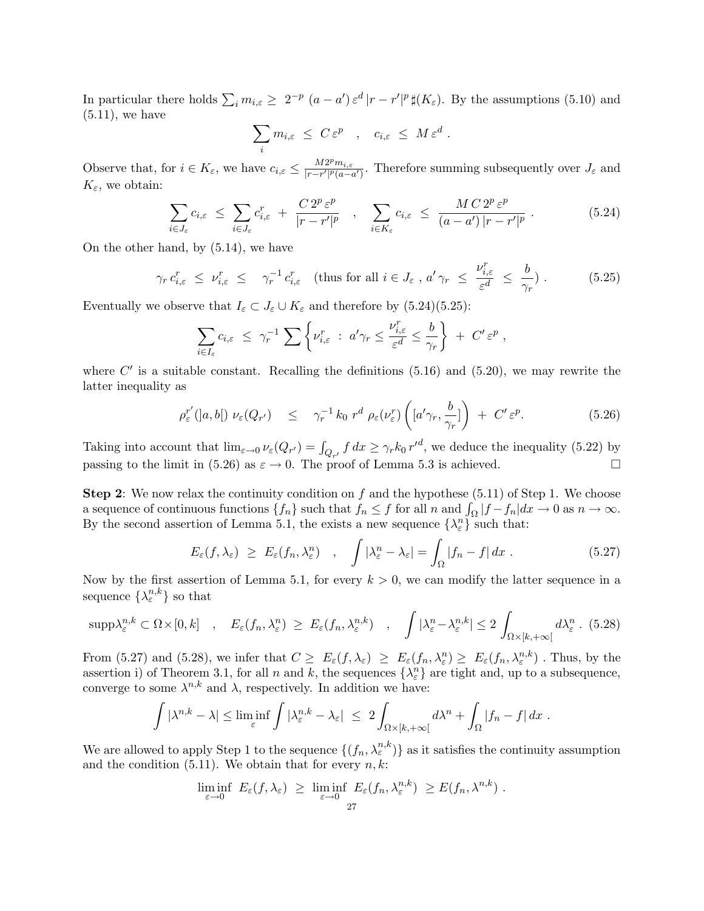In particular there holds $\sum_i m_{i,\varepsilon} \geq\ 2^{-p}\ (a-a')\,\varepsilon^d\,|r-r'|^p\,\sharp(K_\varepsilon)$. By the assumptions (5.10) and (5.11), we have

$$\sum_i m_{i,\varepsilon}\ \leq\ C\,\varepsilon^p \quad , \quad c_{i,\varepsilon}\ \leq\ M\,\varepsilon^d\ .$$

Observe that, for $i \in K_\varepsilon$, we have $c_{i,\varepsilon} \leq \frac{M 2^p m_{i,\varepsilon}}{|r-r'|^p (a-a')}$. Therefore summing subsequently over $J_\varepsilon$ and $K_\varepsilon$, we obtain:

$$\sum_{i\in J_\varepsilon} c_{i,\varepsilon}\ \leq\ \sum_{i\in J_\varepsilon} c^r_{i,\varepsilon}\ +\ \frac{C\,2^p\,\varepsilon^p}{|r-r'|^p} \quad , \quad \sum_{i\in K_\varepsilon} c_{i,\varepsilon}\ \leq\ \frac{M\,C\,2^p\,\varepsilon^p}{(a-a')\,|r-r'|^p}\ . \tag{5.24}$$

On the other hand, by (5.14), we have

$$\gamma_r\, c^r_{i,\varepsilon}\ \leq\ \nu^r_{i,\varepsilon}\ \leq\ \ \gamma_r^{-1}\, c^r_{i,\varepsilon} \quad (\text{thus for all } i \in J_\varepsilon\ ,\ a'\,\gamma_r\ \leq\ \frac{\nu^r_{i,\varepsilon}}{\varepsilon^d}\ \leq\ \frac{b}{\gamma_r})\ . \tag{5.25}$$

Eventually we observe that $I_\varepsilon \subset J_\varepsilon \cup K_\varepsilon$ and therefore by (5.24)(5.25):

$$\sum_{i\in I_\varepsilon} c_{i,\varepsilon}\ \leq\ \gamma_r^{-1} \sum \left\{ \nu^r_{i,\varepsilon}\ :\ a'\gamma_r \leq \frac{\nu^r_{i,\varepsilon}}{\varepsilon^d} \leq \frac{b}{\gamma_r} \right\}\ +\ C'\,\varepsilon^p\ ,$$

where $C'$ is a suitable constant. Recalling the definitions (5.16) and (5.20), we may rewrite the latter inequality as

$$\rho^{r'}_\varepsilon(]a,b[)\ \nu_\varepsilon(Q_{r'}) \quad \leq \quad \gamma_r^{-1}\,k_0\ r^d\ \rho_\varepsilon(\nu^r_\varepsilon)\left([a'\gamma_r, \frac{b}{\gamma_r}]\right)\ +\ C'\,\varepsilon^p. \tag{5.26}$$

Taking into account that $\lim_{\varepsilon\to 0}\nu_\varepsilon(Q_{r'}) = \int_{Q_{r'}} f\,dx \geq \gamma_r k_0\, {r'}^d$, we deduce the inequality (5.22) by passing to the limit in (5.26) as $\varepsilon \to 0$. The proof of Lemma 5.3 is achieved. $\square$

**Step 2**: We now relax the continuity condition on $f$ and the hypothese (5.11) of Step 1. We choose a sequence of continuous functions $\{f_n\}$ such that $f_n \leq f$ for all $n$ and $\int_\Omega |f - f_n| dx \to 0$ as $n \to \infty$. By the second assertion of Lemma 5.1, the exists a new sequence $\{\lambda^n_\varepsilon\}$ such that:

$$E_\varepsilon(f, \lambda_\varepsilon)\ \geq\ E_\varepsilon(f_n, \lambda^n_\varepsilon) \quad , \quad \int |\lambda^n_\varepsilon - \lambda_\varepsilon| = \int_\Omega |f_n - f|\,dx\ . \tag{5.27}$$

Now by the first assertion of Lemma 5.1, for every $k > 0$, we can modify the latter sequence in a sequence $\{\lambda^{n,k}_\varepsilon\}$ so that

$$\mathrm{supp}\lambda^{n,k}_\varepsilon \subset \Omega\times[0,k] \quad , \quad E_\varepsilon(f_n, \lambda^n_\varepsilon)\ \geq\ E_\varepsilon(f_n, \lambda^{n,k}_\varepsilon) \quad , \quad \int |\lambda^n_\varepsilon - \lambda^{n,k}_\varepsilon| \leq 2 \int_{\Omega\times[k,+\infty[} d\lambda^n_\varepsilon\ . \tag{5.28}$$

From (5.27) and (5.28), we infer that $C \geq\ E_\varepsilon(f, \lambda_\varepsilon)\ \geq\ E_\varepsilon(f_n, \lambda^n_\varepsilon) \geq\ E_\varepsilon(f_n, \lambda^{n,k}_\varepsilon)$ . Thus, by the assertion i) of Theorem 3.1, for all $n$ and $k$, the sequences $\{\lambda^n_\varepsilon\}$ are tight and, up to a subsequence, converge to some $\lambda^{n,k}$ and $\lambda$, respectively. In addition we have:

$$\int |\lambda^{n,k} - \lambda| \leq \liminf_\varepsilon \int |\lambda^{n,k}_\varepsilon - \lambda_\varepsilon|\ \leq\ 2 \int_{\Omega\times[k,+\infty[} d\lambda^n + \int_\Omega |f_n - f|\,dx\ .$$

We are allowed to apply Step 1 to the sequence $\{(f_n, \lambda^{n,k}_\varepsilon)\}$ as it satisfies the continuity assumption and the condition (5.11). We obtain that for every $n, k$:

$$\liminf_{\varepsilon\to 0}\ E_\varepsilon(f, \lambda_\varepsilon)\ \geq\ \liminf_{\varepsilon\to 0}\ E_\varepsilon(f_n, \lambda^{n,k}_\varepsilon)\ \geq E(f_n, \lambda^{n,k})\ .$$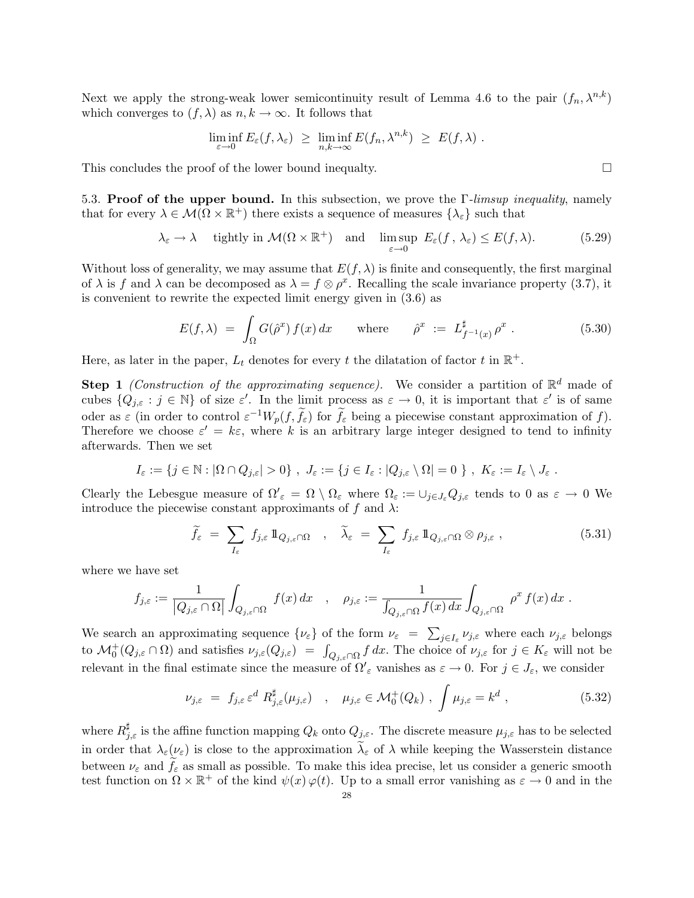Next we apply the strong-weak lower semicontinuity result of Lemma 4.6 to the pair $(f_n, \lambda^{n,k})$ which converges to $(f, \lambda)$ as $n, k \to \infty$. It follows that

$$\liminf_{\varepsilon \to 0} E_\varepsilon(f, \lambda_\varepsilon) \;\geq\; \liminf_{n,k\to\infty} E(f_n, \lambda^{n,k}) \;\geq\; E(f, \lambda) \;.$$

This concludes the proof of the lower bound inequalty. $\square$

5.3. **Proof of the upper bound.** In this subsection, we prove the $\Gamma$-*limsup inequality*, namely that for every $\lambda \in \mathcal{M}(\Omega \times \mathbb{R}^+)$ there exists a sequence of measures $\{\lambda_\varepsilon\}$ such that

$$\lambda_\varepsilon \to \lambda \quad \text{tightly in } \mathcal{M}(\Omega \times \mathbb{R}^+) \quad \text{and} \quad \limsup_{\varepsilon\to 0} \; E_\varepsilon(f \,,\, \lambda_\varepsilon) \leq E(f, \lambda). \tag{5.29}$$

Without loss of generality, we may assume that $E(f, \lambda)$ is finite and consequently, the first marginal of $\lambda$ is $f$ and $\lambda$ can be decomposed as $\lambda = f \otimes \rho^x$. Recalling the scale invariance property (3.7), it is convenient to rewrite the expected limit energy given in (3.6) as

$$E(f, \lambda) \;=\; \int_\Omega G(\hat{\rho}^x)\, f(x)\, dx \qquad \text{where} \qquad \hat{\rho}^x \;:=\; L^\sharp_{f^{-1}(x)}\, \rho^x \;. \tag{5.30}$$

Here, as later in the paper, $L_t$ denotes for every $t$ the dilatation of factor $t$ in $\mathbb{R}^+$.

**Step 1** *(Construction of the approximating sequence).* We consider a partition of $\mathbb{R}^d$ made of cubes $\{Q_{j,\varepsilon} : j \in \mathbb{N}\}$ of size $\varepsilon'$. In the limit process as $\varepsilon \to 0$, it is important that $\varepsilon'$ is of same oder as $\varepsilon$ (in order to control $\varepsilon^{-1} W_p(f, \widetilde{f}_\varepsilon)$ for $\widetilde{f}_\varepsilon$ being a piecewise constant approximation of $f$). Therefore we choose $\varepsilon' = k\varepsilon$, where $k$ is an arbitrary large integer designed to tend to infinity afterwards. Then we set

$$I_\varepsilon := \{ j \in \mathbb{N} : |\Omega \cap Q_{j,\varepsilon}| > 0 \} \;,\; J_\varepsilon := \{ j \in I_\varepsilon : |Q_{j,\varepsilon} \setminus \Omega| = 0 \;\} \;,\; K_\varepsilon := I_\varepsilon \setminus J_\varepsilon \;.$$

Clearly the Lebesgue measure of ${\Omega'}_\varepsilon = \Omega \setminus \Omega_\varepsilon$ where $\Omega_\varepsilon := \cup_{j \in J_\varepsilon} Q_{j,\varepsilon}$ tends to 0 as $\varepsilon \to 0$ We introduce the piecewise constant approximants of $f$ and $\lambda$:

$$\widetilde{f}_\varepsilon \;=\; \sum_{I_\varepsilon} f_{j,\varepsilon}\, 1\!\!1_{Q_{j,\varepsilon}\cap\Omega} \quad , \quad \widetilde{\lambda}_\varepsilon \;=\; \sum_{I_\varepsilon} f_{j,\varepsilon}\, 1\!\!1_{Q_{j,\varepsilon}\cap\Omega} \otimes \rho_{j,\varepsilon} \;, \tag{5.31}$$

where we have set

$$f_{j,\varepsilon} := \frac{1}{\left|Q_{j,\varepsilon}\cap\Omega\right|} \int_{Q_{j,\varepsilon}\cap\Omega} f(x)\, dx \quad , \quad \rho_{j,\varepsilon} := \frac{1}{\int_{Q_{j,\varepsilon}\cap\Omega} f(x)\, dx} \int_{Q_{j,\varepsilon}\cap\Omega} \rho^x\, f(x)\, dx \;.$$

We search an approximating sequence $\{\nu_\varepsilon\}$ of the form $\nu_\varepsilon \;=\; \sum_{j\in I_\varepsilon} \nu_{j,\varepsilon}$ where each $\nu_{j,\varepsilon}$ belongs to $\mathcal{M}_0^+(Q_{j,\varepsilon} \cap \Omega)$ and satisfies $\nu_{j,\varepsilon}(Q_{j,\varepsilon}) \;=\; \int_{Q_{j,\varepsilon}\cap\Omega} f\, dx$. The choice of $\nu_{j,\varepsilon}$ for $j \in K_\varepsilon$ will not be relevant in the final estimate since the measure of ${\Omega'}_\varepsilon$ vanishes as $\varepsilon \to 0$. For $j \in J_\varepsilon$, we consider

$$\nu_{j,\varepsilon} \;=\; f_{j,\varepsilon}\, \varepsilon^d\; R^\sharp_{j,\varepsilon}(\mu_{j,\varepsilon}) \quad , \quad \mu_{j,\varepsilon} \in \mathcal{M}_0^+(Q_k) \;,\; \int \mu_{j,\varepsilon} = k^d \;, \tag{5.32}$$

where $R^\sharp_{j,\varepsilon}$ is the affine function mapping $Q_k$ onto $Q_{j,\varepsilon}$. The discrete measure $\mu_{j,\varepsilon}$ has to be selected in order that $\lambda_\varepsilon(\nu_\varepsilon)$ is close to the approximation $\widetilde{\lambda}_\varepsilon$ of $\lambda$ while keeping the Wasserstein distance between $\nu_\varepsilon$ and $\widetilde{f}_\varepsilon$ as small as possible. To make this idea precise, let us consider a generic smooth test function on $\Omega \times \mathbb{R}^+$ of the kind $\psi(x)\, \varphi(t)$. Up to a small error vanishing as $\varepsilon \to 0$ and in the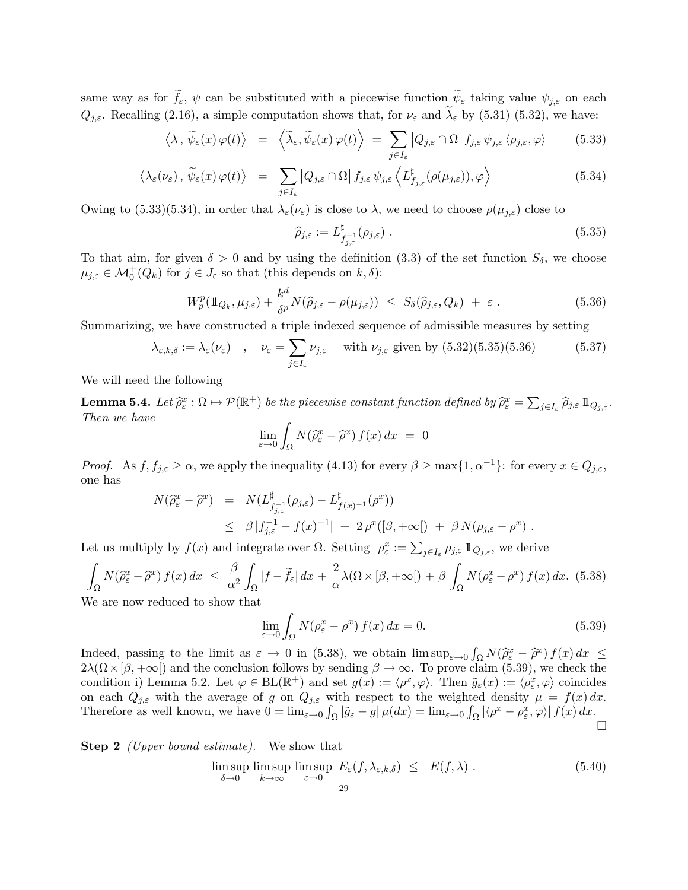same way as for $\widetilde{f}_\varepsilon$, $\psi$ can be substituted with a piecewise function $\widetilde{\psi}_\varepsilon$ taking value $\psi_{j,\varepsilon}$ on each $Q_{j,\varepsilon}$. Recalling (2.16), a simple computation shows that, for $\nu_\varepsilon$ and $\widetilde{\lambda}_\varepsilon$ by (5.31) (5.32), we have:

$$\left\langle \lambda \,,\, \widetilde{\psi}_\varepsilon(x)\,\varphi(t)\right\rangle \;=\; \left\langle \widetilde{\lambda}_\varepsilon, \widetilde{\psi}_\varepsilon(x)\,\varphi(t)\right\rangle \;=\; \sum_{j\in I_\varepsilon} \left|Q_{j,\varepsilon}\cap\Omega\right| f_{j,\varepsilon}\,\psi_{j,\varepsilon}\,\langle \rho_{j,\varepsilon},\varphi\rangle \tag{5.33}$$

$$\left\langle \lambda_\varepsilon(\nu_\varepsilon)\,,\, \widetilde{\psi}_\varepsilon(x)\,\varphi(t)\right\rangle \;=\; \sum_{j\in I_\varepsilon} \left|Q_{j,\varepsilon}\cap\Omega\right| f_{j,\varepsilon}\,\psi_{j,\varepsilon}\left\langle L^\sharp_{f_{j,\varepsilon}}(\rho(\mu_{j,\varepsilon})),\varphi\right\rangle \tag{5.34}$$

Owing to (5.33)(5.34), in order that $\lambda_\varepsilon(\nu_\varepsilon)$ is close to $\lambda$, we need to choose $\rho(\mu_{j,\varepsilon})$ close to

$$\widehat{\rho}_{j,\varepsilon} := L^\sharp_{f^{-1}_{j,\varepsilon}}(\rho_{j,\varepsilon}) \;. \tag{5.35}$$

To that aim, for given $\delta>0$ and by using the definition (3.3) of the set function $S_\delta$, we choose $\mu_{j,\varepsilon}\in\mathcal{M}_0^+(Q_k)$ for $j\in J_\varepsilon$ so that (this depends on $k,\delta$):

$$W_p^p(\mathbb{1}_{Q_k},\mu_{j,\varepsilon}) + \frac{k^d}{\delta^p} N(\widehat{\rho}_{j,\varepsilon}-\rho(\mu_{j,\varepsilon})) \;\le\; S_\delta(\widehat{\rho}_{j,\varepsilon},Q_k) \;+\; \varepsilon \;. \tag{5.36}$$

Summarizing, we have constructed a triple indexed sequence of admissible measures by setting

$$\lambda_{\varepsilon,k,\delta} := \lambda_\varepsilon(\nu_\varepsilon) \quad,\quad \nu_\varepsilon = \sum_{j\in I_\varepsilon}\nu_{j,\varepsilon} \quad \text{ with } \nu_{j,\varepsilon} \text{ given by (5.32)(5.35)(5.36)} \tag{5.37}$$

We will need the following

**Lemma 5.4.** *Let $\widehat{\rho}^x_\varepsilon:\Omega\mapsto\mathcal{P}(\mathbb{R}^+)$ be the piecewise constant function defined by $\widehat{\rho}^x_\varepsilon = \sum_{j\in I_\varepsilon}\widehat{\rho}_{j,\varepsilon}\,\mathbb{1}_{Q_{j,\varepsilon}}$. Then we have*

$$\lim_{\varepsilon\to 0}\int_\Omega N(\widehat{\rho}^x_\varepsilon - \widehat{\rho}^x)\, f(x)\,dx \;=\; 0$$

*Proof.* As $f, f_{j,\varepsilon}\ge\alpha$, we apply the inequality (4.13) for every $\beta\ge\max\{1,\alpha^{-1}\}$: for every $x\in Q_{j,\varepsilon}$, one has

$$\begin{aligned} N(\widehat{\rho}^x_\varepsilon - \widehat{\rho}^x) \;&=\; N(L^\sharp_{f^{-1}_{j,\varepsilon}}(\rho_{j,\varepsilon}) - L^\sharp_{f(x)^{-1}}(\rho^x)) \\ &\le\; \beta\,|f^{-1}_{j,\varepsilon} - f(x)^{-1}| \;+\; 2\,\rho^x([\beta,+\infty[) \;+\; \beta\,N(\rho_{j,\varepsilon}-\rho^x)\;. \end{aligned}$$

Let us multiply by $f(x)$ and integrate over $\Omega$. Setting $\rho^x_\varepsilon := \sum_{j\in I_\varepsilon}\rho_{j,\varepsilon}\,\mathbb{1}_{Q_{j,\varepsilon}}$, we derive

$$\int_\Omega N(\widehat{\rho}^x_\varepsilon - \widehat{\rho}^x)\,f(x)\,dx \;\le\; \frac{\beta}{\alpha^2}\int_\Omega |f-\widetilde{f}_\varepsilon|\,dx + \frac{2}{\alpha}\lambda(\Omega\times[\beta,+\infty[) + \beta\int_\Omega N(\rho^x_\varepsilon-\rho^x)\,f(x)\,dx. \tag{5.38}$$

We are now reduced to show that

$$\lim_{\varepsilon\to 0}\int_\Omega N(\rho^x_\varepsilon - \rho^x)\,f(x)\,dx = 0. \tag{5.39}$$

Indeed, passing to the limit as $\varepsilon\to 0$ in (5.38), we obtain $\limsup_{\varepsilon\to 0}\int_\Omega N(\widehat{\rho}^x_\varepsilon - \widehat{\rho}^x)\,f(x)\,dx \;\le\; 2\lambda(\Omega\times[\beta,+\infty[)$ and the conclusion follows by sending $\beta\to\infty$. To prove claim (5.39), we check the condition i) Lemma 5.2. Let $\varphi\in\mathrm{BL}(\mathbb{R}^+)$ and set $g(x):=\langle\rho^x,\varphi\rangle$. Then $\tilde{g}_\varepsilon(x):=\langle\rho^x_\varepsilon,\varphi\rangle$ coincides on each $Q_{j,\varepsilon}$ with the average of $g$ on $Q_{j,\varepsilon}$ with respect to the weighted density $\mu = f(x)\,dx$. Therefore as well known, we have $0=\lim_{\varepsilon\to 0}\int_\Omega|\tilde{g}_\varepsilon - g|\,\mu(dx) = \lim_{\varepsilon\to 0}\int_\Omega|\langle\rho^x-\rho^x_\varepsilon,\varphi\rangle|\,f(x)\,dx.$ ☐

**Step 2** *(Upper bound estimate).* We show that

$$\limsup_{\delta\to 0}\,\limsup_{k\to\infty}\,\limsup_{\varepsilon\to 0}\; E_\varepsilon(f,\lambda_{\varepsilon,k,\delta}) \;\le\; E(f,\lambda)\;. \tag{5.40}$$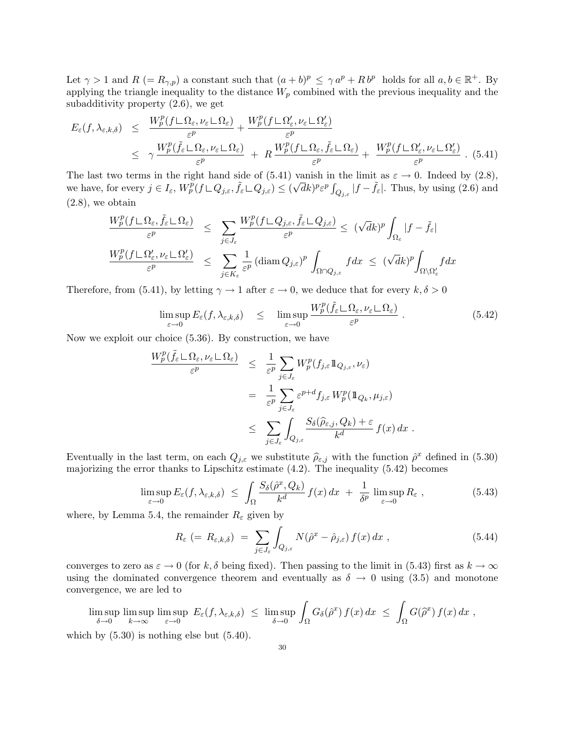Let $\gamma > 1$ and $R$ $(= R_{\gamma,p})$ a constant such that $(a+b)^p \leq \gamma\, a^p + R\, b^p$ holds for all $a, b \in \mathbb{R}^+$. By applying the triangle inequality to the distance $W_p$ combined with the previous inequality and the subadditivity property (2.6), we get

$$
\begin{aligned}
E_\varepsilon(f, \lambda_{\varepsilon,k,\delta}) &\leq \frac{W_p^p(f \llcorner \Omega_\varepsilon, \nu_\varepsilon \llcorner \Omega_\varepsilon)}{\varepsilon^p} + \frac{W_p^p(f \llcorner \Omega'_\varepsilon, \nu_\varepsilon \llcorner \Omega'_\varepsilon)}{\varepsilon^p} \\
&\leq \gamma\, \frac{W_p^p(\tilde{f}_\varepsilon \llcorner \Omega_\varepsilon, \nu_\varepsilon \llcorner \Omega_\varepsilon)}{\varepsilon^p} \;+\; R\, \frac{W_p^p(f \llcorner \Omega_\varepsilon, \tilde{f}_\varepsilon \llcorner \Omega_\varepsilon)}{\varepsilon^p} + \;\frac{W_p^p(f \llcorner \Omega'_\varepsilon, \nu_\varepsilon \llcorner \Omega'_\varepsilon)}{\varepsilon^p}\;. \quad (5.41)
\end{aligned}
$$

The last two terms in the right hand side of (5.41) vanish in the limit as $\varepsilon \to 0$. Indeed by (2.8), we have, for every $j \in I_\varepsilon$, $W_p^p(f \llcorner Q_{j,\varepsilon}, \tilde{f}_\varepsilon \llcorner Q_{j,\varepsilon}) \leq (\sqrt{d}k)^p \varepsilon^p \int_{Q_{j,\varepsilon}} |f - \tilde{f}_\varepsilon|$. Thus, by using (2.6) and (2.8), we obtain

$$
\begin{aligned}
\frac{W_p^p(f \llcorner \Omega_\varepsilon, \tilde{f}_\varepsilon \llcorner \Omega_\varepsilon)}{\varepsilon^p} &\leq \sum_{j \in J_\varepsilon} \frac{W_p^p(f \llcorner Q_{j,\varepsilon}, \tilde{f}_\varepsilon \llcorner Q_{j,\varepsilon})}{\varepsilon^p} \leq (\sqrt{d}k)^p \int_{\Omega_\varepsilon} |f - \tilde{f}_\varepsilon| \\
\frac{W_p^p(f \llcorner \Omega'_\varepsilon, \nu_\varepsilon \llcorner \Omega'_\varepsilon)}{\varepsilon^p} &\leq \sum_{j \in K_\varepsilon} \frac{1}{\varepsilon^p} (\operatorname{diam} Q_{j,\varepsilon})^p \int_{\Omega \cap Q_{j,\varepsilon}} f\, dx \;\leq\; (\sqrt{d}k)^p \int_{\Omega \setminus \Omega'_\varepsilon} f\, dx
\end{aligned}
$$

Therefore, from (5.41), by letting $\gamma \to 1$ after $\varepsilon \to 0$, we deduce that for every $k, \delta > 0$

$$
\limsup_{\varepsilon \to 0} E_\varepsilon(f, \lambda_{\varepsilon,k,\delta}) \quad \leq \quad \limsup_{\varepsilon \to 0} \frac{W_p^p(\tilde{f}_\varepsilon \llcorner \Omega_\varepsilon, \nu_\varepsilon \llcorner \Omega_\varepsilon)}{\varepsilon^p}\;. \tag{5.42}
$$

Now we exploit our choice (5.36). By construction, we have

$$
\begin{aligned}
\frac{W_p^p(\tilde{f}_\varepsilon \llcorner \Omega_\varepsilon, \nu_\varepsilon \llcorner \Omega_\varepsilon)}{\varepsilon^p} &\leq \frac{1}{\varepsilon^p} \sum_{j \in J_\varepsilon} W_p^p(f_{j,\varepsilon} 1\!\!1_{Q_{j,\varepsilon}}, \nu_\varepsilon) \\
&= \frac{1}{\varepsilon^p} \sum_{j \in J_\varepsilon} \varepsilon^{p+d} f_{j,\varepsilon}\, W_p^p(1\!\!1_{Q_k}, \mu_{j,\varepsilon}) \\
&\leq \sum_{j \in J_\varepsilon} \int_{Q_{j,\varepsilon}} \frac{S_\delta(\widehat{\rho}_{\varepsilon,j}, Q_k) + \varepsilon}{k^d}\, f(x)\, dx\;.
\end{aligned}
$$

Eventually in the last term, on each $Q_{j,\varepsilon}$ we substitute $\widehat{\rho}_{\varepsilon,j}$ with the function $\hat{\rho}^x$ defined in (5.30) majorizing the error thanks to Lipschitz estimate (4.2). The inequality (5.42) becomes

$$
\limsup_{\varepsilon \to 0} E_\varepsilon(f, \lambda_{\varepsilon,k,\delta}) \;\leq\; \int_\Omega \frac{S_\delta(\hat{\rho}^x, Q_k)}{k^d}\, f(x)\, dx \;+\; \frac{1}{\delta^p}\, \limsup_{\varepsilon \to 0} R_\varepsilon\;, \tag{5.43}
$$

where, by Lemma 5.4, the remainder $R_\varepsilon$ given by

$$
R_\varepsilon \;(=\; R_{\varepsilon,k,\delta}) \;=\; \sum_{j \in J_\varepsilon} \int_{Q_{j,\varepsilon}} N(\hat{\rho}^x - \hat{\rho}_{j,\varepsilon})\, f(x)\, dx\;, \tag{5.44}
$$

converges to zero as $\varepsilon \to 0$ (for $k, \delta$ being fixed). Then passing to the limit in (5.43) first as $k \to \infty$ using the dominated convergence theorem and eventually as $\delta \to 0$ using (3.5) and monotone convergence, we are led to

$$
\limsup_{\delta \to 0}\, \limsup_{k \to \infty}\, \limsup_{\varepsilon \to 0}\; E_\varepsilon(f, \lambda_{\varepsilon,k,\delta}) \;\leq\; \limsup_{\delta \to 0} \int_\Omega G_\delta(\hat{\rho}^x)\, f(x)\, dx \;\leq\; \int_\Omega G(\widehat{\rho}^x)\, f(x)\, dx\;,
$$

which by (5.30) is nothing else but (5.40).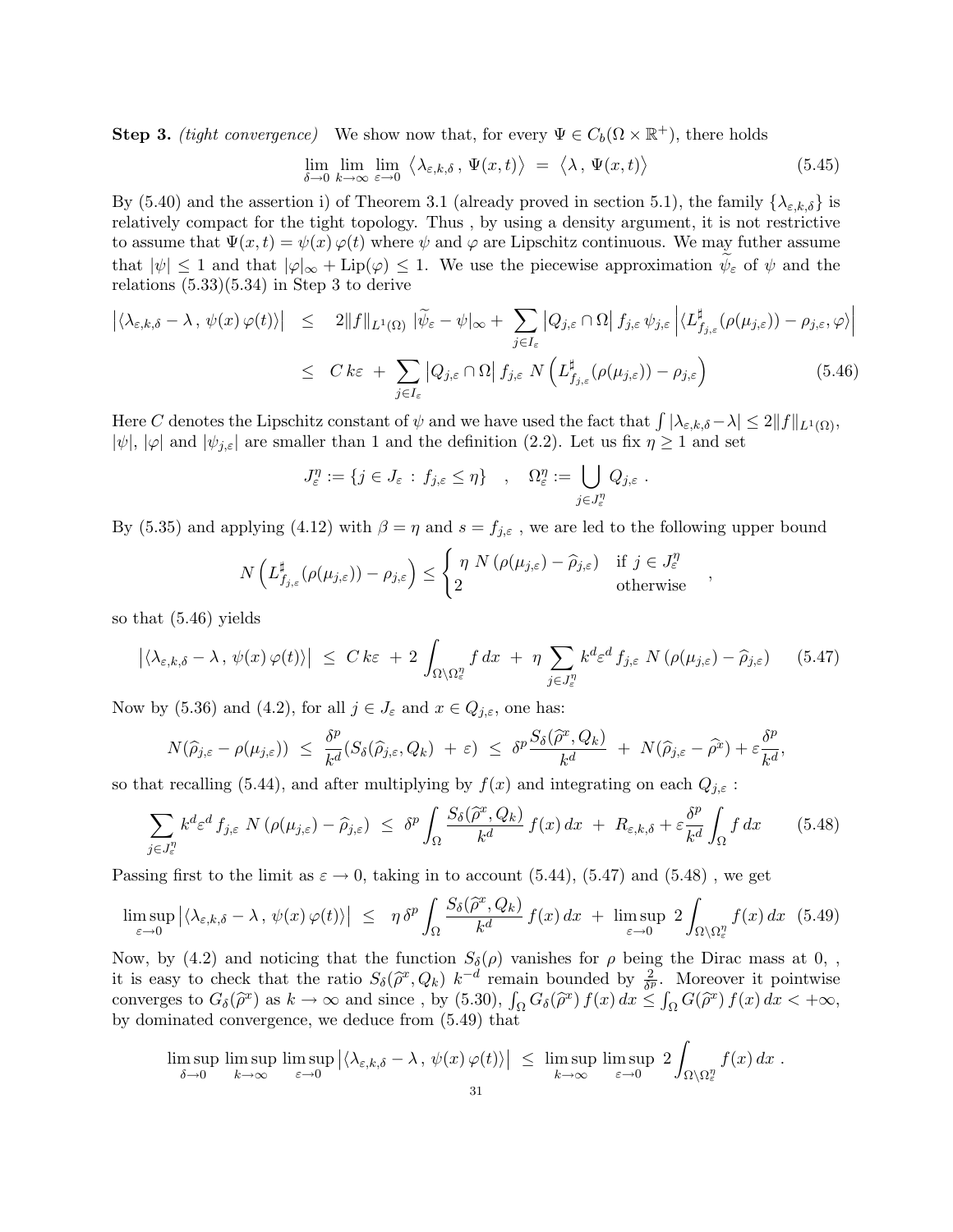**Step 3.** *(tight convergence)* We show now that, for every $\Psi \in C_b(\Omega \times \mathbb{R}^+)$, there holds

$$\lim_{\delta\to 0}\lim_{k\to\infty}\lim_{\varepsilon\to 0}\ \big\langle \lambda_{\varepsilon,k,\delta}\,,\ \Psi(x,t)\big\rangle \ =\ \big\langle \lambda\,,\ \Psi(x,t)\big\rangle \tag{5.45}$$

By (5.40) and the assertion i) of Theorem 3.1 (already proved in section 5.1), the family $\{\lambda_{\varepsilon,k,\delta}\}$ is relatively compact for the tight topology. Thus , by using a density argument, it is not restrictive to assume that $\Psi(x,t) = \psi(x)\,\varphi(t)$ where $\psi$ and $\varphi$ are Lipschitz continuous. We may futher assume that $|\psi| \le 1$ and that $|\varphi|_\infty + \mathrm{Lip}(\varphi) \le 1$. We use the piecewise approximation $\widetilde{\psi}_\varepsilon$ of $\psi$ and the relations (5.33)(5.34) in Step 3 to derive

$$\begin{aligned}
\big|\langle \lambda_{\varepsilon,k,\delta} - \lambda\,,\ \psi(x)\,\varphi(t)\rangle\big| \ &\le\ 2\|f\|_{L^1(\Omega)}\ |\widetilde{\psi}_\varepsilon - \psi|_\infty + \sum_{j\in I_\varepsilon}\big|Q_{j,\varepsilon}\cap\Omega\big|\, f_{j,\varepsilon}\,\psi_{j,\varepsilon}\,\Big|\langle L^\sharp_{f_{j,\varepsilon}}(\rho(\mu_{j,\varepsilon})) - \rho_{j,\varepsilon}, \varphi\rangle\Big| \\
&\le\ C\,k\varepsilon\ +\ \sum_{j\in I_\varepsilon}\big|Q_{j,\varepsilon}\cap\Omega\big|\, f_{j,\varepsilon}\ N\Big(L^\sharp_{f_{j,\varepsilon}}(\rho(\mu_{j,\varepsilon})) - \rho_{j,\varepsilon}\Big)
\end{aligned} \tag{5.46}$$

Here $C$ denotes the Lipschitz constant of $\psi$ and we have used the fact that $\int |\lambda_{\varepsilon,k,\delta} - \lambda| \le 2\|f\|_{L^1(\Omega)}$, $|\psi|$, $|\varphi|$ and $|\psi_{j,\varepsilon}|$ are smaller than 1 and the definition (2.2). Let us fix $\eta \ge 1$ and set

$$J^\eta_\varepsilon := \{ j \in J_\varepsilon\ :\ f_{j,\varepsilon} \le \eta\} \quad , \quad \Omega^\eta_\varepsilon := \bigcup_{j\in J^\eta_\varepsilon} Q_{j,\varepsilon}\ .$$

By (5.35) and applying (4.12) with $\beta = \eta$ and $s = f_{j,\varepsilon}$ , we are led to the following upper bound

$$N\Big(L^\sharp_{f_{j,\varepsilon}}(\rho(\mu_{j,\varepsilon})) - \rho_{j,\varepsilon}\Big) \le \begin{cases} \eta\ N\left(\rho(\mu_{j,\varepsilon}) - \widehat{\rho}_{j,\varepsilon}\right) & \text{if } j \in J^\eta_\varepsilon \\ 2 & \text{otherwise}\end{cases} \quad ,$$

so that (5.46) yields

$$\big|\langle \lambda_{\varepsilon,k,\delta} - \lambda\,,\ \psi(x)\,\varphi(t)\rangle\big| \ \le\ C\,k\varepsilon\ +\ 2\int_{\Omega\setminus\Omega^\eta_\varepsilon} f\,dx\ +\ \eta\sum_{j\in J^\eta_\varepsilon} k^d\varepsilon^d\, f_{j,\varepsilon}\ N\left(\rho(\mu_{j,\varepsilon}) - \widehat{\rho}_{j,\varepsilon}\right) \tag{5.47}$$

Now by (5.36) and (4.2), for all $j \in J_\varepsilon$ and $x \in Q_{j,\varepsilon}$, one has:

$$N(\widehat{\rho}_{j,\varepsilon} - \rho(\mu_{j,\varepsilon}))\ \le\ \frac{\delta^p}{k^d}(S_\delta(\widehat{\rho}_{j,\varepsilon}, Q_k)\ +\ \varepsilon)\ \le\ \delta^p\frac{S_\delta(\widehat{\rho}^x, Q_k)}{k^d}\ +\ N(\widehat{\rho}_{j,\varepsilon} - \widehat{\rho}^x) + \varepsilon\frac{\delta^p}{k^d},$$

so that recalling (5.44), and after multiplying by $f(x)$ and integrating on each $Q_{j,\varepsilon}$ :

$$\sum_{j\in J^\eta_\varepsilon} k^d\varepsilon^d\, f_{j,\varepsilon}\ N\left(\rho(\mu_{j,\varepsilon}) - \widehat{\rho}_{j,\varepsilon}\right)\ \le\ \delta^p\int_\Omega \frac{S_\delta(\widehat{\rho}^x, Q_k)}{k^d}\, f(x)\,dx\ +\ R_{\varepsilon,k,\delta} + \varepsilon\frac{\delta^p}{k^d}\int_\Omega f\,dx \tag{5.48}$$

Passing first to the limit as $\varepsilon \to 0$, taking in to account (5.44), (5.47) and (5.48) , we get

$$\limsup_{\varepsilon\to 0}\big|\langle \lambda_{\varepsilon,k,\delta} - \lambda\,,\ \psi(x)\,\varphi(t)\rangle\big|\ \le\ \eta\,\delta^p\int_\Omega \frac{S_\delta(\widehat{\rho}^x, Q_k)}{k^d}\, f(x)\,dx\ +\ \limsup_{\varepsilon\to 0}\ 2\int_{\Omega\setminus\Omega^\eta_\varepsilon} f(x)\,dx \tag{5.49}$$

Now, by (4.2) and noticing that the function $S_\delta(\rho)$ vanishes for $\rho$ being the Dirac mass at 0, , it is easy to check that the ratio $S_\delta(\widehat{\rho}^x, Q_k)\ k^{-d}$ remain bounded by $\frac{2}{\delta^p}$. Moreover it pointwise converges to $G_\delta(\widehat{\rho}^x)$ as $k \to \infty$ and since , by (5.30), $\int_\Omega G_\delta(\widehat{\rho}^x)\, f(x)\,dx \le \int_\Omega G(\widehat{\rho}^x)\, f(x)\,dx < +\infty$, by dominated convergence, we deduce from (5.49) that

$$\limsup_{\delta\to 0}\ \limsup_{k\to\infty}\ \limsup_{\varepsilon\to 0}\big|\langle \lambda_{\varepsilon,k,\delta} - \lambda\,,\ \psi(x)\,\varphi(t)\rangle\big|\ \le\ \limsup_{k\to\infty}\ \limsup_{\varepsilon\to 0}\ 2\int_{\Omega\setminus\Omega^\eta_\varepsilon} f(x)\,dx\ .$$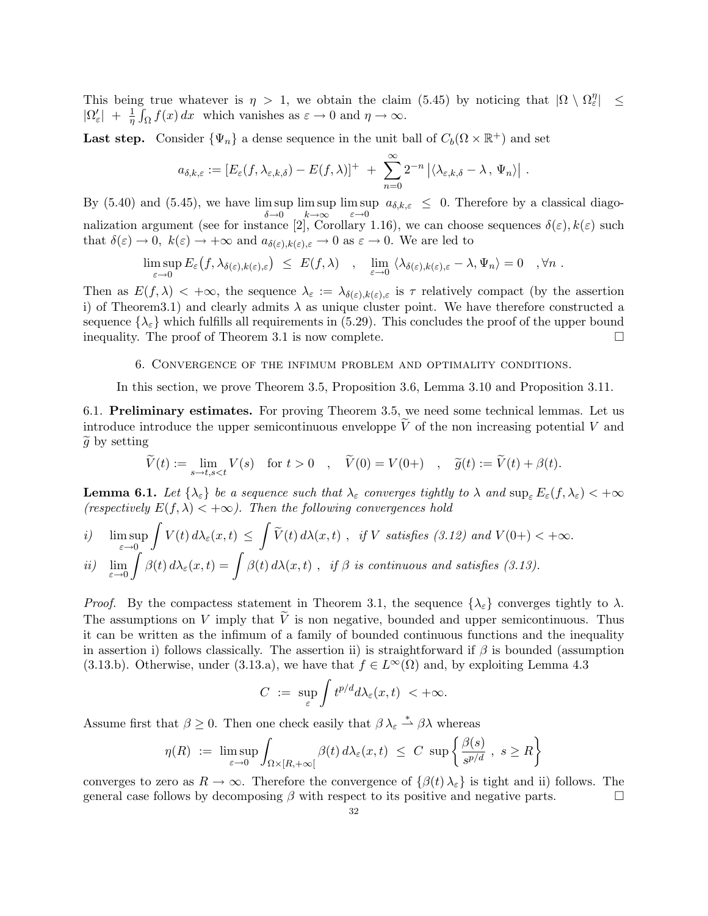This being true whatever is $\eta > 1$, we obtain the claim (5.45) by noticing that $|\Omega \setminus \Omega_\varepsilon^\eta| \leq |\Omega'_\varepsilon| + \frac{1}{\eta}\int_\Omega f(x)\,dx$ which vanishes as $\varepsilon \to 0$ and $\eta \to \infty$.

**Last step.** Consider $\{\Psi_n\}$ a dense sequence in the unit ball of $C_b(\Omega \times \mathbb{R}^+)$ and set

$$a_{\delta,k,\varepsilon} := [E_\varepsilon(f, \lambda_{\varepsilon,k,\delta}) - E(f,\lambda)]^+ \; + \; \sum_{n=0}^{\infty} 2^{-n} \left|\langle \lambda_{\varepsilon,k,\delta} - \lambda \, , \, \Psi_n \rangle\right| .$$

By (5.40) and (5.45), we have $\limsup\limits_{\delta\to 0}\limsup\limits_{k\to\infty}\limsup\limits_{\varepsilon\to 0} \; a_{\delta,k,\varepsilon} \; \leq \; 0$. Therefore by a classical diagonalization argument (see for instance [2], Corollary 1.16), we can choose sequences $\delta(\varepsilon), k(\varepsilon)$ such that $\delta(\varepsilon) \to 0$, $k(\varepsilon) \to +\infty$ and $a_{\delta(\varepsilon),k(\varepsilon),\varepsilon} \to 0$ as $\varepsilon \to 0$. We are led to

$$\limsup_{\varepsilon\to 0} E_\varepsilon\big(f, \lambda_{\delta(\varepsilon),k(\varepsilon),\varepsilon}\big) \; \leq \; E(f,\lambda) \quad , \quad \lim_{\varepsilon\to 0} \langle \lambda_{\delta(\varepsilon),k(\varepsilon),\varepsilon} - \lambda, \Psi_n\rangle = 0 \quad ,\forall n \, .$$

Then as $E(f,\lambda) < +\infty$, the sequence $\lambda_\varepsilon := \lambda_{\delta(\varepsilon),k(\varepsilon),\varepsilon}$ is $\tau$ relatively compact (by the assertion i) of Theorem3.1) and clearly admits $\lambda$ as unique cluster point. We have therefore constructed a sequence $\{\lambda_\varepsilon\}$ which fulfills all requirements in (5.29). This concludes the proof of the upper bound inequality. The proof of Theorem 3.1 is now complete. $\square$

## 6. Convergence of the infimum problem and optimality conditions.

In this section, we prove Theorem 3.5, Proposition 3.6, Lemma 3.10 and Proposition 3.11.

### 6.1. Preliminary estimates.

For proving Theorem 3.5, we need some technical lemmas. Let us introduce introduce the upper semicontinuous enveloppe $\widetilde{V}$ of the non increasing potential $V$ and $\widetilde{g}$ by setting

$$\widetilde{V}(t) := \lim_{s\to t, s<t} V(s) \quad \text{for } t>0 \quad , \quad \widetilde{V}(0) = V(0+) \quad , \quad \widetilde{g}(t) := \widetilde{V}(t) + \beta(t).$$

**Lemma 6.1.** *Let $\{\lambda_\varepsilon\}$ be a sequence such that $\lambda_\varepsilon$ converges tightly to $\lambda$ and $\sup_\varepsilon E_\varepsilon(f,\lambda_\varepsilon) < +\infty$ (respectively $E(f,\lambda) < +\infty$). Then the following convergences hold*

$$i) \quad \limsup_{\varepsilon\to 0} \int V(t)\, d\lambda_\varepsilon(x,t) \; \leq \; \int \widetilde{V}(t)\, d\lambda(x,t) \; , \;\; \textit{if } V \textit{ satisfies (3.12) and } V(0+) < +\infty.$$

$$ii) \quad \lim_{\varepsilon\to 0} \int \beta(t)\, d\lambda_\varepsilon(x,t) = \int \beta(t)\, d\lambda(x,t) \; , \;\; \textit{if } \beta \textit{ is continuous and satisfies (3.13).}$$

*Proof.* By the compactess statement in Theorem 3.1, the sequence $\{\lambda_\varepsilon\}$ converges tightly to $\lambda$. The assumptions on $V$ imply that $\widetilde{V}$ is non negative, bounded and upper semicontinuous. Thus it can be written as the infimum of a family of bounded continuous functions and the inequality in assertion i) follows classically. The assertion ii) is straightforward if $\beta$ is bounded (assumption (3.13.b). Otherwise, under (3.13.a), we have that $f \in L^\infty(\Omega)$ and, by exploiting Lemma 4.3

$$C \; := \; \sup_\varepsilon \int t^{p/d} d\lambda_\varepsilon(x,t) \; < +\infty.$$

Assume first that $\beta \geq 0$. Then one check easily that $\beta\, \lambda_\varepsilon \overset{*}{\rightharpoonup} \beta\lambda$ whereas

$$\eta(R) \; := \; \limsup_{\varepsilon\to 0} \int_{\Omega\times[R,+\infty[} \beta(t)\, d\lambda_\varepsilon(x,t) \; \leq \; C \; \sup\left\{ \frac{\beta(s)}{s^{p/d}} \; , \; s \geq R \right\}$$

converges to zero as $R \to \infty$. Therefore the convergence of $\{\beta(t)\, \lambda_\varepsilon\}$ is tight and ii) follows. The general case follows by decomposing $\beta$ with respect to its positive and negative parts. $\square$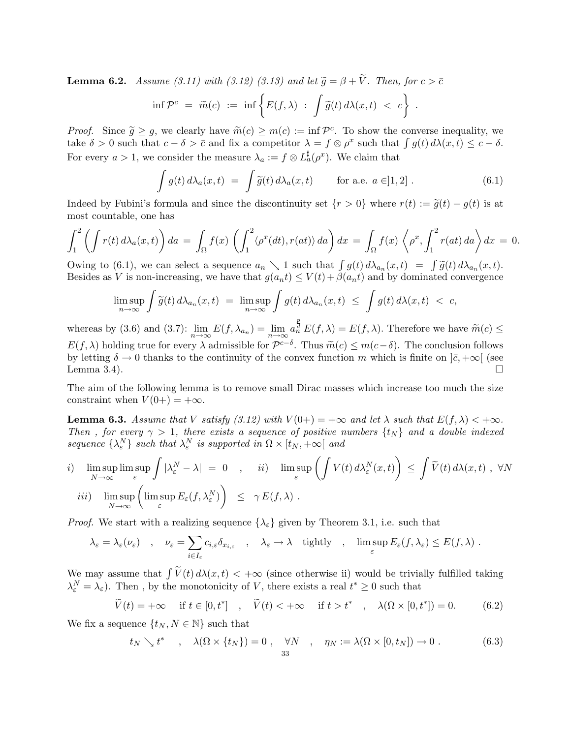**Lemma 6.2.** *Assume (3.11) with (3.12) (3.13) and let $\widetilde{g} = \beta + \widetilde{V}$. Then, for $c > \bar{c}$*

$$\inf \mathcal{P}^c \;=\; \widetilde{m}(c) \;:=\; \inf \left\{ E(f,\lambda) \;:\; \int \widetilde{g}(t)\, d\lambda(x,t) \;<\; c \right\} .$$

*Proof.* Since $\widetilde{g} \geq g$, we clearly have $\widetilde{m}(c) \geq m(c) := \inf \mathcal{P}^c$. To show the converse inequality, we take $\delta > 0$ such that $c - \delta > \bar{c}$ and fix a competitor $\lambda = f \otimes \rho^x$ such that $\int g(t)\, d\lambda(x,t) \leq c - \delta$. For every $a > 1$, we consider the measure $\lambda_a := f \otimes L_a^\sharp(\rho^x)$. We claim that

$$\int g(t)\, d\lambda_a(x,t) \;=\; \int \widetilde{g}(t)\, d\lambda_a(x,t) \qquad \text{for a.e. } a \in ]1,2] \,. \tag{6.1}$$

Indeed by Fubini's formula and since the discontinuity set $\{r > 0\}$ where $r(t) := \widetilde{g}(t) - g(t)$ is at most countable, one has

$$\int_1^2 \left( \int r(t)\, d\lambda_a(x,t) \right) da \;=\; \int_\Omega f(x) \left( \int_1^2 \langle \rho^x(dt), r(at) \rangle \, da \right) dx \;=\; \int_\Omega f(x) \left\langle \rho^x, \int_1^2 r(at)\, da \right\rangle dx \;=\; 0.$$

Owing to (6.1), we can select a sequence $a_n \searrow 1$ such that $\int g(t)\, d\lambda_{a_n}(x,t) \;=\; \int \widetilde{g}(t)\, d\lambda_{a_n}(x,t)$. Besides as $V$ is non-increasing, we have that $g(a_n t) \leq V(t) + \beta(a_n t)$ and by dominated convergence

$$\limsup_{n\to\infty} \int \widetilde{g}(t)\, d\lambda_{a_n}(x,t) \;=\; \limsup_{n\to\infty} \int g(t)\, d\lambda_{a_n}(x,t) \;\leq\; \int g(t)\, d\lambda(x,t) \;<\; c,$$

whereas by (3.6) and (3.7): $\lim\limits_{n\to\infty} E(f, \lambda_{a_n}) = \lim\limits_{n\to\infty} a_n^{\frac{p}{d}}\, E(f,\lambda) = E(f,\lambda)$. Therefore we have $\widetilde{m}(c) \leq E(f,\lambda)$ holding true for every $\lambda$ admissible for $\mathcal{P}^{c-\delta}$. Thus $\widetilde{m}(c) \leq m(c-\delta)$. The conclusion follows by letting $\delta \to 0$ thanks to the continuity of the convex function $m$ which is finite on $]\bar{c}, +\infty[$ (see Lemma 3.4). $\square$

The aim of the following lemma is to remove small Dirac masses which increase too much the size constraint when $V(0+) = +\infty$.

**Lemma 6.3.** *Assume that $V$ satisfy (3.12) with $V(0+) = +\infty$ and let $\lambda$ such that $E(f,\lambda) < +\infty$. Then , for every $\gamma > 1$, there exists a sequence of positive numbers $\{t_N\}$ and a double indexed sequence $\{\lambda_\varepsilon^N\}$ such that $\lambda_\varepsilon^N$ is supported in $\Omega \times [t_N, +\infty[$ and*

$$i) \quad \limsup_{N\to\infty} \limsup_{\varepsilon} \int |\lambda_\varepsilon^N - \lambda| \;=\; 0 \quad , \quad ii) \quad \limsup_{\varepsilon} \left( \int V(t)\, d\lambda_\varepsilon^N(x,t) \right) \;\leq\; \int \widetilde{V}(t)\, d\lambda(x,t) \;,\; \forall N$$

$$iii) \quad \limsup_{N\to\infty} \left( \limsup_{\varepsilon} E_\varepsilon(f, \lambda_\varepsilon^N) \right) \;\leq\; \gamma\, E(f,\lambda) \,.$$

*Proof.* We start with a realizing sequence $\{\lambda_\varepsilon\}$ given by Theorem 3.1, i.e. such that

$$\lambda_\varepsilon = \lambda_\varepsilon(\nu_\varepsilon) \quad , \quad \nu_\varepsilon = \sum_{i\in I_\varepsilon} c_{i,\varepsilon} \delta_{x_{i,\varepsilon}} \quad , \quad \lambda_\varepsilon \to \lambda \;\text{ tightly} \quad , \quad \limsup_{\varepsilon} E_\varepsilon(f, \lambda_\varepsilon) \leq E(f,\lambda) \,.$$

We may assume that $\int \widetilde{V}(t)\, d\lambda(x,t) < +\infty$ (since otherwise ii) would be trivially fulfilled taking $\lambda_\varepsilon^N = \lambda_\varepsilon$). Then , by the monotonicity of $V$, there exists a real $t^* \geq 0$ such that

$$\widetilde{V}(t) = +\infty \quad \text{if } t \in [0, t^*] \quad , \quad \widetilde{V}(t) < +\infty \quad \text{if } t > t^* \quad , \quad \lambda(\Omega \times [0, t^*]) = 0. \tag{6.2}$$

We fix a sequence $\{t_N, N \in \mathbb{N}\}$ such that

$$t_N \searrow t^* \quad , \quad \lambda(\Omega \times \{t_N\}) = 0 \;, \quad \forall N \quad , \quad \eta_N := \lambda(\Omega \times [0, t_N]) \to 0 \,. \tag{6.3}$$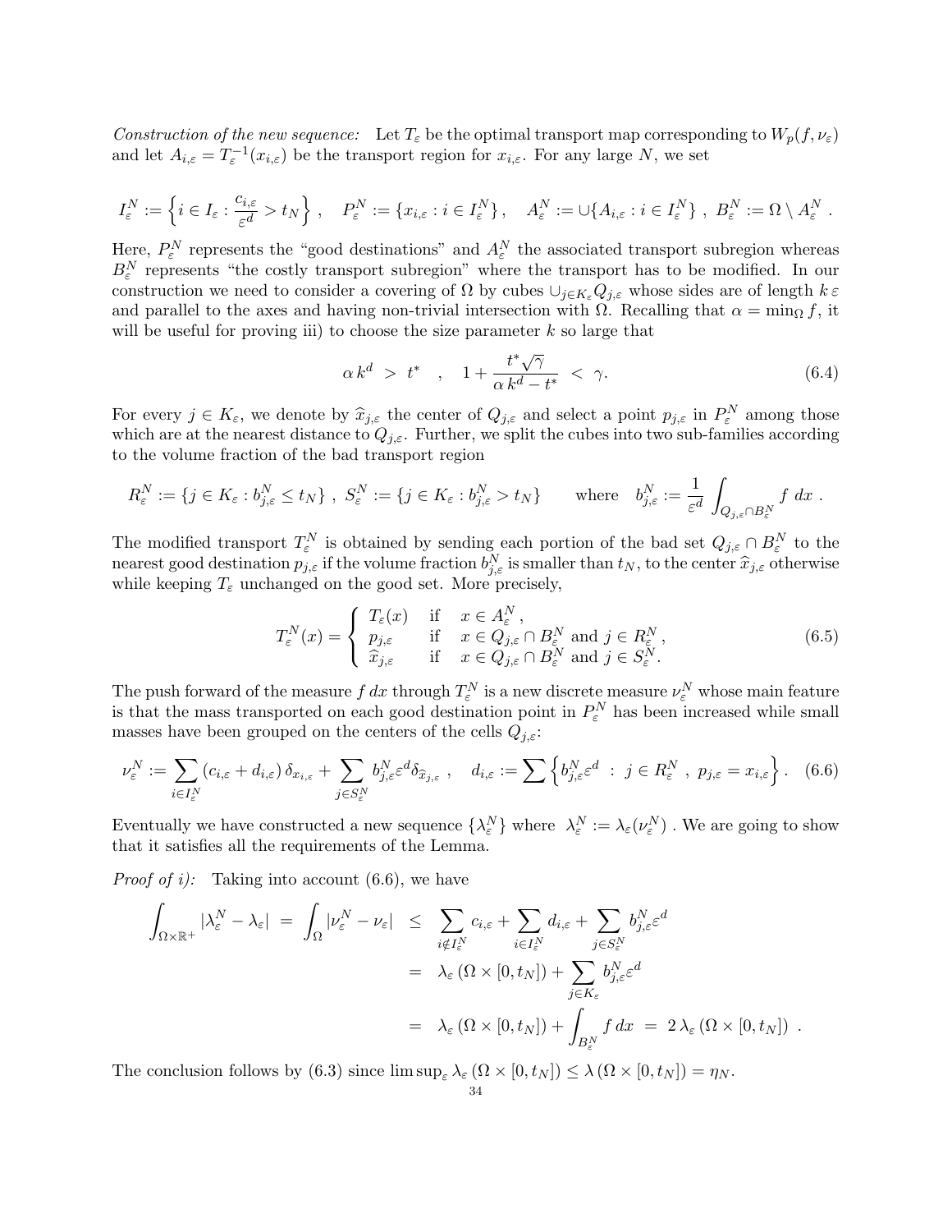*Construction of the new sequence:* Let $T_\varepsilon$ be the optimal transport map corresponding to $W_p(f, \nu_\varepsilon)$ and let $A_{i,\varepsilon} = T_\varepsilon^{-1}(x_{i,\varepsilon})$ be the transport region for $x_{i,\varepsilon}$. For any large $N$, we set

$$I_\varepsilon^N := \left\{ i \in I_\varepsilon : \frac{c_{i,\varepsilon}}{\varepsilon^d} > t_N \right\} , \quad P_\varepsilon^N := \{ x_{i,\varepsilon} : i \in I_\varepsilon^N \} , \quad A_\varepsilon^N := \cup \{ A_{i,\varepsilon} : i \in I_\varepsilon^N \} \ , \ B_\varepsilon^N := \Omega \setminus A_\varepsilon^N \ .$$

Here, $P_\varepsilon^N$ represents the "good destinations" and $A_\varepsilon^N$ the associated transport subregion whereas $B_\varepsilon^N$ represents "the costly transport subregion" where the transport has to be modified. In our construction we need to consider a covering of $\Omega$ by cubes $\cup_{j \in K_\varepsilon} Q_{j,\varepsilon}$ whose sides are of length $k\,\varepsilon$ and parallel to the axes and having non-trivial intersection with $\Omega$. Recalling that $\alpha = \min_\Omega f$, it will be useful for proving iii) to choose the size parameter $k$ so large that

$$\alpha\, k^d \ > \ t^* \quad , \quad 1 + \frac{t^* \sqrt{\gamma}}{\alpha\, k^d - t^*} \ < \ \gamma. \tag{6.4}$$

For every $j \in K_\varepsilon$, we denote by $\widehat{x}_{j,\varepsilon}$ the center of $Q_{j,\varepsilon}$ and select a point $p_{j,\varepsilon}$ in $P_\varepsilon^N$ among those which are at the nearest distance to $Q_{j,\varepsilon}$. Further, we split the cubes into two sub-families according to the volume fraction of the bad transport region

$$R_\varepsilon^N := \{ j \in K_\varepsilon : b_{j,\varepsilon}^N \le t_N \} \ , \ S_\varepsilon^N := \{ j \in K_\varepsilon : b_{j,\varepsilon}^N > t_N \} \qquad \text{where} \quad b_{j,\varepsilon}^N := \frac{1}{\varepsilon^d} \int_{Q_{j,\varepsilon} \cap B_\varepsilon^N} f \ dx \ .$$

The modified transport $T_\varepsilon^N$ is obtained by sending each portion of the bad set $Q_{j,\varepsilon} \cap B_\varepsilon^N$ to the nearest good destination $p_{j,\varepsilon}$ if the volume fraction $b_{j,\varepsilon}^N$ is smaller than $t_N$, to the center $\widehat{x}_{j,\varepsilon}$ otherwise while keeping $T_\varepsilon$ unchanged on the good set. More precisely,

$$T_\varepsilon^N(x) = \begin{cases} T_\varepsilon(x) & \text{if} \quad x \in A_\varepsilon^N \ , \\ p_{j,\varepsilon} & \text{if} \quad x \in Q_{j,\varepsilon} \cap B_\varepsilon^N \text{ and } j \in R_\varepsilon^N \ , \\ \widehat{x}_{j,\varepsilon} & \text{if} \quad x \in Q_{j,\varepsilon} \cap B_\varepsilon^N \text{ and } j \in S_\varepsilon^N . \end{cases} \tag{6.5}$$

The push forward of the measure $f\,dx$ through $T_\varepsilon^N$ is a new discrete measure $\nu_\varepsilon^N$ whose main feature is that the mass transported on each good destination point in $P_\varepsilon^N$ has been increased while small masses have been grouped on the centers of the cells $Q_{j,\varepsilon}$:

$$\nu_\varepsilon^N := \sum_{i \in I_\varepsilon^N} (c_{i,\varepsilon} + d_{i,\varepsilon})\, \delta_{x_{i,\varepsilon}} + \sum_{j \in S_\varepsilon^N} b_{j,\varepsilon}^N \varepsilon^d \delta_{\widehat{x}_{j,\varepsilon}} \ , \quad d_{i,\varepsilon} := \sum \left\{ b_{j,\varepsilon}^N \varepsilon^d \ : \ j \in R_\varepsilon^N \ , \ p_{j,\varepsilon} = x_{i,\varepsilon} \right\} . \tag{6.6}$$

Eventually we have constructed a new sequence $\{\lambda_\varepsilon^N\}$ where $\lambda_\varepsilon^N := \lambda_\varepsilon(\nu_\varepsilon^N)$ . We are going to show that it satisfies all the requirements of the Lemma.

*Proof of i):* Taking into account (6.6), we have

$$\begin{aligned} \int_{\Omega \times \mathbb{R}^+} |\lambda_\varepsilon^N - \lambda_\varepsilon| \ = \ \int_\Omega |\nu_\varepsilon^N - \nu_\varepsilon| \ &\le \ \sum_{i \notin I_\varepsilon^N} c_{i,\varepsilon} + \sum_{i \in I_\varepsilon^N} d_{i,\varepsilon} + \sum_{j \in S_\varepsilon^N} b_{j,\varepsilon}^N \varepsilon^d \\ &= \ \lambda_\varepsilon\left(\Omega \times [0, t_N]\right) + \sum_{j \in K_\varepsilon} b_{j,\varepsilon}^N \varepsilon^d \\ &= \ \lambda_\varepsilon\left(\Omega \times [0, t_N]\right) + \int_{B_\varepsilon^N} f\, dx \ = \ 2\, \lambda_\varepsilon\left(\Omega \times [0, t_N]\right) \ . \end{aligned}$$

The conclusion follows by (6.3) since $\limsup_\varepsilon \lambda_\varepsilon\left(\Omega \times [0, t_N]\right) \le \lambda\left(\Omega \times [0, t_N]\right) = \eta_N$.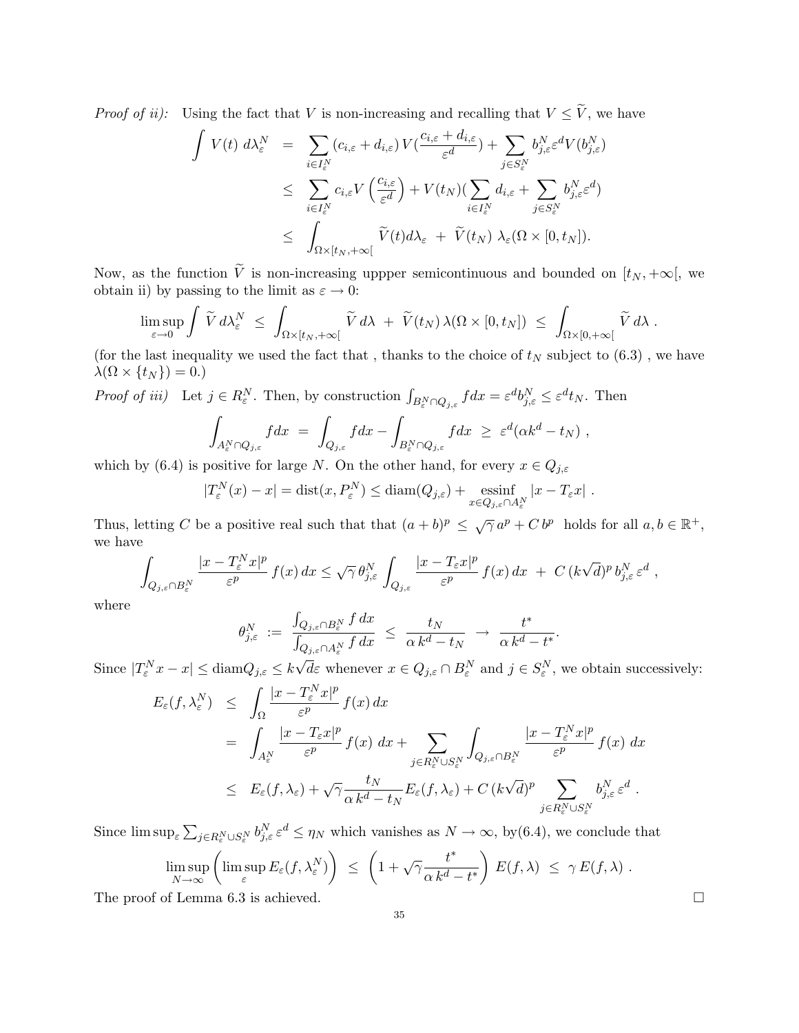*Proof of ii):* Using the fact that $V$ is non-increasing and recalling that $V \le \widetilde{V}$, we have

$$
\begin{aligned}
\int V(t)\, d\lambda_\varepsilon^N &= \sum_{i\in I_\varepsilon^N} (c_{i,\varepsilon}+d_{i,\varepsilon})\, V(\frac{c_{i,\varepsilon}+d_{i,\varepsilon}}{\varepsilon^d}) + \sum_{j\in S_\varepsilon^N} b_{j,\varepsilon}^N \varepsilon^d V(b_{j,\varepsilon}^N) \\
&\le \sum_{i\in I_\varepsilon^N} c_{i,\varepsilon} V\left(\frac{c_{i,\varepsilon}}{\varepsilon^d}\right) + V(t_N)(\sum_{i\in I_\varepsilon^N} d_{i,\varepsilon} + \sum_{j\in S_\varepsilon^N} b_{j,\varepsilon}^N \varepsilon^d) \\
&\le \int_{\Omega\times[t_N,+\infty[} \widetilde{V}(t) d\lambda_\varepsilon \;+\; \widetilde{V}(t_N)\; \lambda_\varepsilon(\Omega\times[0,t_N]).
\end{aligned}
$$

Now, as the function $\widetilde{V}$ is non-increasing uppper semicontinuous and bounded on $[t_N, +\infty[$, we obtain ii) by passing to the limit as $\varepsilon \to 0$:

$$
\limsup_{\varepsilon\to 0} \int \widetilde{V}\, d\lambda_\varepsilon^N \;\le\; \int_{\Omega\times[t_N,+\infty[} \widetilde{V}\, d\lambda \;+\; \widetilde{V}(t_N)\, \lambda(\Omega\times[0,t_N]) \;\le\; \int_{\Omega\times[0,+\infty[} \widetilde{V}\, d\lambda\ .
$$

(for the last inequality we used the fact that , thanks to the choice of $t_N$ subject to (6.3) , we have $\lambda(\Omega\times\{t_N\}) = 0$.)

*Proof of iii)* Let $j \in R_\varepsilon^N$. Then, by construction $\int_{B_\varepsilon^N\cap Q_{j,\varepsilon}} f dx = \varepsilon^d b_{j,\varepsilon}^N \le \varepsilon^d t_N$. Then

$$
\int_{A_\varepsilon^N\cap Q_{j,\varepsilon}} f dx \;=\; \int_{Q_{j,\varepsilon}} f dx - \int_{B_\varepsilon^N\cap Q_{j,\varepsilon}} f dx \;\ge\; \varepsilon^d(\alpha k^d - t_N)\ ,
$$

which by (6.4) is positive for large $N$. On the other hand, for every $x \in Q_{j,\varepsilon}$

$$
|T_\varepsilon^N(x) - x| = \operatorname{dist}(x, P_\varepsilon^N) \le \operatorname{diam}(Q_{j,\varepsilon}) + \operatorname*{essinf}_{x\in Q_{j,\varepsilon}\cap A_\varepsilon^N} |x - T_\varepsilon x|\ .
$$

Thus, letting $C$ be a positive real such that that $(a+b)^p \;\le\; \sqrt{\gamma}\, a^p + C\, b^p$ holds for all $a, b \in \mathbb{R}^+$, we have

$$
\int_{Q_{j,\varepsilon}\cap B_\varepsilon^N} \frac{|x - T_\varepsilon^N x|^p}{\varepsilon^p}\, f(x)\, dx \le \sqrt{\gamma}\, \theta_{j,\varepsilon}^N \int_{Q_{j,\varepsilon}} \frac{|x - T_\varepsilon x|^p}{\varepsilon^p}\, f(x)\, dx \;+\; C\, (k\sqrt{d})^p\, b_{j,\varepsilon}^N\, \varepsilon^d\ ,
$$

where

$$
\theta_{j,\varepsilon}^N \;:=\; \frac{\int_{Q_{j,\varepsilon}\cap B_\varepsilon^N} f\, dx}{\int_{Q_{j,\varepsilon}\cap A_\varepsilon^N} f\, dx} \;\le\; \frac{t_N}{\alpha\, k^d - t_N} \;\to\; \frac{t^*}{\alpha\, k^d - t^*}.
$$

Since $|T_\varepsilon^N x - x| \le \operatorname{diam} Q_{j,\varepsilon} \le k\sqrt{d}\varepsilon$ whenever $x \in Q_{j,\varepsilon}\cap B_\varepsilon^N$ and $j \in S_\varepsilon^N$, we obtain successively:

$$
\begin{aligned}
E_\varepsilon(f, \lambda_\varepsilon^N) &\le \int_\Omega \frac{|x - T_\varepsilon^N x|^p}{\varepsilon^p}\, f(x)\, dx \\
&= \int_{A_\varepsilon^N} \frac{|x - T_\varepsilon x|^p}{\varepsilon^p}\, f(x)\ dx + \sum_{j\in R_\varepsilon^N\cup S_\varepsilon^N} \int_{Q_{j,\varepsilon}\cap B_\varepsilon^N} \frac{|x - T_\varepsilon^N x|^p}{\varepsilon^p}\, f(x)\ dx \\
&\le E_\varepsilon(f, \lambda_\varepsilon) + \sqrt{\gamma}\frac{t_N}{\alpha\, k^d - t_N} E_\varepsilon(f, \lambda_\varepsilon) + C\, (k\sqrt{d})^p \sum_{j\in R_\varepsilon^N\cup S_\varepsilon^N} b_{j,\varepsilon}^N\, \varepsilon^d\ .
\end{aligned}
$$

Since $\limsup_\varepsilon \sum_{j\in R_\varepsilon^N\cup S_\varepsilon^N} b_{j,\varepsilon}^N\, \varepsilon^d \le \eta_N$ which vanishes as $N \to \infty$, by(6.4), we conclude that

$$
\limsup_{N\to\infty} \left(\limsup_\varepsilon E_\varepsilon(f, \lambda_\varepsilon^N)\right) \;\le\; \left(1 + \sqrt{\gamma}\frac{t^*}{\alpha\, k^d - t^*}\right) E(f, \lambda) \;\le\; \gamma\, E(f, \lambda)\ .
$$

The proof of Lemma 6.3 is achieved. □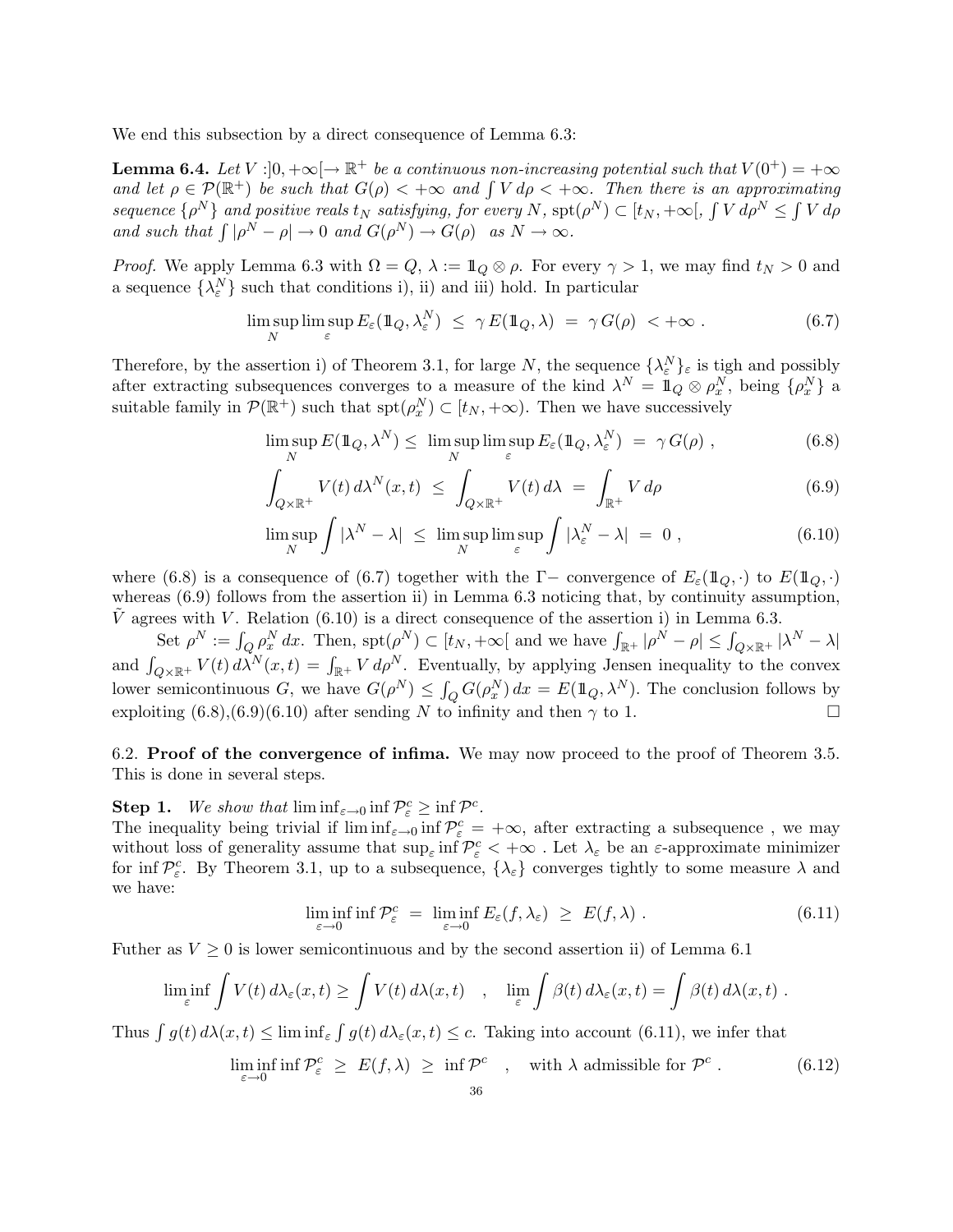We end this subsection by a direct consequence of Lemma 6.3:

**Lemma 6.4.** *Let $V : ]0, +\infty[ \to \mathbb{R}^+$ be a continuous non-increasing potential such that $V(0^+) = +\infty$ and let $\rho \in \mathcal{P}(\mathbb{R}^+)$ be such that $G(\rho) < +\infty$ and $\int V\, d\rho < +\infty$. Then there is an approximating sequence $\{\rho^N\}$ and positive reals $t_N$ satisfying, for every $N$, $\operatorname{spt}(\rho^N) \subset [t_N, +\infty[$, $\int V\, d\rho^N \leq \int V\, d\rho$ and such that $\int |\rho^N - \rho| \to 0$ and $G(\rho^N) \to G(\rho)$ as $N \to \infty$.*

*Proof.* We apply Lemma 6.3 with $\Omega = Q$, $\lambda := \mathbb{1}_Q \otimes \rho$. For every $\gamma > 1$, we may find $t_N > 0$ and a sequence $\{\lambda_\varepsilon^N\}$ such that conditions i), ii) and iii) hold. In particular

$$\limsup_N \limsup_\varepsilon E_\varepsilon(\mathbb{1}_Q, \lambda_\varepsilon^N) \;\leq\; \gamma\, E(\mathbb{1}_Q, \lambda) \;=\; \gamma\, G(\rho) \;<+\infty\;. \tag{6.7}$$

Therefore, by the assertion i) of Theorem 3.1, for large $N$, the sequence $\{\lambda_\varepsilon^N\}_\varepsilon$ is tigh and possibly after extracting subsequences converges to a measure of the kind $\lambda^N = \mathbb{1}_Q \otimes \rho_x^N$, being $\{\rho_x^N\}$ a suitable family in $\mathcal{P}(\mathbb{R}^+)$ such that $\operatorname{spt}(\rho_x^N) \subset [t_N, +\infty)$. Then we have successively

$$\limsup_N E(\mathbb{1}_Q, \lambda^N) \leq \;\limsup_N \limsup_\varepsilon E_\varepsilon(\mathbb{1}_Q, \lambda_\varepsilon^N) \;=\; \gamma\, G(\rho)\;, \tag{6.8}$$

$$\int_{Q\times\mathbb{R}^+} V(t)\, d\lambda^N(x,t) \;\leq\; \int_{Q\times\mathbb{R}^+} V(t)\, d\lambda \;=\; \int_{\mathbb{R}^+} V\, d\rho \tag{6.9}$$

$$\limsup_N \int |\lambda^N - \lambda| \;\leq\; \limsup_N \limsup_\varepsilon \int |\lambda_\varepsilon^N - \lambda| \;=\; 0\;, \tag{6.10}$$

where (6.8) is a consequence of (6.7) together with the $\Gamma-$ convergence of $E_\varepsilon(\mathbb{1}_Q, \cdot)$ to $E(\mathbb{1}_Q, \cdot)$ whereas (6.9) follows from the assertion ii) in Lemma 6.3 noticing that, by continuity assumption, $\tilde{V}$ agrees with $V$. Relation (6.10) is a direct consequence of the assertion i) in Lemma 6.3.

Set $\rho^N := \int_Q \rho_x^N\, dx$. Then, $\operatorname{spt}(\rho^N) \subset [t_N, +\infty[$ and we have $\int_{\mathbb{R}^+} |\rho^N - \rho| \leq \int_{Q\times\mathbb{R}^+} |\lambda^N - \lambda|$ and $\int_{Q\times\mathbb{R}^+} V(t)\, d\lambda^N(x,t) = \int_{\mathbb{R}^+} V\, d\rho^N$. Eventually, by applying Jensen inequality to the convex lower semicontinuous $G$, we have $G(\rho^N) \leq \int_Q G(\rho_x^N)\, dx = E(\mathbb{1}_Q, \lambda^N)$. The conclusion follows by exploiting (6.8),(6.9)(6.10) after sending $N$ to infinity and then $\gamma$ to 1. $\square$

## 6.2. Proof of the convergence of infima.

We may now proceed to the proof of Theorem 3.5. This is done in several steps.

**Step 1.** *We show that* $\liminf_{\varepsilon\to 0} \inf \mathcal{P}_\varepsilon^c \geq \inf \mathcal{P}^c$.

The inequality being trivial if $\liminf_{\varepsilon\to 0} \inf \mathcal{P}_\varepsilon^c = +\infty$, after extracting a subsequence , we may without loss of generality assume that $\sup_\varepsilon \inf \mathcal{P}_\varepsilon^c < +\infty$ . Let $\lambda_\varepsilon$ be an $\varepsilon$-approximate minimizer for $\inf \mathcal{P}_\varepsilon^c$. By Theorem 3.1, up to a subsequence, $\{\lambda_\varepsilon\}$ converges tightly to some measure $\lambda$ and we have:

$$\liminf_{\varepsilon\to 0} \inf \mathcal{P}_\varepsilon^c \;=\; \liminf_{\varepsilon\to 0} E_\varepsilon(f, \lambda_\varepsilon) \;\geq\; E(f, \lambda)\;. \tag{6.11}$$

Futher as $V \geq 0$ is lower semicontinuous and by the second assertion ii) of Lemma 6.1

$$\liminf_\varepsilon \int V(t)\, d\lambda_\varepsilon(x,t) \geq \int V(t)\, d\lambda(x,t) \quad , \quad \lim_\varepsilon \int \beta(t)\, d\lambda_\varepsilon(x,t) = \int \beta(t)\, d\lambda(x,t)\;.$$

Thus $\int g(t)\, d\lambda(x,t) \leq \liminf_\varepsilon \int g(t)\, d\lambda_\varepsilon(x,t) \leq c$. Taking into account (6.11), we infer that

$$\liminf_{\varepsilon\to 0} \inf \mathcal{P}_\varepsilon^c \;\geq\; E(f, \lambda) \;\geq\; \inf \mathcal{P}^c \quad , \quad \text{with } \lambda \text{ admissible for } \mathcal{P}^c\;. \tag{6.12}$$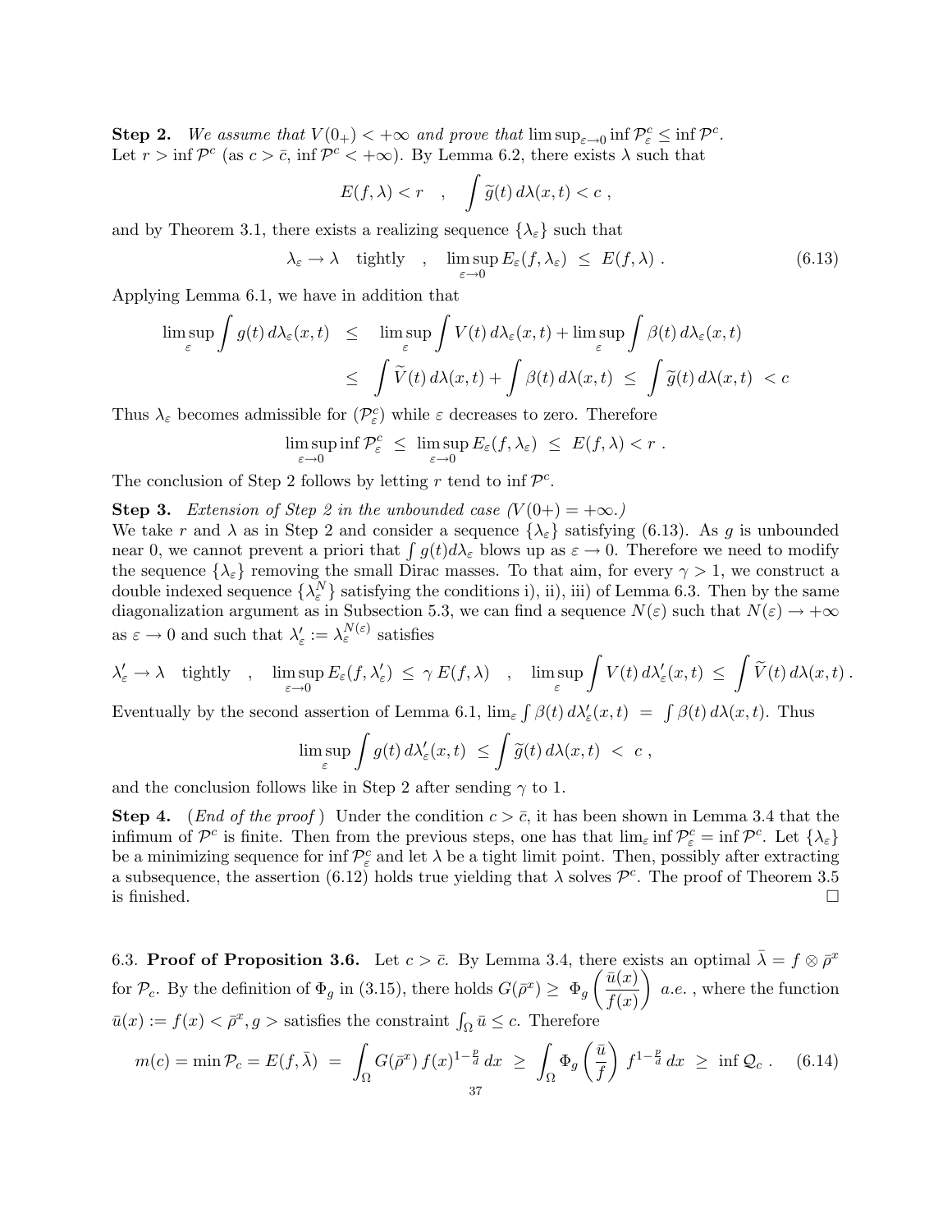**Step 2.** *We assume that $V(0_+) < +\infty$ and prove that $\limsup_{\varepsilon\to 0} \inf \mathcal{P}^c_\varepsilon \leq \inf \mathcal{P}^c$.* Let $r > \inf \mathcal{P}^c$ (as $c > \bar{c}$, $\inf \mathcal{P}^c < +\infty$). By Lemma 6.2, there exists $\lambda$ such that

$$E(f, \lambda) < r \quad , \quad \int \widetilde{g}(t)\, d\lambda(x,t) < c \ ,$$

and by Theorem 3.1, there exists a realizing sequence $\{\lambda_\varepsilon\}$ such that

$$\lambda_\varepsilon \to \lambda \quad \text{tightly} \quad , \quad \limsup_{\varepsilon \to 0} E_\varepsilon(f, \lambda_\varepsilon) \ \leq \ E(f, \lambda) \ . \tag{6.13}$$

Applying Lemma 6.1, we have in addition that

$$\begin{aligned}
\limsup_\varepsilon \int g(t)\, d\lambda_\varepsilon(x,t) \quad &\leq \quad \limsup_\varepsilon \int V(t)\, d\lambda_\varepsilon(x,t) + \limsup_\varepsilon \int \beta(t)\, d\lambda_\varepsilon(x,t) \\
&\leq \quad \int \widetilde{V}(t)\, d\lambda(x,t) + \int \beta(t)\, d\lambda(x,t) \ \leq \ \int \widetilde{g}(t)\, d\lambda(x,t) \ < c
\end{aligned}$$

Thus $\lambda_\varepsilon$ becomes admissible for $(\mathcal{P}^c_\varepsilon)$ while $\varepsilon$ decreases to zero. Therefore

$$\limsup_{\varepsilon\to 0} \inf \mathcal{P}^c_\varepsilon \ \leq \ \limsup_{\varepsilon \to 0} E_\varepsilon(f, \lambda_\varepsilon) \ \leq \ E(f, \lambda) < r \ .$$

The conclusion of Step 2 follows by letting $r$ tend to $\inf \mathcal{P}^c$.

**Step 3.** *Extension of Step 2 in the unbounded case ($V(0+) = +\infty$.)*
We take $r$ and $\lambda$ as in Step 2 and consider a sequence $\{\lambda_\varepsilon\}$ satisfying (6.13). As $g$ is unbounded near 0, we cannot prevent a priori that $\int g(t) d\lambda_\varepsilon$ blows up as $\varepsilon \to 0$. Therefore we need to modify the sequence $\{\lambda_\varepsilon\}$ removing the small Dirac masses. To that aim, for every $\gamma > 1$, we construct a double indexed sequence $\{\lambda^N_\varepsilon\}$ satisfying the conditions i), ii), iii) of Lemma 6.3. Then by the same diagonalization argument as in Subsection 5.3, we can find a sequence $N(\varepsilon)$ such that $N(\varepsilon) \to +\infty$ as $\varepsilon \to 0$ and such that $\lambda'_\varepsilon := \lambda^{N(\varepsilon)}_\varepsilon$ satisfies

$$\lambda'_\varepsilon \to \lambda \quad \text{tightly} \quad , \quad \limsup_{\varepsilon\to 0} E_\varepsilon(f, \lambda'_\varepsilon) \ \leq \ \gamma\, E(f, \lambda) \quad , \quad \limsup_\varepsilon \int V(t)\, d\lambda'_\varepsilon(x,t) \ \leq \ \int \widetilde{V}(t)\, d\lambda(x,t) \ .$$

Eventually by the second assertion of Lemma 6.1, $\lim_\varepsilon \int \beta(t)\, d\lambda'_\varepsilon(x,t) \ = \ \int \beta(t)\, d\lambda(x,t)$. Thus

$$\limsup_\varepsilon \int g(t)\, d\lambda'_\varepsilon(x,t) \ \leq \int \widetilde{g}(t)\, d\lambda(x,t) \ < \ c \ ,$$

and the conclusion follows like in Step 2 after sending $\gamma$ to 1.

**Step 4.** (*End of the proof*) Under the condition $c > \bar{c}$, it has been shown in Lemma 3.4 that the infimum of $\mathcal{P}^c$ is finite. Then from the previous steps, one has that $\lim_\varepsilon \inf \mathcal{P}^c_\varepsilon = \inf \mathcal{P}^c$. Let $\{\lambda_\varepsilon\}$ be a minimizing sequence for $\inf \mathcal{P}^c_\varepsilon$ and let $\lambda$ be a tight limit point. Then, possibly after extracting a subsequence, the assertion (6.12) holds true yielding that $\lambda$ solves $\mathcal{P}^c$. The proof of Theorem 3.5 is finished. □

6.3. **Proof of Proposition 3.6.** Let $c > \bar{c}$. By Lemma 3.4, there exists an optimal $\bar{\lambda} = f \otimes \bar{\rho}^x$ for $\mathcal{P}_c$. By the definition of $\Phi_g$ in (3.15), there holds $G(\bar{\rho}^x) \geq \ \Phi_g \left(\dfrac{\bar{u}(x)}{f(x)}\right)$ *a.e.* , where the function $\bar{u}(x) := f(x) < \bar{\rho}^x, g >$ satisfies the constraint $\int_\Omega \bar{u} \leq c$. Therefore

$$m(c) = \min \mathcal{P}_c = E(f, \bar{\lambda}) \ = \ \int_\Omega G(\bar{\rho}^x)\, f(x)^{1-\frac{p}{d}}\, dx \ \geq \ \int_\Omega \Phi_g \left(\frac{\bar{u}}{f}\right) \ f^{1-\frac{p}{d}}\, dx \ \geq \ \inf \mathcal{Q}_c \ . \tag{6.14}$$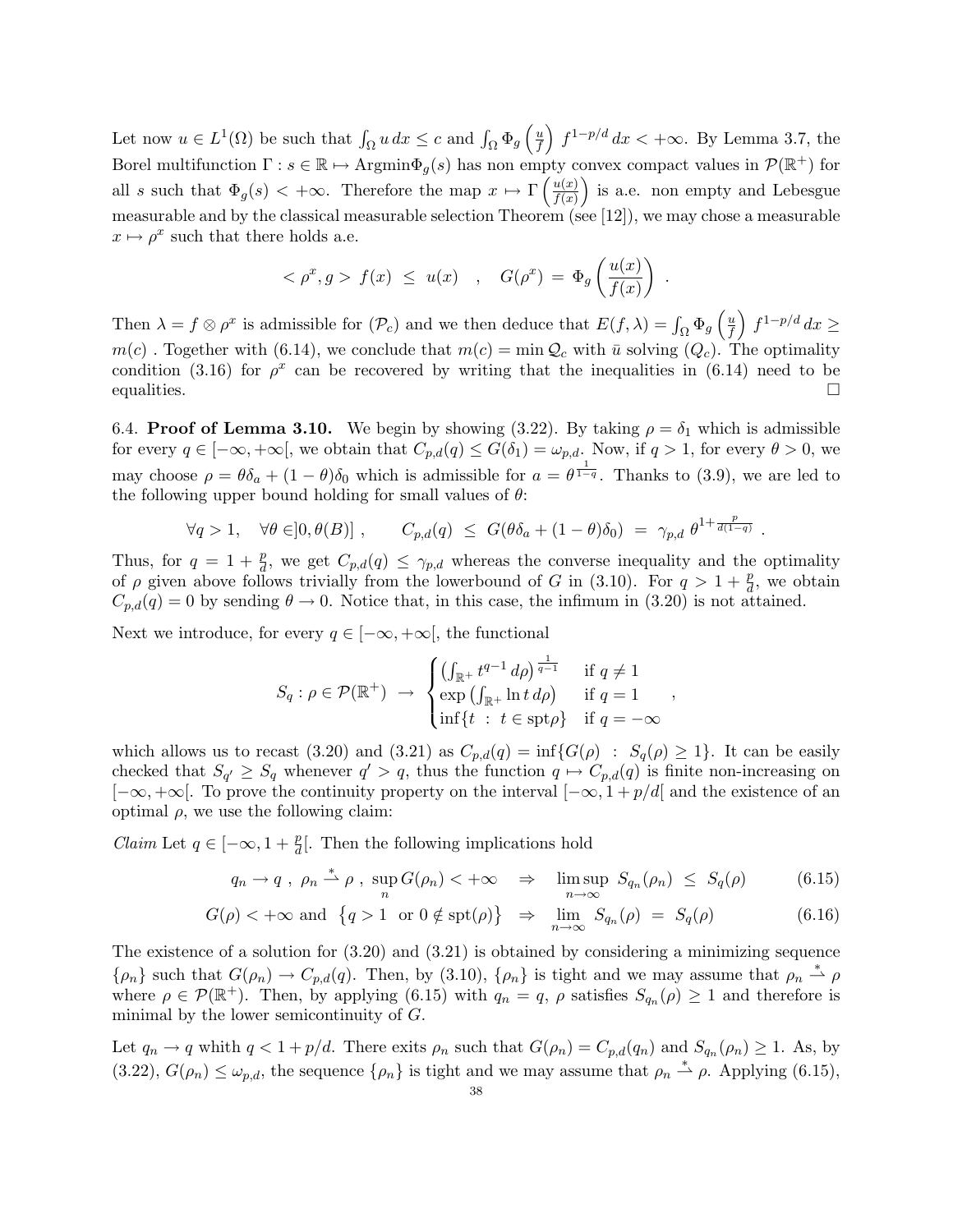Let now $u \in L^1(\Omega)$ be such that $\int_\Omega u\, dx \le c$ and $\int_\Omega \Phi_g\left(\frac{u}{f}\right) f^{1-p/d}\, dx < +\infty$. By Lemma 3.7, the Borel multifunction $\Gamma : s \in \mathbb{R} \mapsto \mathrm{Argmin}\Phi_g(s)$ has non empty convex compact values in $\mathcal{P}(\mathbb{R}^+)$ for all $s$ such that $\Phi_g(s) < +\infty$. Therefore the map $x \mapsto \Gamma\left(\frac{u(x)}{f(x)}\right)$ is a.e. non empty and Lebesgue measurable and by the classical measurable selection Theorem (see [12]), we may chose a measurable $x \mapsto \rho^x$ such that there holds a.e.

$$< \rho^x, g > \, f(x) \;\le\; u(x) \quad , \quad G(\rho^x) \;=\; \Phi_g\left(\frac{u(x)}{f(x)}\right) \;.$$

Then $\lambda = f \otimes \rho^x$ is admissible for $(\mathcal{P}_c)$ and we then deduce that $E(f, \lambda) = \int_\Omega \Phi_g\left(\frac{u}{f}\right) f^{1-p/d}\, dx \ge m(c)$ . Together with (6.14), we conclude that $m(c) = \min \mathcal{Q}_c$ with $\bar{u}$ solving $(Q_c)$. The optimality condition (3.16) for $\rho^x$ can be recovered by writing that the inequalities in (6.14) need to be equalities. $\square$

6.4. **Proof of Lemma 3.10.** We begin by showing (3.22). By taking $\rho = \delta_1$ which is admissible for every $q \in [-\infty, +\infty[$, we obtain that $C_{p,d}(q) \le G(\delta_1) = \omega_{p,d}$. Now, if $q > 1$, for every $\theta > 0$, we may choose $\rho = \theta\delta_a + (1-\theta)\delta_0$ which is admissible for $a = \theta^{\frac{1}{1-q}}$. Thanks to (3.9), we are led to the following upper bound holding for small values of $\theta$:

$$\forall q > 1, \quad \forall \theta \in ]0, \theta(B)] \;, \qquad C_{p,d}(q) \;\le\; G(\theta\delta_a + (1-\theta)\delta_0) \;=\; \gamma_{p,d}\; \theta^{1+\frac{p}{d(1-q)}} \;.$$

Thus, for $q = 1 + \frac{p}{d}$, we get $C_{p,d}(q) \le \gamma_{p,d}$ whereas the converse inequality and the optimality of $\rho$ given above follows trivially from the lowerbound of $G$ in (3.10). For $q > 1 + \frac{p}{d}$, we obtain $C_{p,d}(q) = 0$ by sending $\theta \to 0$. Notice that, in this case, the infimum in (3.20) is not attained.

Next we introduce, for every $q \in [-\infty, +\infty[$, the functional

$$S_q : \rho \in \mathcal{P}(\mathbb{R}^+) \;\to\; \begin{cases} \left(\int_{\mathbb{R}^+} t^{q-1}\, d\rho\right)^{\frac{1}{q-1}} & \text{if } q \ne 1 \\ \exp\left(\int_{\mathbb{R}^+} \ln t\, d\rho\right) & \text{if } q = 1 \\ \inf\{t \;:\; t \in \mathrm{spt}\rho\} & \text{if } q = -\infty \end{cases} ,$$

which allows us to recast (3.20) and (3.21) as $C_{p,d}(q) = \inf\{G(\rho) \;:\; S_q(\rho) \ge 1\}$. It can be easily checked that $S_{q'} \ge S_q$ whenever $q' > q$, thus the function $q \mapsto C_{p,d}(q)$ is finite non-increasing on $[-\infty, +\infty[$. To prove the continuity property on the interval $[-\infty, 1 + p/d[$ and the existence of an optimal $\rho$, we use the following claim:

*Claim* Let $q \in [-\infty, 1 + \frac{p}{d}[$. Then the following implications hold

$$q_n \to q \;,\; \rho_n \overset{*}{\rightharpoonup} \rho \;,\; \sup_n G(\rho_n) < +\infty \quad \Rightarrow \quad \limsup_{n\to\infty} S_{q_n}(\rho_n) \;\le\; S_q(\rho) \tag{6.15}$$

$$G(\rho) < +\infty \text{ and } \left\{q > 1 \text{ or } 0 \notin \mathrm{spt}(\rho)\right\} \quad \Rightarrow \quad \lim_{n\to\infty} S_{q_n}(\rho) \;=\; S_q(\rho) \tag{6.16}$$

The existence of a solution for (3.20) and (3.21) is obtained by considering a minimizing sequence $\{\rho_n\}$ such that $G(\rho_n) \to C_{p,d}(q)$. Then, by (3.10), $\{\rho_n\}$ is tight and we may assume that $\rho_n \overset{*}{\rightharpoonup} \rho$ where $\rho \in \mathcal{P}(\mathbb{R}^+)$. Then, by applying (6.15) with $q_n = q$, $\rho$ satisfies $S_{q_n}(\rho) \ge 1$ and therefore is minimal by the lower semicontinuity of $G$.

Let $q_n \to q$ whith $q < 1 + p/d$. There exits $\rho_n$ such that $G(\rho_n) = C_{p,d}(q_n)$ and $S_{q_n}(\rho_n) \ge 1$. As, by (3.22), $G(\rho_n) \le \omega_{p,d}$, the sequence $\{\rho_n\}$ is tight and we may assume that $\rho_n \overset{*}{\rightharpoonup} \rho$. Applying (6.15),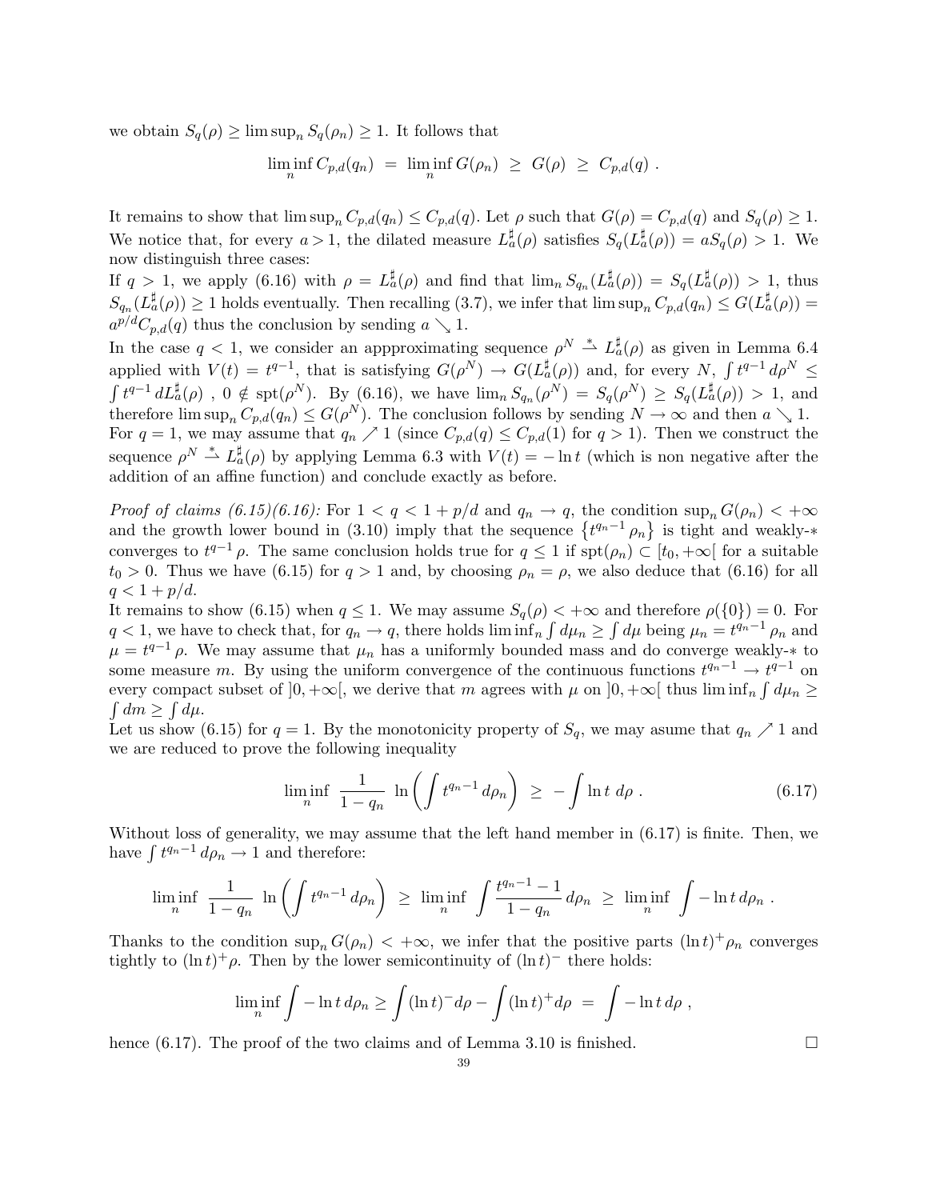we obtain $S_q(\rho) \geq \limsup_n S_q(\rho_n) \geq 1$. It follows that

$$\liminf_n C_{p,d}(q_n) \ = \ \liminf_n G(\rho_n) \ \geq \ G(\rho) \ \geq \ C_{p,d}(q) \ .$$

It remains to show that $\limsup_n C_{p,d}(q_n) \leq C_{p,d}(q)$. Let $\rho$ such that $G(\rho) = C_{p,d}(q)$ and $S_q(\rho) \geq 1$. We notice that, for every $a > 1$, the dilated measure $L_a^\sharp(\rho)$ satisfies $S_q(L_a^\sharp(\rho)) = aS_q(\rho) > 1$. We now distinguish three cases:

If $q > 1$, we apply (6.16) with $\rho = L_a^\sharp(\rho)$ and find that $\lim_n S_{q_n}(L_a^\sharp(\rho)) = S_q(L_a^\sharp(\rho)) > 1$, thus $S_{q_n}(L_a^\sharp(\rho)) \geq 1$ holds eventually. Then recalling (3.7), we infer that $\limsup_n C_{p,d}(q_n) \leq G(L_a^\sharp(\rho)) = a^{p/d} C_{p,d}(q)$ thus the conclusion by sending $a \searrow 1$.

In the case $q < 1$, we consider an appproximating sequence $\rho^N \overset{*}{\rightharpoonup} L_a^\sharp(\rho)$ as given in Lemma 6.4 applied with $V(t) = t^{q-1}$, that is satisfying $G(\rho^N) \to G(L_a^\sharp(\rho))$ and, for every $N$, $\int t^{q-1} \, d\rho^N \leq \int t^{q-1} \, dL_a^\sharp(\rho)$ , $0 \notin \operatorname{spt}(\rho^N)$. By (6.16), we have $\lim_n S_{q_n}(\rho^N) = S_q(\rho^N) \geq S_q(L_a^\sharp(\rho)) > 1$, and therefore $\limsup_n C_{p,d}(q_n) \leq G(\rho^N)$. The conclusion follows by sending $N \to \infty$ and then $a \searrow 1$.

For $q = 1$, we may assume that $q_n \nearrow 1$ (since $C_{p,d}(q) \leq C_{p,d}(1)$ for $q > 1$). Then we construct the sequence $\rho^N \overset{*}{\rightharpoonup} L_a^\sharp(\rho)$ by applying Lemma 6.3 with $V(t) = -\ln t$ (which is non negative after the addition of an affine function) and conclude exactly as before.

*Proof of claims (6.15)(6.16):* For $1 < q < 1 + p/d$ and $q_n \to q$, the condition $\sup_n G(\rho_n) < +\infty$ and the growth lower bound in (3.10) imply that the sequence $\{t^{q_n - 1} \rho_n\}$ is tight and weakly-$*$ converges to $t^{q-1} \rho$. The same conclusion holds true for $q \leq 1$ if $\operatorname{spt}(\rho_n) \subset [t_0, +\infty[$ for a suitable $t_0 > 0$. Thus we have (6.15) for $q > 1$ and, by choosing $\rho_n = \rho$, we also deduce that (6.16) for all $q < 1 + p/d$.

It remains to show (6.15) when $q \leq 1$. We may assume $S_q(\rho) < +\infty$ and therefore $\rho(\{0\}) = 0$. For $q < 1$, we have to check that, for $q_n \to q$, there holds $\liminf_n \int d\mu_n \geq \int d\mu$ being $\mu_n = t^{q_n - 1} \rho_n$ and $\mu = t^{q-1} \rho$. We may assume that $\mu_n$ has a uniformly bounded mass and do converge weakly-$*$ to some measure $m$. By using the uniform convergence of the continuous functions $t^{q_n - 1} \to t^{q-1}$ on every compact subset of $]0, +\infty[$, we derive that $m$ agrees with $\mu$ on $]0, +\infty[$ thus $\liminf_n \int d\mu_n \geq \int dm \geq \int d\mu$.

Let us show (6.15) for $q = 1$. By the monotonicity property of $S_q$, we may asume that $q_n \nearrow 1$ and we are reduced to prove the following inequality

$$\liminf_n \ \frac{1}{1 - q_n} \ \ln \left( \int t^{q_n - 1} \, d\rho_n \right) \ \geq \ - \int \ln t \ d\rho \ . \tag{6.17}$$

Without loss of generality, we may assume that the left hand member in (6.17) is finite. Then, we have $\int t^{q_n - 1} \, d\rho_n \to 1$ and therefore:

$$\liminf_n \ \frac{1}{1 - q_n} \ \ln \left( \int t^{q_n - 1} \, d\rho_n \right) \ \geq \ \liminf_n \ \int \frac{t^{q_n - 1} - 1}{1 - q_n} \, d\rho_n \ \geq \ \liminf_n \ \int - \ln t \, d\rho_n \ .$$

Thanks to the condition $\sup_n G(\rho_n) < +\infty$, we infer that the positive parts $(\ln t)^+ \rho_n$ converges tightly to $(\ln t)^+ \rho$. Then by the lower semicontinuity of $(\ln t)^-$ there holds:

$$\liminf_n \int - \ln t \, d\rho_n \geq \int (\ln t)^- d\rho - \int (\ln t)^+ d\rho \ = \ \int - \ln t \, d\rho \ ,$$

hence (6.17). The proof of the two claims and of Lemma 3.10 is finished. $\square$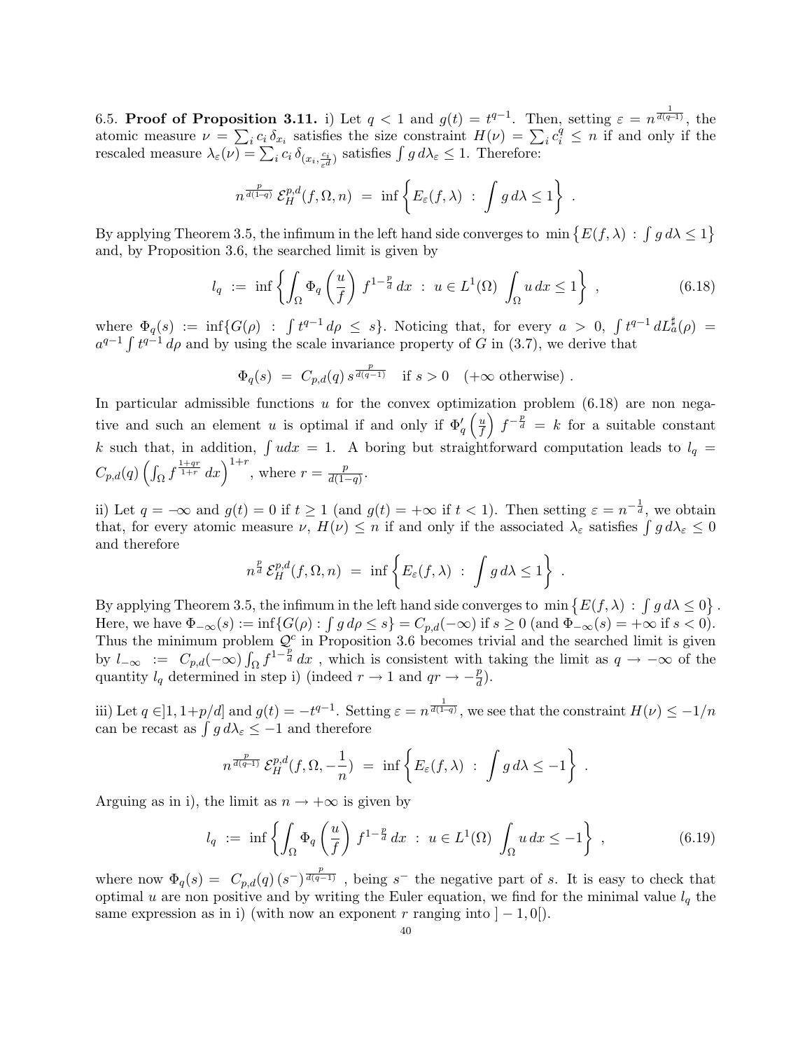6.5. **Proof of Proposition 3.11.** i) Let $q < 1$ and $g(t) = t^{q-1}$. Then, setting $\varepsilon = n^{\frac{1}{d(q-1)}}$, the atomic measure $\nu = \sum_i c_i \delta_{x_i}$ satisfies the size constraint $H(\nu) = \sum_i c_i^q \leq n$ if and only if the rescaled measure $\lambda_\varepsilon(\nu) = \sum_i c_i \delta_{(x_i, \frac{c_i}{\varepsilon^d})}$ satisfies $\int g \, d\lambda_\varepsilon \leq 1$. Therefore:

$$n^{\frac{p}{d(1-q)}} \, \mathcal{E}_H^{p,d}(f, \Omega, n) \;=\; \inf\left\{ E_\varepsilon(f, \lambda) \;:\; \int g \, d\lambda \leq 1 \right\} \,.$$

By applying Theorem 3.5, the infimum in the left hand side converges to $\min\left\{E(f,\lambda) \,:\, \int g \, d\lambda \leq 1\right\}$ and, by Proposition 3.6, the searched limit is given by

$$l_q \;:=\; \inf\left\{ \int_\Omega \Phi_q\left(\frac{u}{f}\right) f^{1-\frac{p}{d}} \, dx \;:\; u \in L^1(\Omega) \; \int_\Omega u \, dx \leq 1 \right\} \,, \tag{6.18}$$

where $\Phi_q(s) := \inf\{G(\rho) \;:\; \int t^{q-1} \, d\rho \;\leq\; s\}$. Noticing that, for every $a > 0$, $\int t^{q-1} \, dL_a^\sharp(\rho) = a^{q-1} \int t^{q-1} \, d\rho$ and by using the scale invariance property of $G$ in (3.7), we derive that

$$\Phi_q(s) \;=\; C_{p,d}(q) \, s^{\frac{p}{d(q-1)}} \quad \text{if } s > 0 \quad (+\infty \text{ otherwise}) \,.$$

In particular admissible functions $u$ for the convex optimization problem (6.18) are non negative and such an element $u$ is optimal if and only if $\Phi_q'\left(\frac{u}{f}\right) f^{-\frac{p}{d}} \;=\; k$ for a suitable constant $k$ such that, in addition, $\int u dx \;=\; 1$. A boring but straightforward computation leads to $l_q \;=\; C_{p,d}(q) \left(\int_\Omega f^{\frac{1+qr}{1+r}} \, dx\right)^{1+r}$, where $r = \frac{p}{d(1-q)}$.

ii) Let $q = -\infty$ and $g(t) = 0$ if $t \geq 1$ (and $g(t) = +\infty$ if $t < 1$). Then setting $\varepsilon = n^{-\frac{1}{d}}$, we obtain that, for every atomic measure $\nu$, $H(\nu) \leq n$ if and only if the associated $\lambda_\varepsilon$ satisfies $\int g \, d\lambda_\varepsilon \leq 0$ and therefore

$$n^{\frac{p}{d}} \, \mathcal{E}_H^{p,d}(f, \Omega, n) \;=\; \inf\left\{ E_\varepsilon(f, \lambda) \;:\; \int g \, d\lambda \leq 1 \right\} \,.$$

By applying Theorem 3.5, the infimum in the left hand side converges to $\min\left\{E(f,\lambda) \,:\, \int g \, d\lambda \leq 0\right\}$. Here, we have $\Phi_{-\infty}(s) := \inf\{G(\rho) : \int g \, d\rho \leq s\} = C_{p,d}(-\infty)$ if $s \geq 0$ (and $\Phi_{-\infty}(s) = +\infty$ if $s < 0$). Thus the minimum problem $\mathcal{Q}^c$ in Proposition 3.6 becomes trivial and the searched limit is given by $l_{-\infty} \;:=\; C_{p,d}(-\infty) \int_\Omega f^{1-\frac{p}{d}} \, dx$ , which is consistent with taking the limit as $q \to -\infty$ of the quantity $l_q$ determined in step i) (indeed $r \to 1$ and $qr \to -\frac{p}{d}$).

iii) Let $q \in ]1, 1+p/d]$ and $g(t) = -t^{q-1}$. Setting $\varepsilon = n^{\frac{1}{d(1-q)}}$, we see that the constraint $H(\nu) \leq -1/n$ can be recast as $\int g \, d\lambda_\varepsilon \leq -1$ and therefore

$$n^{\frac{p}{d(q-1)}} \, \mathcal{E}_H^{p,d}(f, \Omega, -\frac{1}{n}) \;=\; \inf\left\{ E_\varepsilon(f, \lambda) \;:\; \int g \, d\lambda \leq -1 \right\} \,.$$

Arguing as in i), the limit as $n \to +\infty$ is given by

$$l_q \;:=\; \inf\left\{ \int_\Omega \Phi_q\left(\frac{u}{f}\right) f^{1-\frac{p}{d}} \, dx \;:\; u \in L^1(\Omega) \; \int_\Omega u \, dx \leq -1 \right\} \,, \tag{6.19}$$

where now $\Phi_q(s) = \; C_{p,d}(q) \, (s^-)^{\frac{p}{d(q-1)}}$ , being $s^-$ the negative part of $s$. It is easy to check that optimal $u$ are non positive and by writing the Euler equation, we find for the minimal value $l_q$ the same expression as in i) (with now an exponent $r$ ranging into $]-1, 0[$).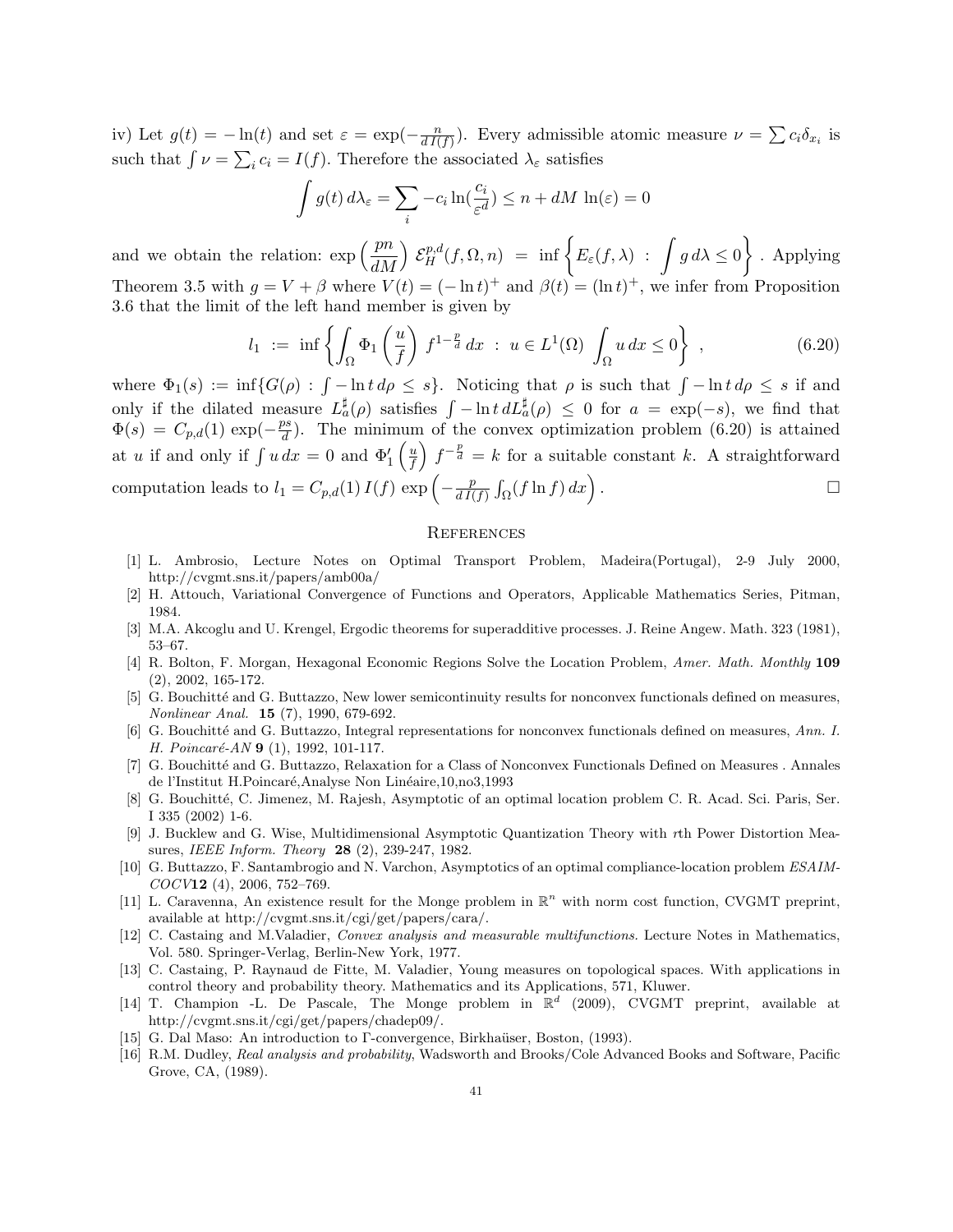iv) Let $g(t) = -\ln(t)$ and set $\varepsilon = \exp(-\frac{n}{d\,I(f)})$. Every admissible atomic measure $\nu = \sum c_i \delta_{x_i}$ is such that $\int \nu = \sum_i c_i = I(f)$. Therefore the associated $\lambda_\varepsilon$ satisfies

$$\int g(t)\, d\lambda_\varepsilon = \sum_i -c_i \ln(\frac{c_i}{\varepsilon^d}) \le n + dM\, \ln(\varepsilon) = 0$$

and we obtain the relation: $\exp\left(\frac{pn}{dM}\right)\, \mathcal{E}_H^{p,d}(f, \Omega, n) \;=\; \inf\left\{E_\varepsilon(f,\lambda) \;:\; \int g\, d\lambda \le 0\right\}$. Applying Theorem 3.5 with $g = V + \beta$ where $V(t) = (-\ln t)^+$ and $\beta(t) = (\ln t)^+$, we infer from Proposition 3.6 that the limit of the left hand member is given by

$$l_1 \;:=\; \inf\left\{\int_\Omega \Phi_1\left(\frac{u}{f}\right)\, f^{1-\frac{p}{d}}\, dx \;:\; u \in L^1(\Omega)\; \int_\Omega u\, dx \le 0\right\}\;, \tag{6.20}$$

where $\Phi_1(s) := \inf\{G(\rho) : \int -\ln t\, d\rho \le s\}$. Noticing that $\rho$ is such that $\int -\ln t\, d\rho \le s$ if and only if the dilated measure $L_a^\sharp(\rho)$ satisfies $\int -\ln t\, dL_a^\sharp(\rho) \le 0$ for $a = \exp(-s)$, we find that $\Phi(s) = C_{p,d}(1)\, \exp(-\frac{ps}{d})$. The minimum of the convex optimization problem (6.20) is attained at $u$ if and only if $\int u\, dx = 0$ and $\Phi_1'\left(\frac{u}{f}\right)\, f^{-\frac{p}{d}} = k$ for a suitable constant $k$. A straightforward computation leads to $l_1 = C_{p,d}(1)\, I(f)\, \exp\left(-\frac{p}{d\, I(f)} \int_\Omega (f \ln f)\, dx\right)$. □

## References

[1] L. Ambrosio, Lecture Notes on Optimal Transport Problem, Madeira(Portugal), 2-9 July 2000, http://cvgmt.sns.it/papers/amb00a/

[2] H. Attouch, Variational Convergence of Functions and Operators, Applicable Mathematics Series, Pitman, 1984.

[3] M.A. Akcoglu and U. Krengel, Ergodic theorems for superadditive processes. J. Reine Angew. Math. 323 (1981), 53–67.

[4] R. Bolton, F. Morgan, Hexagonal Economic Regions Solve the Location Problem, *Amer. Math. Monthly* **109** (2), 2002, 165-172.

[5] G. Bouchitté and G. Buttazzo, New lower semicontinuity results for nonconvex functionals defined on measures, *Nonlinear Anal.* **15** (7), 1990, 679-692.

[6] G. Bouchitté and G. Buttazzo, Integral representations for nonconvex functionals defined on measures, *Ann. I. H. Poincaré-AN* **9** (1), 1992, 101-117.

[7] G. Bouchitté and G. Buttazzo, Relaxation for a Class of Nonconvex Functionals Defined on Measures . Annales de l'Institut H.Poincaré,Analyse Non Linéaire,10,no3,1993

[8] G. Bouchitté, C. Jimenez, M. Rajesh, Asymptotic of an optimal location problem C. R. Acad. Sci. Paris, Ser. I 335 (2002) 1-6.

[9] J. Bucklew and G. Wise, Multidimensional Asymptotic Quantization Theory with $r$th Power Distortion Measures, *IEEE Inform. Theory* **28** (2), 239-247, 1982.

[10] G. Buttazzo, F. Santambrogio and N. Varchon, Asymptotics of an optimal compliance-location problem *ESAIM-COCV* **12** (4), 2006, 752–769.

[11] L. Caravenna, An existence result for the Monge problem in $\mathbb{R}^n$ with norm cost function, CVGMT preprint, available at http://cvgmt.sns.it/cgi/get/papers/cara/.

[12] C. Castaing and M.Valadier, *Convex analysis and measurable multifunctions.* Lecture Notes in Mathematics, Vol. 580. Springer-Verlag, Berlin-New York, 1977.

[13] C. Castaing, P. Raynaud de Fitte, M. Valadier, Young measures on topological spaces. With applications in control theory and probability theory. Mathematics and its Applications, 571, Kluwer.

[14] T. Champion -L. De Pascale, The Monge problem in $\mathbb{R}^d$ (2009), CVGMT preprint, available at http://cvgmt.sns.it/cgi/get/papers/chadep09/.

[15] G. Dal Maso: An introduction to Γ-convergence, Birkhaüser, Boston, (1993).

[16] R.M. Dudley, *Real analysis and probability*, Wadsworth and Brooks/Cole Advanced Books and Software, Pacific Grove, CA, (1989).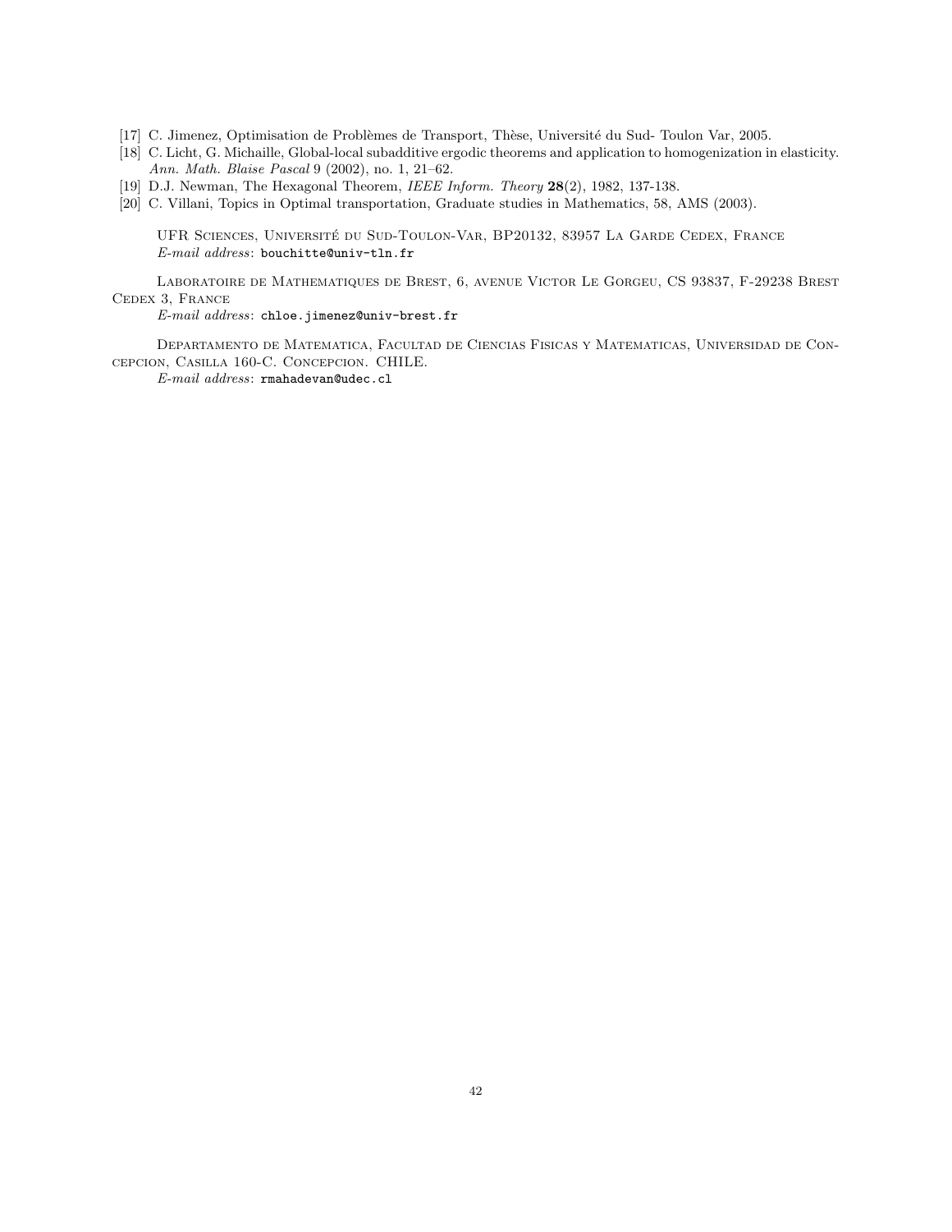[17] C. Jimenez, Optimisation de Problèmes de Transport, Thèse, Université du Sud- Toulon Var, 2005.

[18] C. Licht, G. Michaille, Global-local subadditive ergodic theorems and application to homogenization in elasticity. *Ann. Math. Blaise Pascal* 9 (2002), no. 1, 21–62.

[19] D.J. Newman, The Hexagonal Theorem, *IEEE Inform. Theory* **28**(2), 1982, 137-138.

[20] C. Villani, Topics in Optimal transportation, Graduate studies in Mathematics, 58, AMS (2003).

UFR Sciences, Université du Sud-Toulon-Var, BP20132, 83957 La Garde Cedex, France
*E-mail address*: bouchitte@univ-tln.fr

Laboratoire de Mathematiques de Brest, 6, avenue Victor Le Gorgeu, CS 93837, F-29238 Brest Cedex 3, France
*E-mail address*: chloe.jimenez@univ-brest.fr

Departamento de Matematica, Facultad de Ciencias Fisicas y Matematicas, Universidad de Concepcion, Casilla 160-C. Concepcion. CHILE.
*E-mail address*: rmahadevan@udec.cl